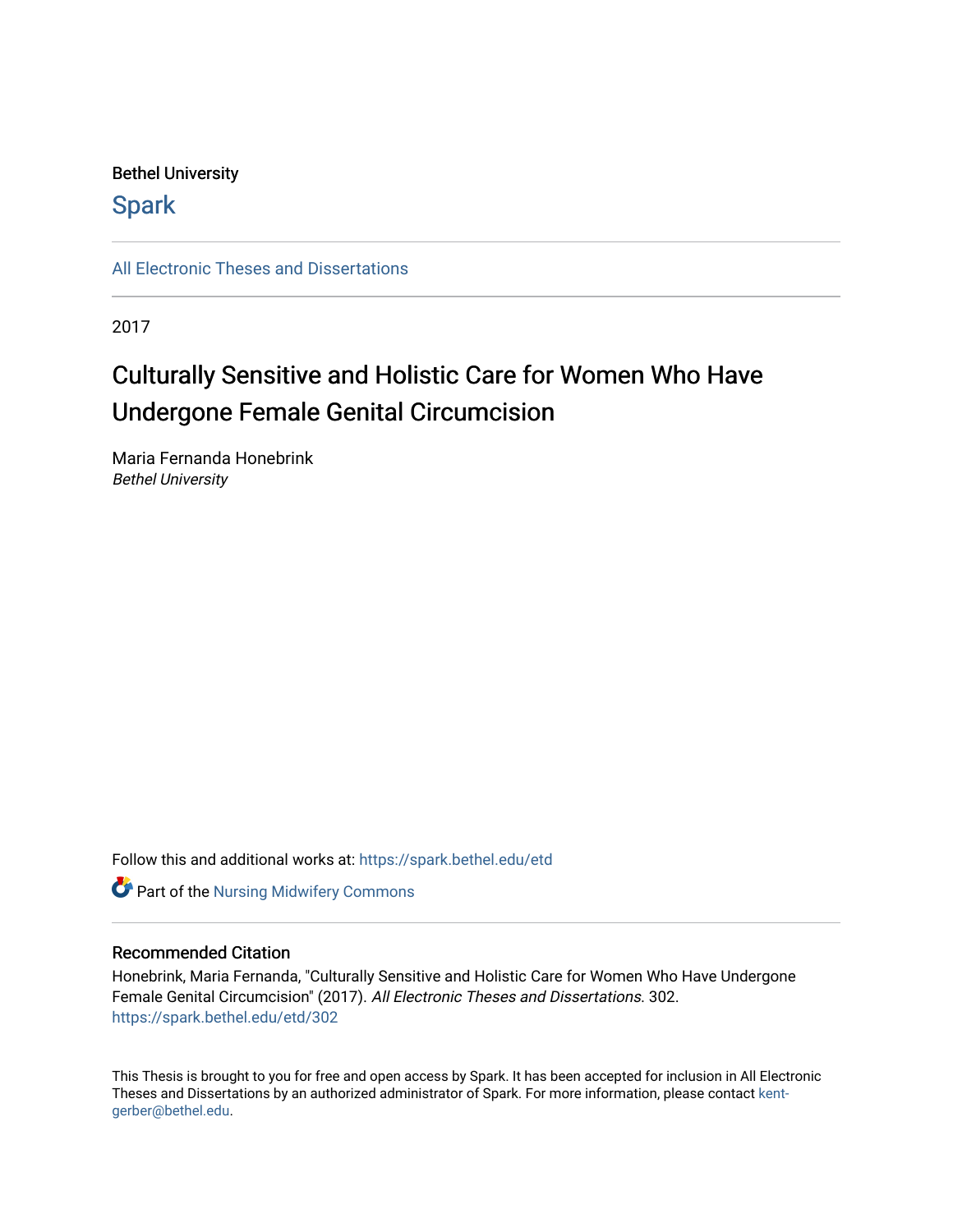Bethel University

Spark

All Electronic Theses and Dissertations

2017

# Culturally Sensitive and Holistic Care for Women Who Have Undergone Female Genital Circumcision

Maria Fernanda Honebrink
*Bethel University*

Follow this and additional works at: https://spark.bethel.edu/etd

Part of the Nursing Midwifery Commons

## Recommended Citation

Honebrink, Maria Fernanda, "Culturally Sensitive and Holistic Care for Women Who Have Undergone Female Genital Circumcision" (2017). *All Electronic Theses and Dissertations*. 302.
https://spark.bethel.edu/etd/302

This Thesis is brought to you for free and open access by Spark. It has been accepted for inclusion in All Electronic Theses and Dissertations by an authorized administrator of Spark. For more information, please contact kent-gerber@bethel.edu.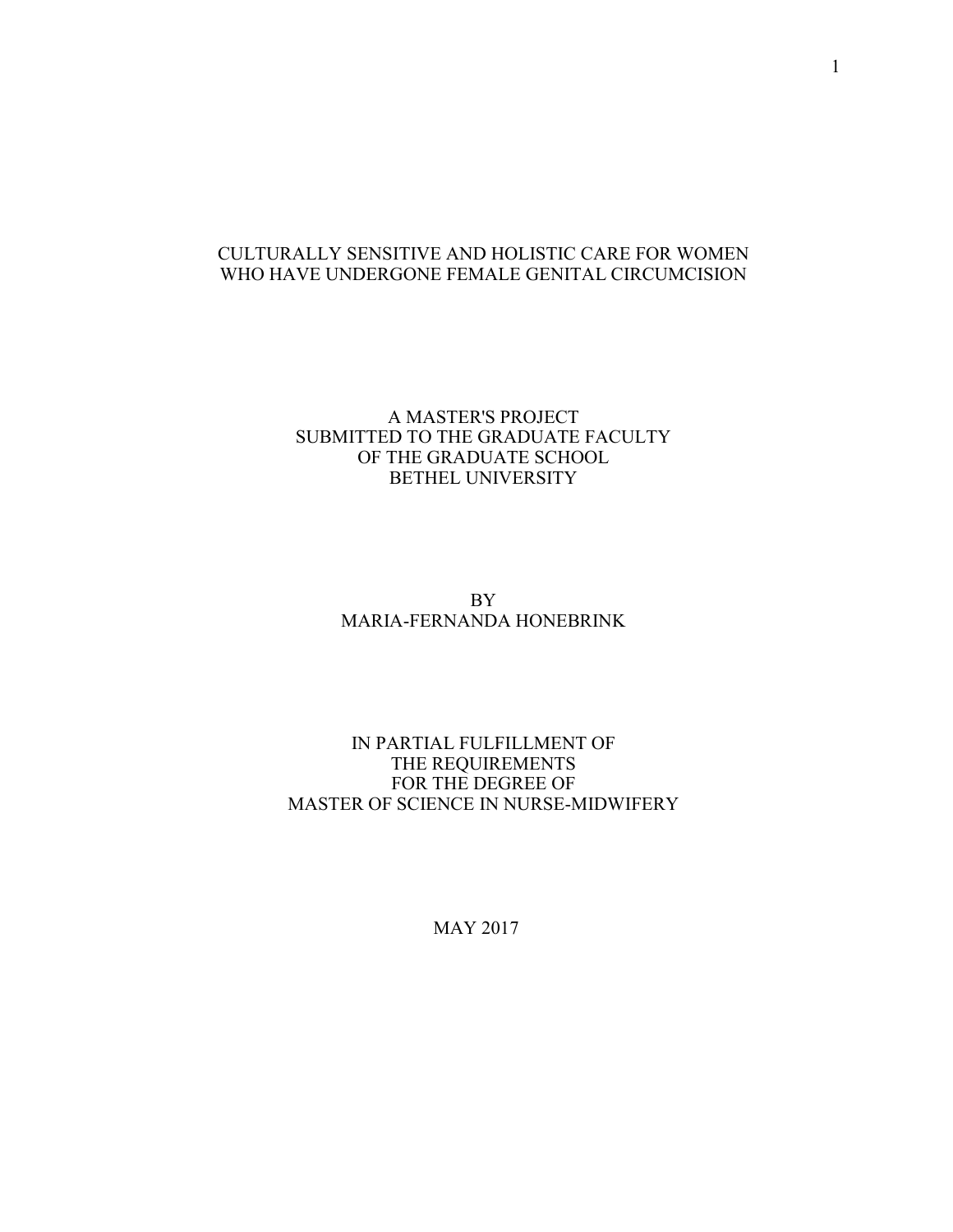# CULTURALLY SENSITIVE AND HOLISTIC CARE FOR WOMEN WHO HAVE UNDERGONE FEMALE GENITAL CIRCUMCISION

A MASTER'S PROJECT
SUBMITTED TO THE GRADUATE FACULTY
OF THE GRADUATE SCHOOL
BETHEL UNIVERSITY

BY
MARIA-FERNANDA HONEBRINK

IN PARTIAL FULFILLMENT OF
THE REQUIREMENTS
FOR THE DEGREE OF
MASTER OF SCIENCE IN NURSE-MIDWIFERY

MAY 2017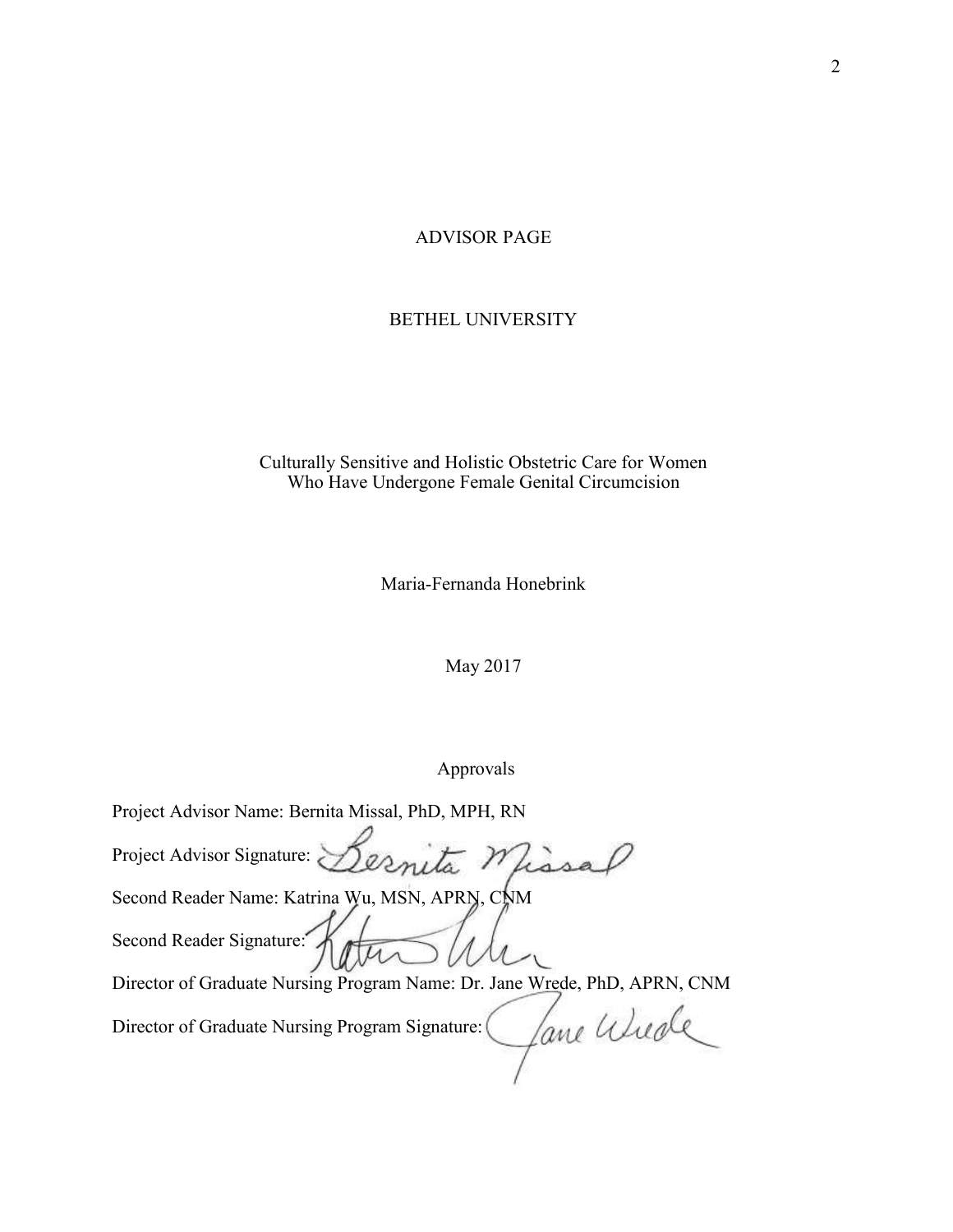# ADVISOR PAGE

## BETHEL UNIVERSITY

Culturally Sensitive and Holistic Obstetric Care for Women Who Have Undergone Female Genital Circumcision

Maria-Fernanda Honebrink

May 2017

Approvals

Project Advisor Name: Bernita Missal, PhD, MPH, RN

Project Advisor Signature: Bernita Missal

Second Reader Name: Katrina Wu, MSN, APRN, CNM

Second Reader Signature: Katrina Wu

Director of Graduate Nursing Program Name: Dr. Jane Wrede, PhD, APRN, CNM

Director of Graduate Nursing Program Signature: Jane Wrede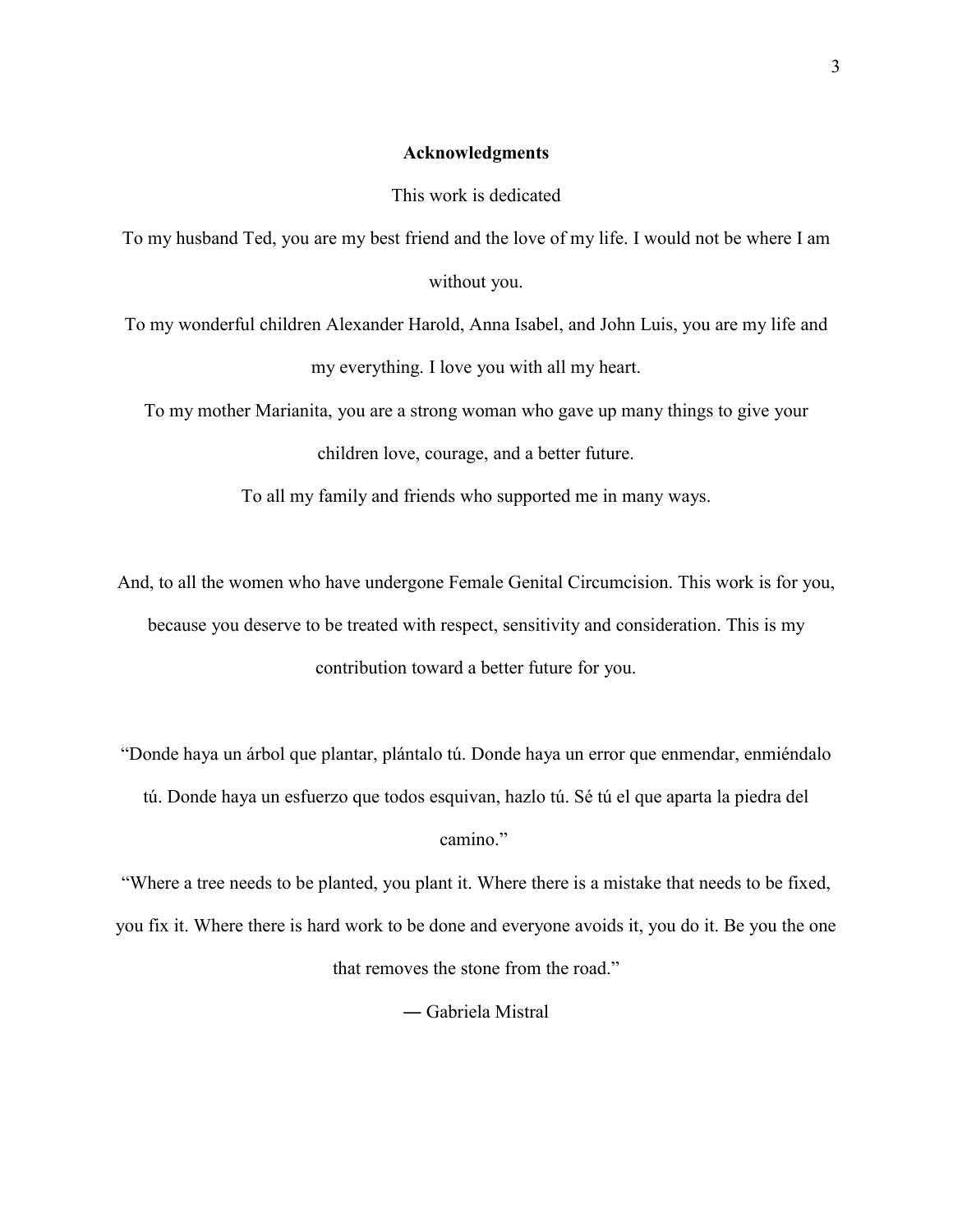## Acknowledgments

This work is dedicated

To my husband Ted, you are my best friend and the love of my life. I would not be where I am without you.

To my wonderful children Alexander Harold, Anna Isabel, and John Luis, you are my life and my everything. I love you with all my heart.

To my mother Marianita, you are a strong woman who gave up many things to give your children love, courage, and a better future.

To all my family and friends who supported me in many ways.

And, to all the women who have undergone Female Genital Circumcision. This work is for you, because you deserve to be treated with respect, sensitivity and consideration. This is my contribution toward a better future for you.

"Donde haya un árbol que plantar, plántalo tú. Donde haya un error que enmendar, enmiéndalo tú. Donde haya un esfuerzo que todos esquivan, hazlo tú. Sé tú el que aparta la piedra del camino."

"Where a tree needs to be planted, you plant it. Where there is a mistake that needs to be fixed, you fix it. Where there is hard work to be done and everyone avoids it, you do it. Be you the one that removes the stone from the road."

― Gabriela Mistral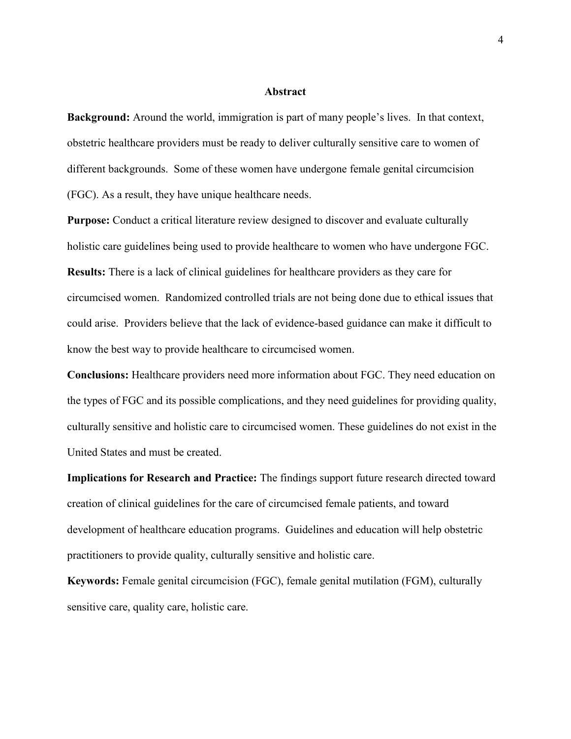## Abstract

**Background:** Around the world, immigration is part of many people's lives. In that context, obstetric healthcare providers must be ready to deliver culturally sensitive care to women of different backgrounds. Some of these women have undergone female genital circumcision (FGC). As a result, they have unique healthcare needs.

**Purpose:** Conduct a critical literature review designed to discover and evaluate culturally holistic care guidelines being used to provide healthcare to women who have undergone FGC.

**Results:** There is a lack of clinical guidelines for healthcare providers as they care for circumcised women. Randomized controlled trials are not being done due to ethical issues that could arise. Providers believe that the lack of evidence-based guidance can make it difficult to know the best way to provide healthcare to circumcised women.

**Conclusions:** Healthcare providers need more information about FGC. They need education on the types of FGC and its possible complications, and they need guidelines for providing quality, culturally sensitive and holistic care to circumcised women. These guidelines do not exist in the United States and must be created.

**Implications for Research and Practice:** The findings support future research directed toward creation of clinical guidelines for the care of circumcised female patients, and toward development of healthcare education programs. Guidelines and education will help obstetric practitioners to provide quality, culturally sensitive and holistic care.

**Keywords:** Female genital circumcision (FGC), female genital mutilation (FGM), culturally sensitive care, quality care, holistic care.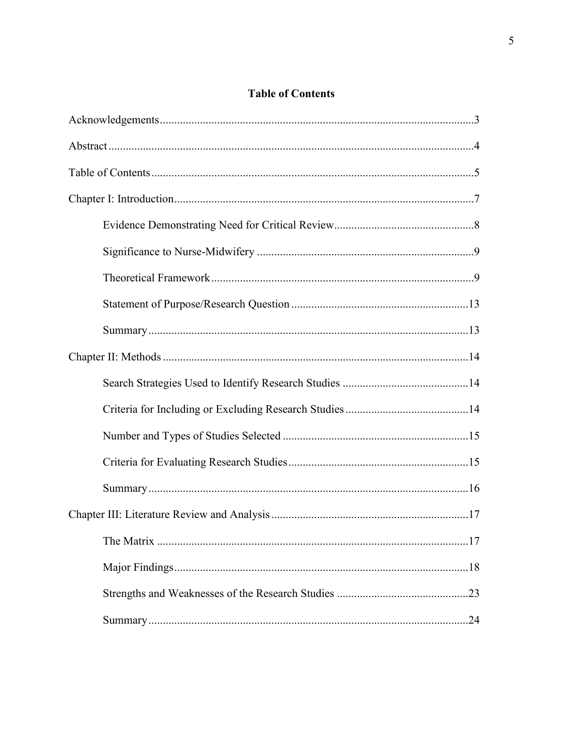## Table of Contents

Acknowledgements....................................................................................................3

Abstract....................................................................................................................4

Table of Contents.....................................................................................................5

Chapter I: Introduction.............................................................................................7

  Evidence Demonstrating Need for Critical Review.............................................8

  Significance to Nurse-Midwifery ........................................................................9

  Theoretical Framework.........................................................................................9

  Statement of Purpose/Research Question ..........................................................13

  Summary............................................................................................................13

Chapter II: Methods ...............................................................................................14

  Search Strategies Used to Identify Research Studies .........................................14

  Criteria for Including or Excluding Research Studies........................................14

  Number and Types of Studies Selected ..............................................................15

  Criteria for Evaluating Research Studies............................................................15

  Summary............................................................................................................16

Chapter III: Literature Review and Analysis..........................................................17

  The Matrix .........................................................................................................17

  Major Findings...................................................................................................18

  Strengths and Weaknesses of the Research Studies ...........................................23

  Summary............................................................................................................24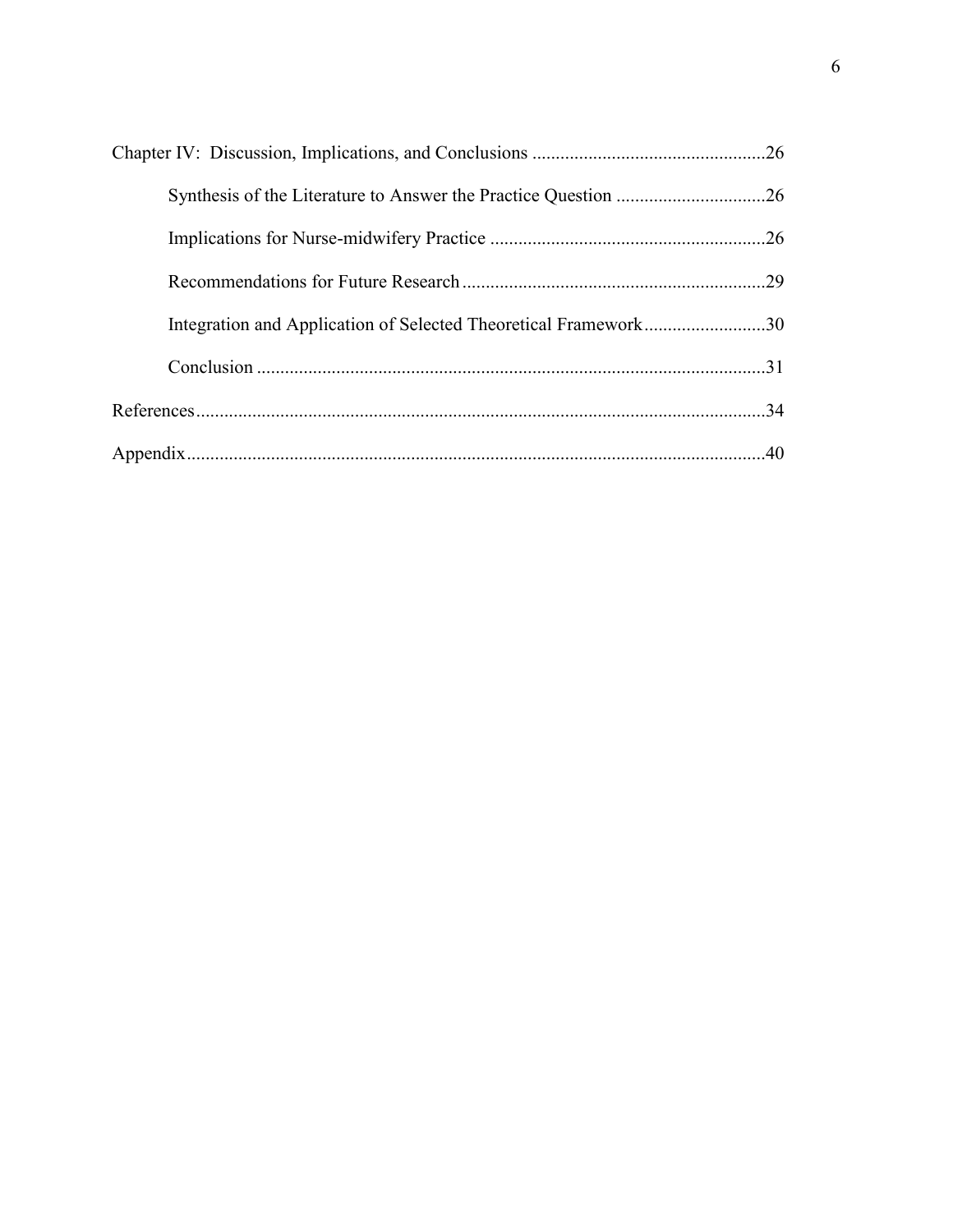Chapter IV: Discussion, Implications, and Conclusions ..................................................26

Synthesis of the Literature to Answer the Practice Question ................................26

Implications for Nurse-midwifery Practice ..........................................................26

Recommendations for Future Research ................................................................29

Integration and Application of Selected Theoretical Framework..........................30

Conclusion ............................................................................................................31

References..........................................................................................................................34

Appendix...........................................................................................................................40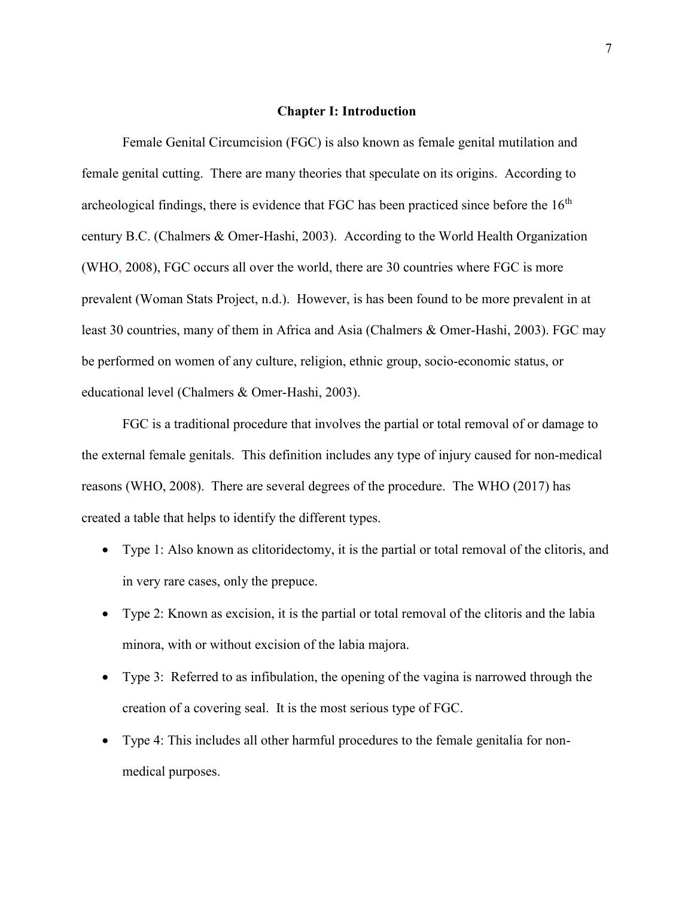# Chapter I: Introduction

Female Genital Circumcision (FGC) is also known as female genital mutilation and female genital cutting. There are many theories that speculate on its origins. According to archeological findings, there is evidence that FGC has been practiced since before the 16th century B.C. (Chalmers & Omer-Hashi, 2003). According to the World Health Organization (WHO, 2008), FGC occurs all over the world, there are 30 countries where FGC is more prevalent (Woman Stats Project, n.d.). However, is has been found to be more prevalent in at least 30 countries, many of them in Africa and Asia (Chalmers & Omer-Hashi, 2003). FGC may be performed on women of any culture, religion, ethnic group, socio-economic status, or educational level (Chalmers & Omer-Hashi, 2003).

FGC is a traditional procedure that involves the partial or total removal of or damage to the external female genitals. This definition includes any type of injury caused for non-medical reasons (WHO, 2008). There are several degrees of the procedure. The WHO (2017) has created a table that helps to identify the different types.

- Type 1: Also known as clitoridectomy, it is the partial or total removal of the clitoris, and in very rare cases, only the prepuce.
- Type 2: Known as excision, it is the partial or total removal of the clitoris and the labia minora, with or without excision of the labia majora.
- Type 3: Referred to as infibulation, the opening of the vagina is narrowed through the creation of a covering seal. It is the most serious type of FGC.
- Type 4: This includes all other harmful procedures to the female genitalia for non-medical purposes.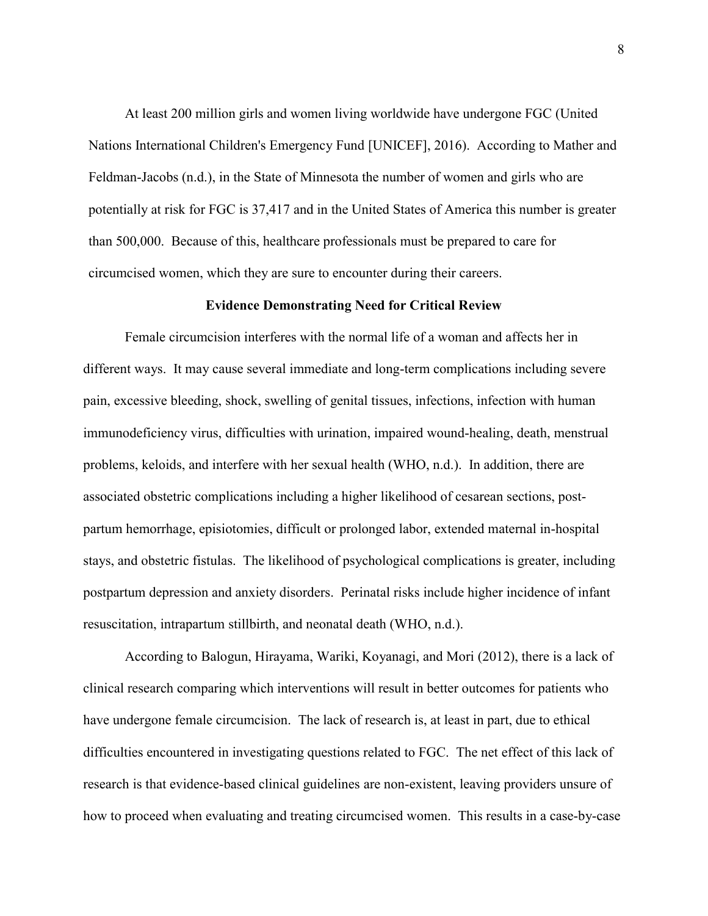At least 200 million girls and women living worldwide have undergone FGC (United Nations International Children's Emergency Fund [UNICEF], 2016). According to Mather and Feldman-Jacobs (n.d.), in the State of Minnesota the number of women and girls who are potentially at risk for FGC is 37,417 and in the United States of America this number is greater than 500,000. Because of this, healthcare professionals must be prepared to care for circumcised women, which they are sure to encounter during their careers.

## Evidence Demonstrating Need for Critical Review

Female circumcision interferes with the normal life of a woman and affects her in different ways. It may cause several immediate and long-term complications including severe pain, excessive bleeding, shock, swelling of genital tissues, infections, infection with human immunodeficiency virus, difficulties with urination, impaired wound-healing, death, menstrual problems, keloids, and interfere with her sexual health (WHO, n.d.). In addition, there are associated obstetric complications including a higher likelihood of cesarean sections, post-partum hemorrhage, episiotomies, difficult or prolonged labor, extended maternal in-hospital stays, and obstetric fistulas. The likelihood of psychological complications is greater, including postpartum depression and anxiety disorders. Perinatal risks include higher incidence of infant resuscitation, intrapartum stillbirth, and neonatal death (WHO, n.d.).

According to Balogun, Hirayama, Wariki, Koyanagi, and Mori (2012), there is a lack of clinical research comparing which interventions will result in better outcomes for patients who have undergone female circumcision. The lack of research is, at least in part, due to ethical difficulties encountered in investigating questions related to FGC. The net effect of this lack of research is that evidence-based clinical guidelines are non-existent, leaving providers unsure of how to proceed when evaluating and treating circumcised women. This results in a case-by-case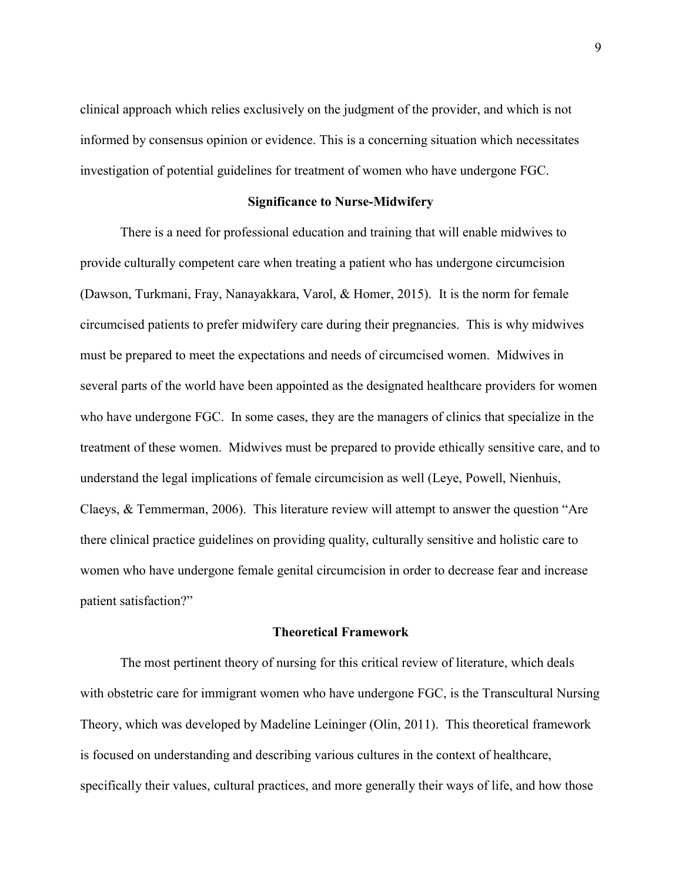clinical approach which relies exclusively on the judgment of the provider, and which is not informed by consensus opinion or evidence. This is a concerning situation which necessitates investigation of potential guidelines for treatment of women who have undergone FGC.

## Significance to Nurse-Midwifery

There is a need for professional education and training that will enable midwives to provide culturally competent care when treating a patient who has undergone circumcision (Dawson, Turkmani, Fray, Nanayakkara, Varol, & Homer, 2015). It is the norm for female circumcised patients to prefer midwifery care during their pregnancies. This is why midwives must be prepared to meet the expectations and needs of circumcised women. Midwives in several parts of the world have been appointed as the designated healthcare providers for women who have undergone FGC. In some cases, they are the managers of clinics that specialize in the treatment of these women. Midwives must be prepared to provide ethically sensitive care, and to understand the legal implications of female circumcision as well (Leye, Powell, Nienhuis, Claeys, & Temmerman, 2006). This literature review will attempt to answer the question "Are there clinical practice guidelines on providing quality, culturally sensitive and holistic care to women who have undergone female genital circumcision in order to decrease fear and increase patient satisfaction?"

## Theoretical Framework

The most pertinent theory of nursing for this critical review of literature, which deals with obstetric care for immigrant women who have undergone FGC, is the Transcultural Nursing Theory, which was developed by Madeline Leininger (Olin, 2011). This theoretical framework is focused on understanding and describing various cultures in the context of healthcare, specifically their values, cultural practices, and more generally their ways of life, and how those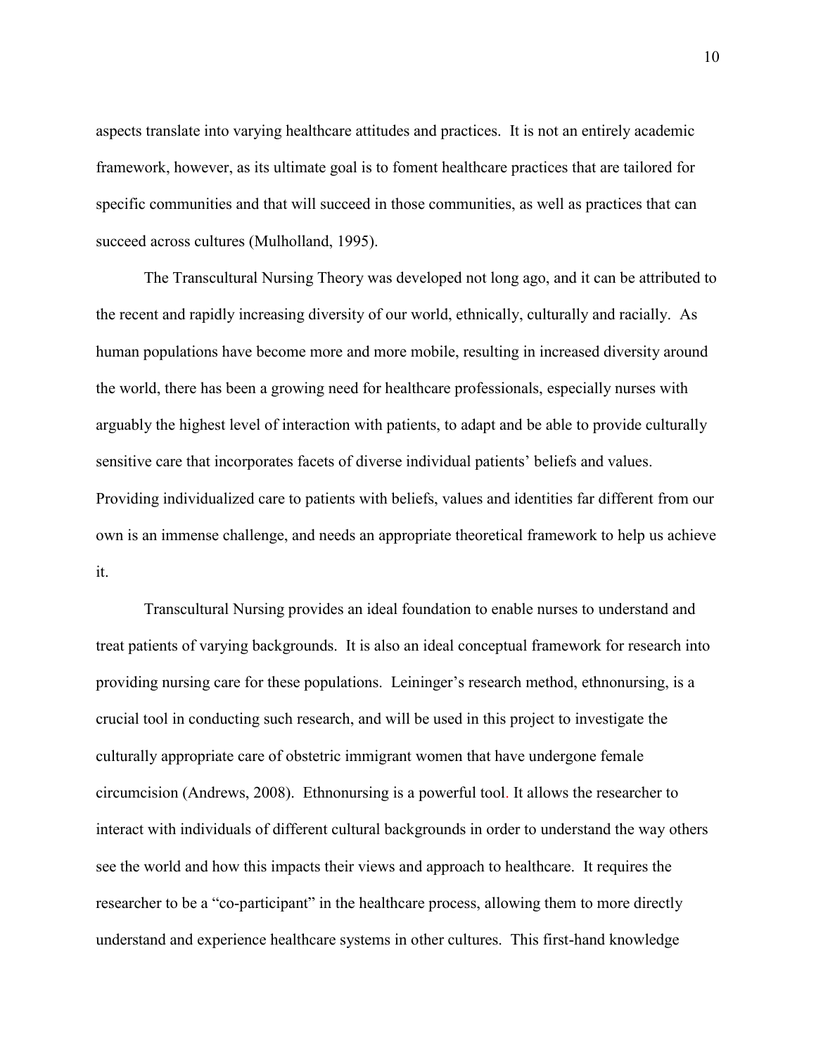aspects translate into varying healthcare attitudes and practices. It is not an entirely academic framework, however, as its ultimate goal is to foment healthcare practices that are tailored for specific communities and that will succeed in those communities, as well as practices that can succeed across cultures (Mulholland, 1995).

The Transcultural Nursing Theory was developed not long ago, and it can be attributed to the recent and rapidly increasing diversity of our world, ethnically, culturally and racially. As human populations have become more and more mobile, resulting in increased diversity around the world, there has been a growing need for healthcare professionals, especially nurses with arguably the highest level of interaction with patients, to adapt and be able to provide culturally sensitive care that incorporates facets of diverse individual patients' beliefs and values. Providing individualized care to patients with beliefs, values and identities far different from our own is an immense challenge, and needs an appropriate theoretical framework to help us achieve it.

Transcultural Nursing provides an ideal foundation to enable nurses to understand and treat patients of varying backgrounds. It is also an ideal conceptual framework for research into providing nursing care for these populations. Leininger's research method, ethnonursing, is a crucial tool in conducting such research, and will be used in this project to investigate the culturally appropriate care of obstetric immigrant women that have undergone female circumcision (Andrews, 2008). Ethnonursing is a powerful tool. It allows the researcher to interact with individuals of different cultural backgrounds in order to understand the way others see the world and how this impacts their views and approach to healthcare. It requires the researcher to be a "co-participant" in the healthcare process, allowing them to more directly understand and experience healthcare systems in other cultures. This first-hand knowledge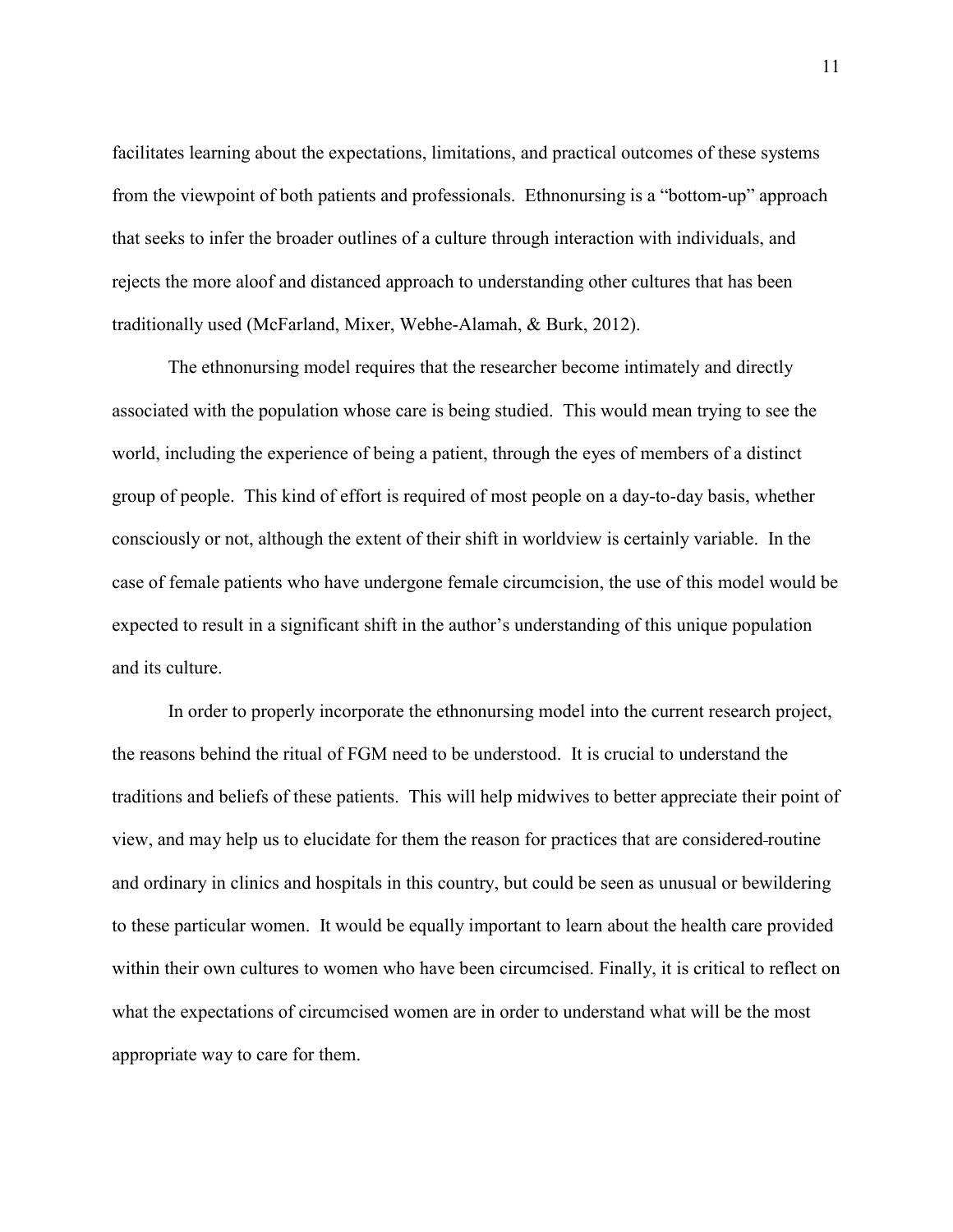facilitates learning about the expectations, limitations, and practical outcomes of these systems from the viewpoint of both patients and professionals. Ethnonursing is a "bottom-up" approach that seeks to infer the broader outlines of a culture through interaction with individuals, and rejects the more aloof and distanced approach to understanding other cultures that has been traditionally used (McFarland, Mixer, Webhe-Alamah, & Burk, 2012).

The ethnonursing model requires that the researcher become intimately and directly associated with the population whose care is being studied. This would mean trying to see the world, including the experience of being a patient, through the eyes of members of a distinct group of people. This kind of effort is required of most people on a day-to-day basis, whether consciously or not, although the extent of their shift in worldview is certainly variable. In the case of female patients who have undergone female circumcision, the use of this model would be expected to result in a significant shift in the author's understanding of this unique population and its culture.

In order to properly incorporate the ethnonursing model into the current research project, the reasons behind the ritual of FGM need to be understood. It is crucial to understand the traditions and beliefs of these patients. This will help midwives to better appreciate their point of view, and may help us to elucidate for them the reason for practices that are considered routine and ordinary in clinics and hospitals in this country, but could be seen as unusual or bewildering to these particular women. It would be equally important to learn about the health care provided within their own cultures to women who have been circumcised. Finally, it is critical to reflect on what the expectations of circumcised women are in order to understand what will be the most appropriate way to care for them.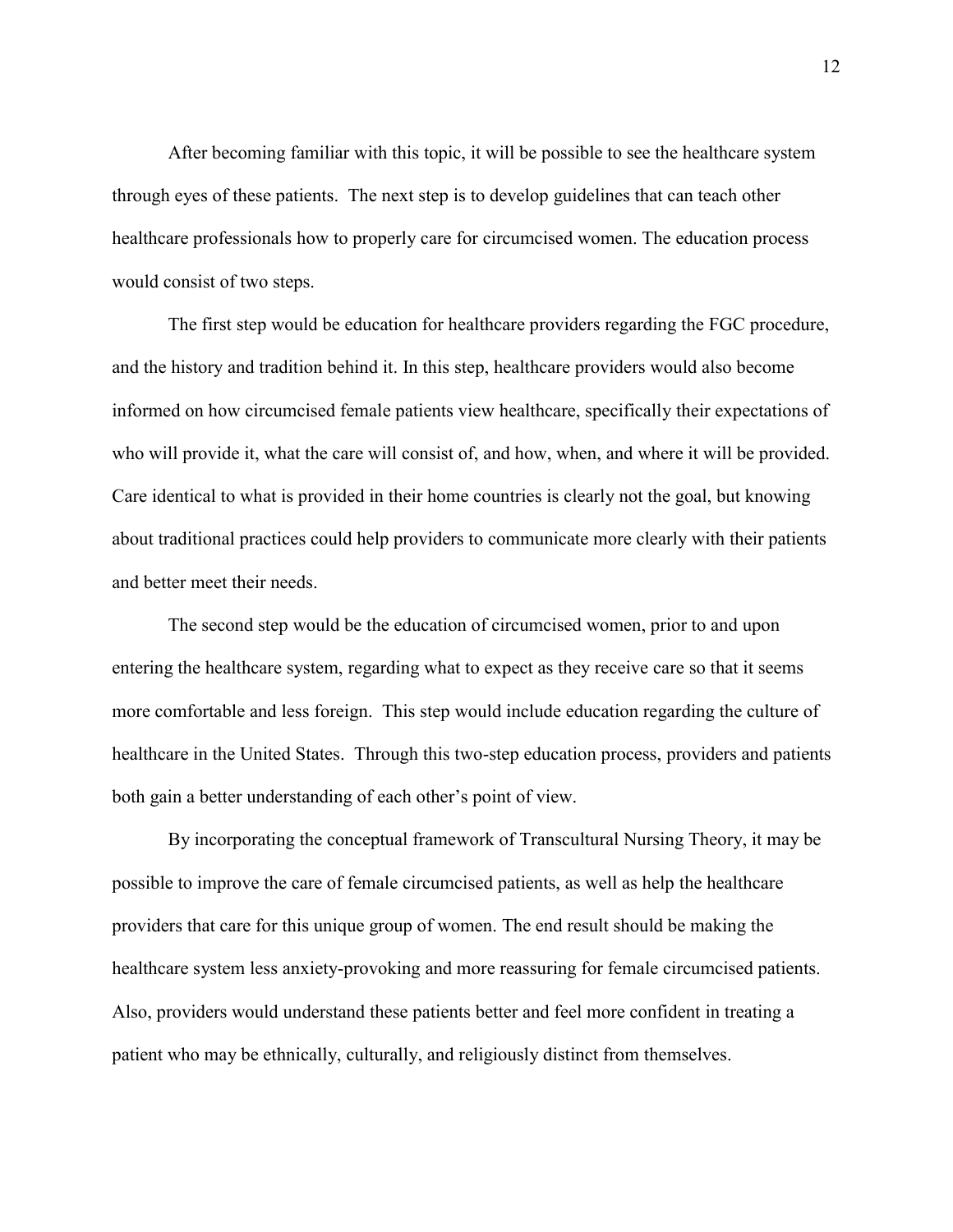After becoming familiar with this topic, it will be possible to see the healthcare system through eyes of these patients. The next step is to develop guidelines that can teach other healthcare professionals how to properly care for circumcised women. The education process would consist of two steps.

The first step would be education for healthcare providers regarding the FGC procedure, and the history and tradition behind it. In this step, healthcare providers would also become informed on how circumcised female patients view healthcare, specifically their expectations of who will provide it, what the care will consist of, and how, when, and where it will be provided. Care identical to what is provided in their home countries is clearly not the goal, but knowing about traditional practices could help providers to communicate more clearly with their patients and better meet their needs.

The second step would be the education of circumcised women, prior to and upon entering the healthcare system, regarding what to expect as they receive care so that it seems more comfortable and less foreign. This step would include education regarding the culture of healthcare in the United States. Through this two-step education process, providers and patients both gain a better understanding of each other's point of view.

By incorporating the conceptual framework of Transcultural Nursing Theory, it may be possible to improve the care of female circumcised patients, as well as help the healthcare providers that care for this unique group of women. The end result should be making the healthcare system less anxiety-provoking and more reassuring for female circumcised patients. Also, providers would understand these patients better and feel more confident in treating a patient who may be ethnically, culturally, and religiously distinct from themselves.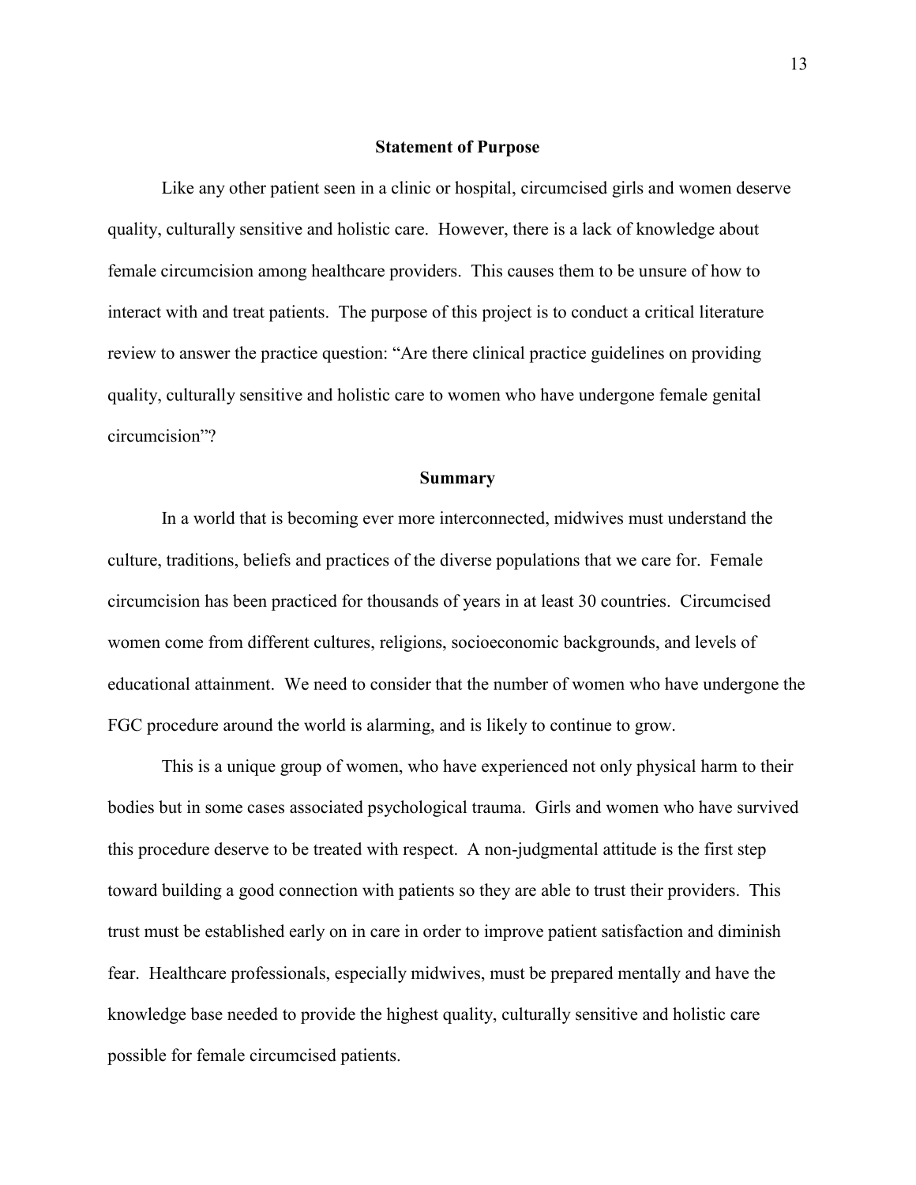## Statement of Purpose

Like any other patient seen in a clinic or hospital, circumcised girls and women deserve quality, culturally sensitive and holistic care. However, there is a lack of knowledge about female circumcision among healthcare providers. This causes them to be unsure of how to interact with and treat patients. The purpose of this project is to conduct a critical literature review to answer the practice question: "Are there clinical practice guidelines on providing quality, culturally sensitive and holistic care to women who have undergone female genital circumcision"?

## Summary

In a world that is becoming ever more interconnected, midwives must understand the culture, traditions, beliefs and practices of the diverse populations that we care for. Female circumcision has been practiced for thousands of years in at least 30 countries. Circumcised women come from different cultures, religions, socioeconomic backgrounds, and levels of educational attainment. We need to consider that the number of women who have undergone the FGC procedure around the world is alarming, and is likely to continue to grow.

This is a unique group of women, who have experienced not only physical harm to their bodies but in some cases associated psychological trauma. Girls and women who have survived this procedure deserve to be treated with respect. A non-judgmental attitude is the first step toward building a good connection with patients so they are able to trust their providers. This trust must be established early on in care in order to improve patient satisfaction and diminish fear. Healthcare professionals, especially midwives, must be prepared mentally and have the knowledge base needed to provide the highest quality, culturally sensitive and holistic care possible for female circumcised patients.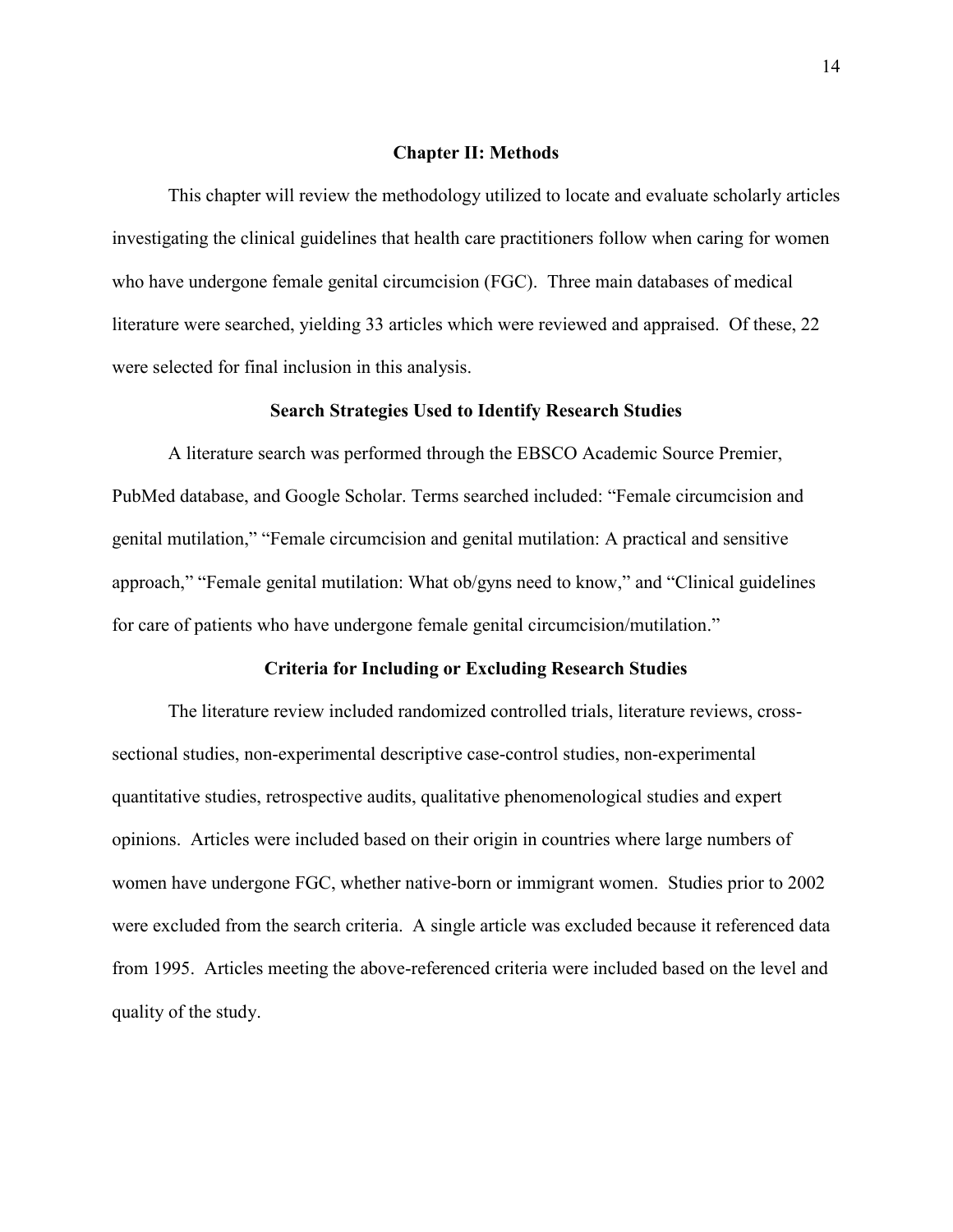# Chapter II: Methods

This chapter will review the methodology utilized to locate and evaluate scholarly articles investigating the clinical guidelines that health care practitioners follow when caring for women who have undergone female genital circumcision (FGC). Three main databases of medical literature were searched, yielding 33 articles which were reviewed and appraised. Of these, 22 were selected for final inclusion in this analysis.

## Search Strategies Used to Identify Research Studies

A literature search was performed through the EBSCO Academic Source Premier, PubMed database, and Google Scholar. Terms searched included: "Female circumcision and genital mutilation," "Female circumcision and genital mutilation: A practical and sensitive approach," "Female genital mutilation: What ob/gyns need to know," and "Clinical guidelines for care of patients who have undergone female genital circumcision/mutilation."

## Criteria for Including or Excluding Research Studies

The literature review included randomized controlled trials, literature reviews, cross-sectional studies, non-experimental descriptive case-control studies, non-experimental quantitative studies, retrospective audits, qualitative phenomenological studies and expert opinions. Articles were included based on their origin in countries where large numbers of women have undergone FGC, whether native-born or immigrant women. Studies prior to 2002 were excluded from the search criteria. A single article was excluded because it referenced data from 1995. Articles meeting the above-referenced criteria were included based on the level and quality of the study.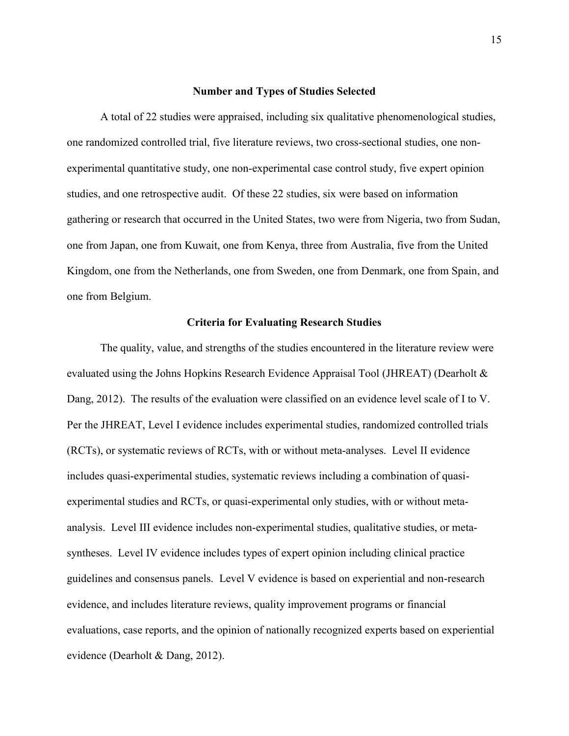## Number and Types of Studies Selected

A total of 22 studies were appraised, including six qualitative phenomenological studies, one randomized controlled trial, five literature reviews, two cross-sectional studies, one non-experimental quantitative study, one non-experimental case control study, five expert opinion studies, and one retrospective audit. Of these 22 studies, six were based on information gathering or research that occurred in the United States, two were from Nigeria, two from Sudan, one from Japan, one from Kuwait, one from Kenya, three from Australia, five from the United Kingdom, one from the Netherlands, one from Sweden, one from Denmark, one from Spain, and one from Belgium.

## Criteria for Evaluating Research Studies

The quality, value, and strengths of the studies encountered in the literature review were evaluated using the Johns Hopkins Research Evidence Appraisal Tool (JHREAT) (Dearholt & Dang, 2012). The results of the evaluation were classified on an evidence level scale of I to V. Per the JHREAT, Level I evidence includes experimental studies, randomized controlled trials (RCTs), or systematic reviews of RCTs, with or without meta-analyses. Level II evidence includes quasi-experimental studies, systematic reviews including a combination of quasi-experimental studies and RCTs, or quasi-experimental only studies, with or without meta-analysis. Level III evidence includes non-experimental studies, qualitative studies, or meta-syntheses. Level IV evidence includes types of expert opinion including clinical practice guidelines and consensus panels. Level V evidence is based on experiential and non-research evidence, and includes literature reviews, quality improvement programs or financial evaluations, case reports, and the opinion of nationally recognized experts based on experiential evidence (Dearholt & Dang, 2012).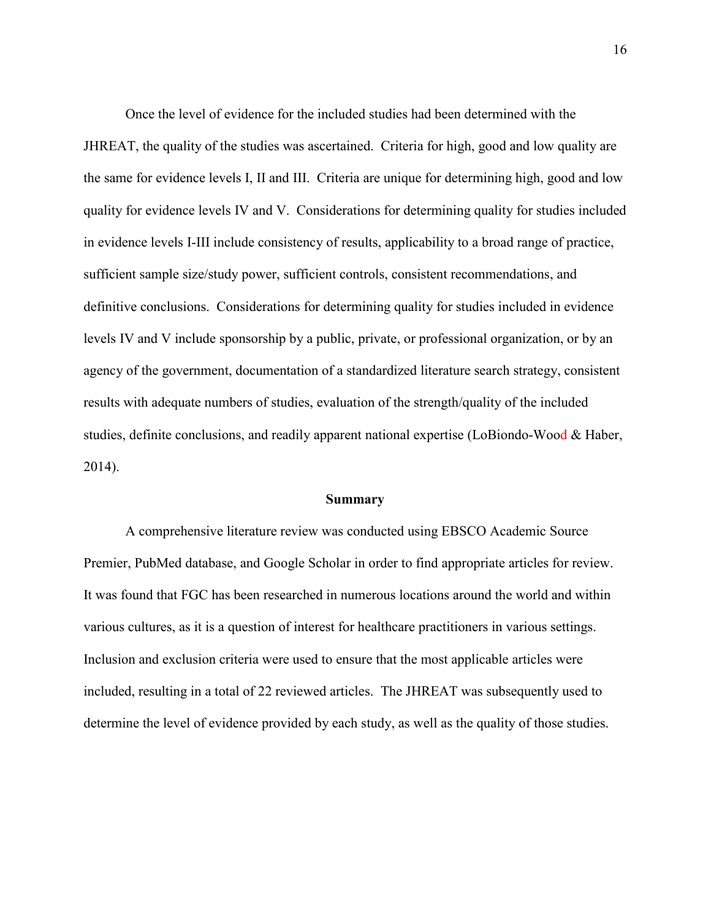Once the level of evidence for the included studies had been determined with the JHREAT, the quality of the studies was ascertained. Criteria for high, good and low quality are the same for evidence levels I, II and III. Criteria are unique for determining high, good and low quality for evidence levels IV and V. Considerations for determining quality for studies included in evidence levels I-III include consistency of results, applicability to a broad range of practice, sufficient sample size/study power, sufficient controls, consistent recommendations, and definitive conclusions. Considerations for determining quality for studies included in evidence levels IV and V include sponsorship by a public, private, or professional organization, or by an agency of the government, documentation of a standardized literature search strategy, consistent results with adequate numbers of studies, evaluation of the strength/quality of the included studies, definite conclusions, and readily apparent national expertise (LoBiondo-Wood & Haber, 2014).

## Summary

A comprehensive literature review was conducted using EBSCO Academic Source Premier, PubMed database, and Google Scholar in order to find appropriate articles for review. It was found that FGC has been researched in numerous locations around the world and within various cultures, as it is a question of interest for healthcare practitioners in various settings. Inclusion and exclusion criteria were used to ensure that the most applicable articles were included, resulting in a total of 22 reviewed articles. The JHREAT was subsequently used to determine the level of evidence provided by each study, as well as the quality of those studies.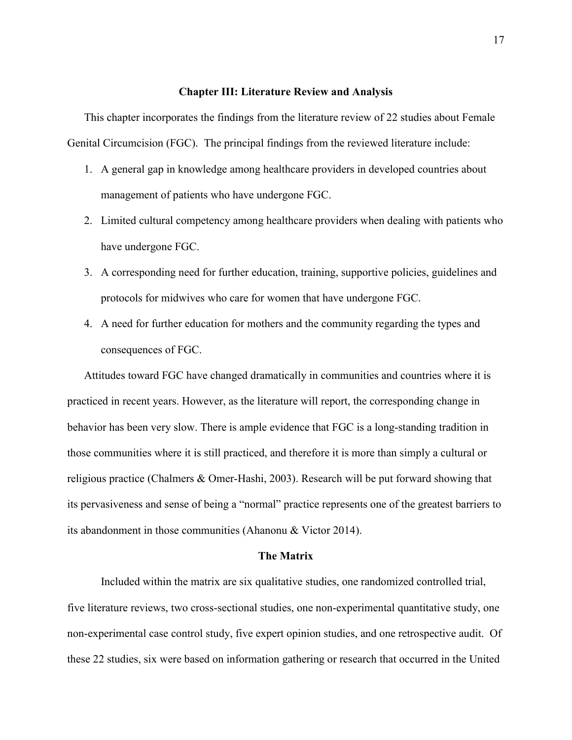## Chapter III: Literature Review and Analysis

This chapter incorporates the findings from the literature review of 22 studies about Female Genital Circumcision (FGC). The principal findings from the reviewed literature include:

1. A general gap in knowledge among healthcare providers in developed countries about management of patients who have undergone FGC.
2. Limited cultural competency among healthcare providers when dealing with patients who have undergone FGC.
3. A corresponding need for further education, training, supportive policies, guidelines and protocols for midwives who care for women that have undergone FGC.
4. A need for further education for mothers and the community regarding the types and consequences of FGC.

Attitudes toward FGC have changed dramatically in communities and countries where it is practiced in recent years. However, as the literature will report, the corresponding change in behavior has been very slow. There is ample evidence that FGC is a long-standing tradition in those communities where it is still practiced, and therefore it is more than simply a cultural or religious practice (Chalmers & Omer-Hashi, 2003). Research will be put forward showing that its pervasiveness and sense of being a "normal" practice represents one of the greatest barriers to its abandonment in those communities (Ahanonu & Victor 2014).

### The Matrix

Included within the matrix are six qualitative studies, one randomized controlled trial, five literature reviews, two cross-sectional studies, one non-experimental quantitative study, one non-experimental case control study, five expert opinion studies, and one retrospective audit. Of these 22 studies, six were based on information gathering or research that occurred in the United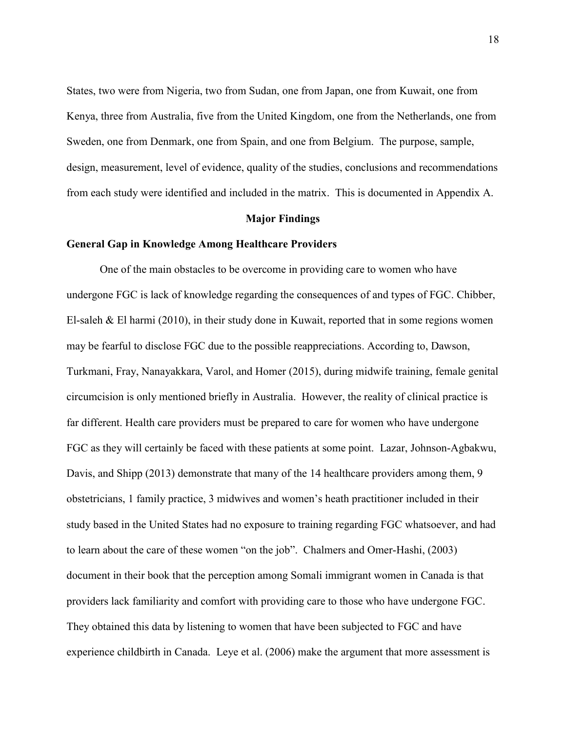States, two were from Nigeria, two from Sudan, one from Japan, one from Kuwait, one from Kenya, three from Australia, five from the United Kingdom, one from the Netherlands, one from Sweden, one from Denmark, one from Spain, and one from Belgium. The purpose, sample, design, measurement, level of evidence, quality of the studies, conclusions and recommendations from each study were identified and included in the matrix. This is documented in Appendix A.

## Major Findings

### General Gap in Knowledge Among Healthcare Providers

One of the main obstacles to be overcome in providing care to women who have undergone FGC is lack of knowledge regarding the consequences of and types of FGC. Chibber, El-saleh & El harmi (2010), in their study done in Kuwait, reported that in some regions women may be fearful to disclose FGC due to the possible reappreciations. According to, Dawson, Turkmani, Fray, Nanayakkara, Varol, and Homer (2015), during midwife training, female genital circumcision is only mentioned briefly in Australia. However, the reality of clinical practice is far different. Health care providers must be prepared to care for women who have undergone FGC as they will certainly be faced with these patients at some point. Lazar, Johnson-Agbakwu, Davis, and Shipp (2013) demonstrate that many of the 14 healthcare providers among them, 9 obstetricians, 1 family practice, 3 midwives and women's heath practitioner included in their study based in the United States had no exposure to training regarding FGC whatsoever, and had to learn about the care of these women "on the job". Chalmers and Omer-Hashi, (2003) document in their book that the perception among Somali immigrant women in Canada is that providers lack familiarity and comfort with providing care to those who have undergone FGC. They obtained this data by listening to women that have been subjected to FGC and have experience childbirth in Canada. Leye et al. (2006) make the argument that more assessment is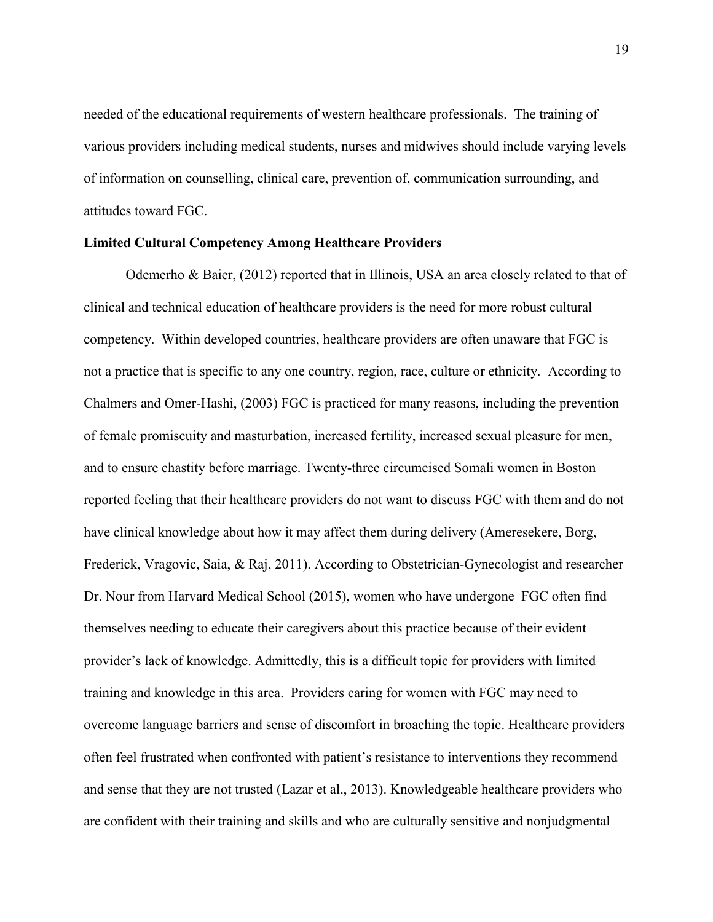needed of the educational requirements of western healthcare professionals. The training of various providers including medical students, nurses and midwives should include varying levels of information on counselling, clinical care, prevention of, communication surrounding, and attitudes toward FGC.

**Limited Cultural Competency Among Healthcare Providers**

Odemerho & Baier, (2012) reported that in Illinois, USA an area closely related to that of clinical and technical education of healthcare providers is the need for more robust cultural competency. Within developed countries, healthcare providers are often unaware that FGC is not a practice that is specific to any one country, region, race, culture or ethnicity. According to Chalmers and Omer-Hashi, (2003) FGC is practiced for many reasons, including the prevention of female promiscuity and masturbation, increased fertility, increased sexual pleasure for men, and to ensure chastity before marriage. Twenty-three circumcised Somali women in Boston reported feeling that their healthcare providers do not want to discuss FGC with them and do not have clinical knowledge about how it may affect them during delivery (Ameresekere, Borg, Frederick, Vragovic, Saia, & Raj, 2011). According to Obstetrician-Gynecologist and researcher Dr. Nour from Harvard Medical School (2015), women who have undergone FGC often find themselves needing to educate their caregivers about this practice because of their evident provider's lack of knowledge. Admittedly, this is a difficult topic for providers with limited training and knowledge in this area. Providers caring for women with FGC may need to overcome language barriers and sense of discomfort in broaching the topic. Healthcare providers often feel frustrated when confronted with patient's resistance to interventions they recommend and sense that they are not trusted (Lazar et al., 2013). Knowledgeable healthcare providers who are confident with their training and skills and who are culturally sensitive and nonjudgmental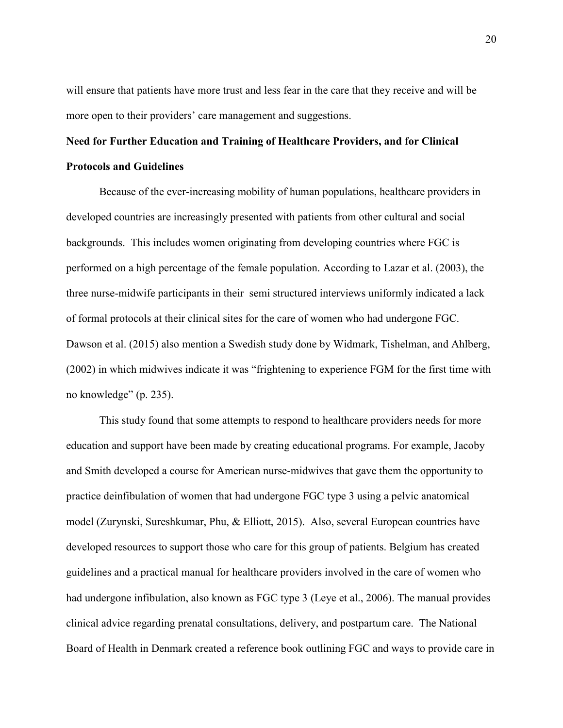will ensure that patients have more trust and less fear in the care that they receive and will be more open to their providers' care management and suggestions.

**Need for Further Education and Training of Healthcare Providers, and for Clinical Protocols and Guidelines**

Because of the ever-increasing mobility of human populations, healthcare providers in developed countries are increasingly presented with patients from other cultural and social backgrounds. This includes women originating from developing countries where FGC is performed on a high percentage of the female population. According to Lazar et al. (2003), the three nurse-midwife participants in their semi structured interviews uniformly indicated a lack of formal protocols at their clinical sites for the care of women who had undergone FGC. Dawson et al. (2015) also mention a Swedish study done by Widmark, Tishelman, and Ahlberg, (2002) in which midwives indicate it was "frightening to experience FGM for the first time with no knowledge" (p. 235).

This study found that some attempts to respond to healthcare providers needs for more education and support have been made by creating educational programs. For example, Jacoby and Smith developed a course for American nurse-midwives that gave them the opportunity to practice deinfibulation of women that had undergone FGC type 3 using a pelvic anatomical model (Zurynski, Sureshkumar, Phu, & Elliott, 2015). Also, several European countries have developed resources to support those who care for this group of patients. Belgium has created guidelines and a practical manual for healthcare providers involved in the care of women who had undergone infibulation, also known as FGC type 3 (Leye et al., 2006). The manual provides clinical advice regarding prenatal consultations, delivery, and postpartum care. The National Board of Health in Denmark created a reference book outlining FGC and ways to provide care in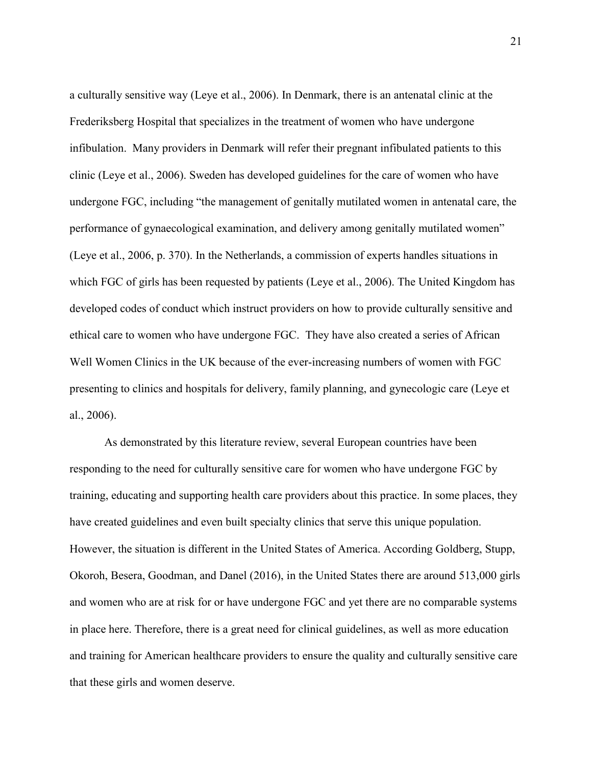a culturally sensitive way (Leye et al., 2006). In Denmark, there is an antenatal clinic at the Frederiksberg Hospital that specializes in the treatment of women who have undergone infibulation. Many providers in Denmark will refer their pregnant infibulated patients to this clinic (Leye et al., 2006). Sweden has developed guidelines for the care of women who have undergone FGC, including "the management of genitally mutilated women in antenatal care, the performance of gynaecological examination, and delivery among genitally mutilated women" (Leye et al., 2006, p. 370). In the Netherlands, a commission of experts handles situations in which FGC of girls has been requested by patients (Leye et al., 2006). The United Kingdom has developed codes of conduct which instruct providers on how to provide culturally sensitive and ethical care to women who have undergone FGC. They have also created a series of African Well Women Clinics in the UK because of the ever-increasing numbers of women with FGC presenting to clinics and hospitals for delivery, family planning, and gynecologic care (Leye et al., 2006).

As demonstrated by this literature review, several European countries have been responding to the need for culturally sensitive care for women who have undergone FGC by training, educating and supporting health care providers about this practice. In some places, they have created guidelines and even built specialty clinics that serve this unique population. However, the situation is different in the United States of America. According Goldberg, Stupp, Okoroh, Besera, Goodman, and Danel (2016), in the United States there are around 513,000 girls and women who are at risk for or have undergone FGC and yet there are no comparable systems in place here. Therefore, there is a great need for clinical guidelines, as well as more education and training for American healthcare providers to ensure the quality and culturally sensitive care that these girls and women deserve.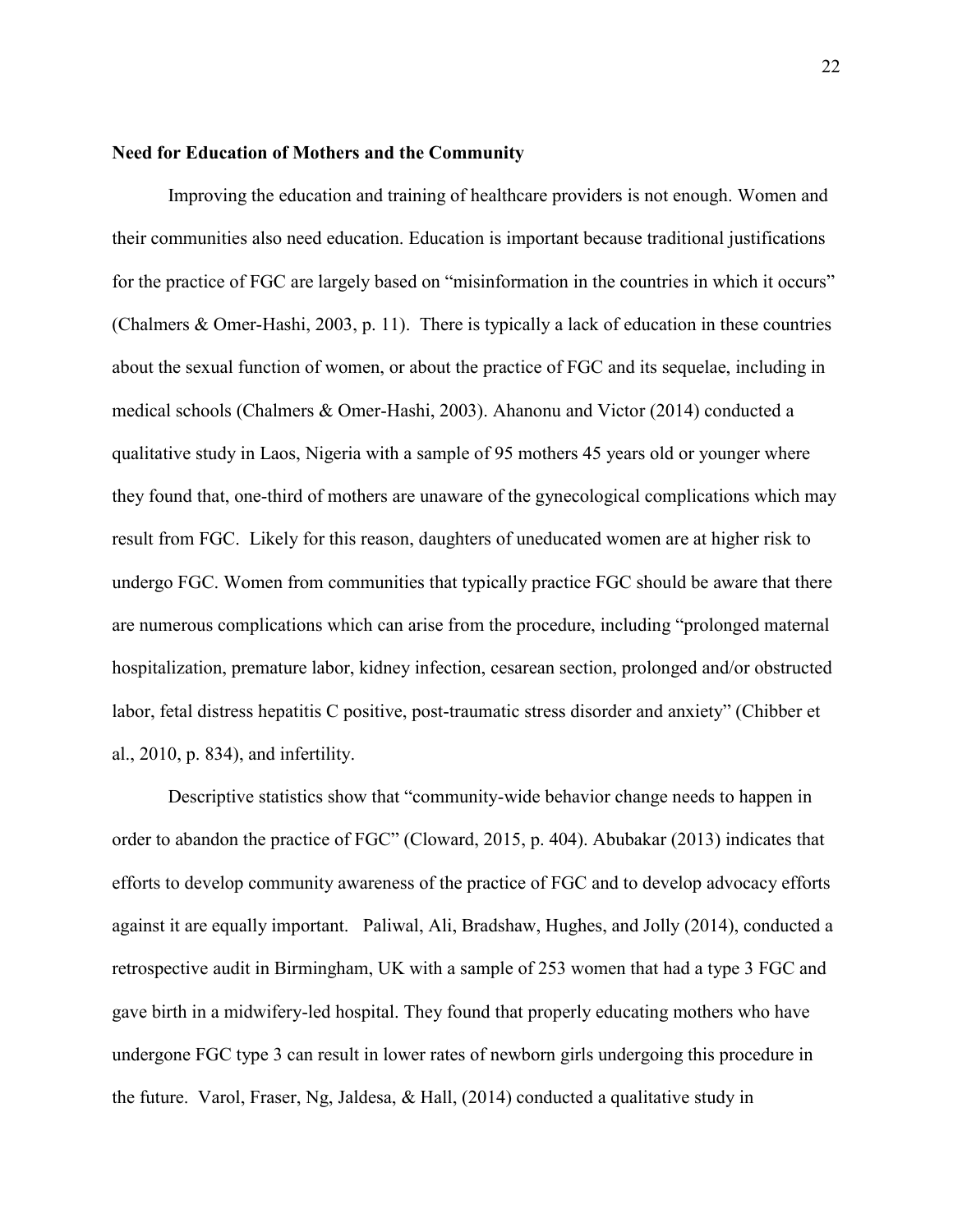**Need for Education of Mothers and the Community**

Improving the education and training of healthcare providers is not enough. Women and their communities also need education. Education is important because traditional justifications for the practice of FGC are largely based on "misinformation in the countries in which it occurs" (Chalmers & Omer-Hashi, 2003, p. 11). There is typically a lack of education in these countries about the sexual function of women, or about the practice of FGC and its sequelae, including in medical schools (Chalmers & Omer-Hashi, 2003). Ahanonu and Victor (2014) conducted a qualitative study in Laos, Nigeria with a sample of 95 mothers 45 years old or younger where they found that, one-third of mothers are unaware of the gynecological complications which may result from FGC. Likely for this reason, daughters of uneducated women are at higher risk to undergo FGC. Women from communities that typically practice FGC should be aware that there are numerous complications which can arise from the procedure, including "prolonged maternal hospitalization, premature labor, kidney infection, cesarean section, prolonged and/or obstructed labor, fetal distress hepatitis C positive, post-traumatic stress disorder and anxiety" (Chibber et al., 2010, p. 834), and infertility.

Descriptive statistics show that "community-wide behavior change needs to happen in order to abandon the practice of FGC" (Cloward, 2015, p. 404). Abubakar (2013) indicates that efforts to develop community awareness of the practice of FGC and to develop advocacy efforts against it are equally important. Paliwal, Ali, Bradshaw, Hughes, and Jolly (2014), conducted a retrospective audit in Birmingham, UK with a sample of 253 women that had a type 3 FGC and gave birth in a midwifery-led hospital. They found that properly educating mothers who have undergone FGC type 3 can result in lower rates of newborn girls undergoing this procedure in the future. Varol, Fraser, Ng, Jaldesa, & Hall, (2014) conducted a qualitative study in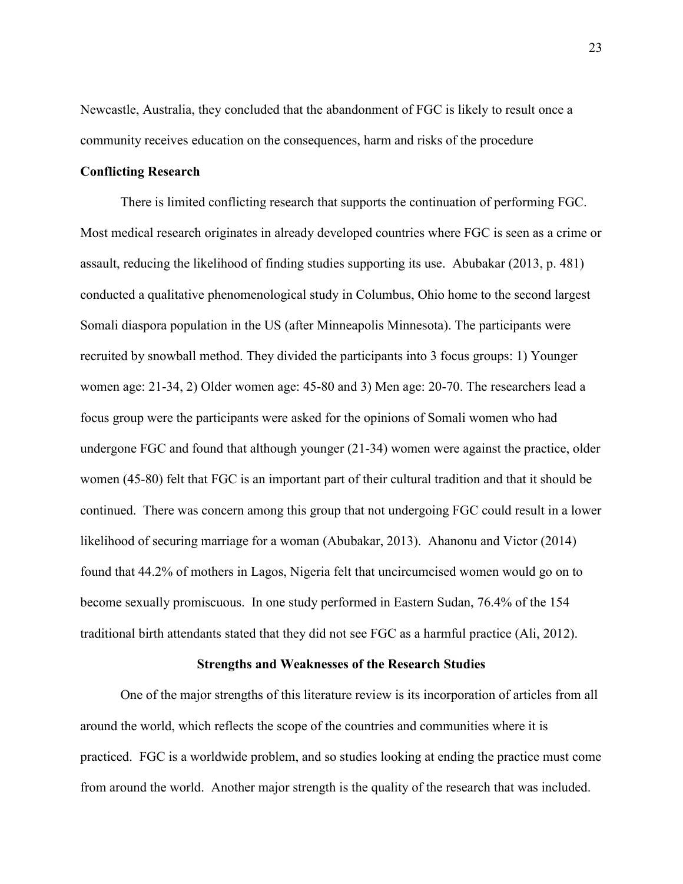Newcastle, Australia, they concluded that the abandonment of FGC is likely to result once a community receives education on the consequences, harm and risks of the procedure

**Conflicting Research**

There is limited conflicting research that supports the continuation of performing FGC. Most medical research originates in already developed countries where FGC is seen as a crime or assault, reducing the likelihood of finding studies supporting its use. Abubakar (2013, p. 481) conducted a qualitative phenomenological study in Columbus, Ohio home to the second largest Somali diaspora population in the US (after Minneapolis Minnesota). The participants were recruited by snowball method. They divided the participants into 3 focus groups: 1) Younger women age: 21-34, 2) Older women age: 45-80 and 3) Men age: 20-70. The researchers lead a focus group were the participants were asked for the opinions of Somali women who had undergone FGC and found that although younger (21-34) women were against the practice, older women (45-80) felt that FGC is an important part of their cultural tradition and that it should be continued. There was concern among this group that not undergoing FGC could result in a lower likelihood of securing marriage for a woman (Abubakar, 2013). Ahanonu and Victor (2014) found that 44.2% of mothers in Lagos, Nigeria felt that uncircumcised women would go on to become sexually promiscuous. In one study performed in Eastern Sudan, 76.4% of the 154 traditional birth attendants stated that they did not see FGC as a harmful practice (Ali, 2012).

## Strengths and Weaknesses of the Research Studies

One of the major strengths of this literature review is its incorporation of articles from all around the world, which reflects the scope of the countries and communities where it is practiced. FGC is a worldwide problem, and so studies looking at ending the practice must come from around the world. Another major strength is the quality of the research that was included.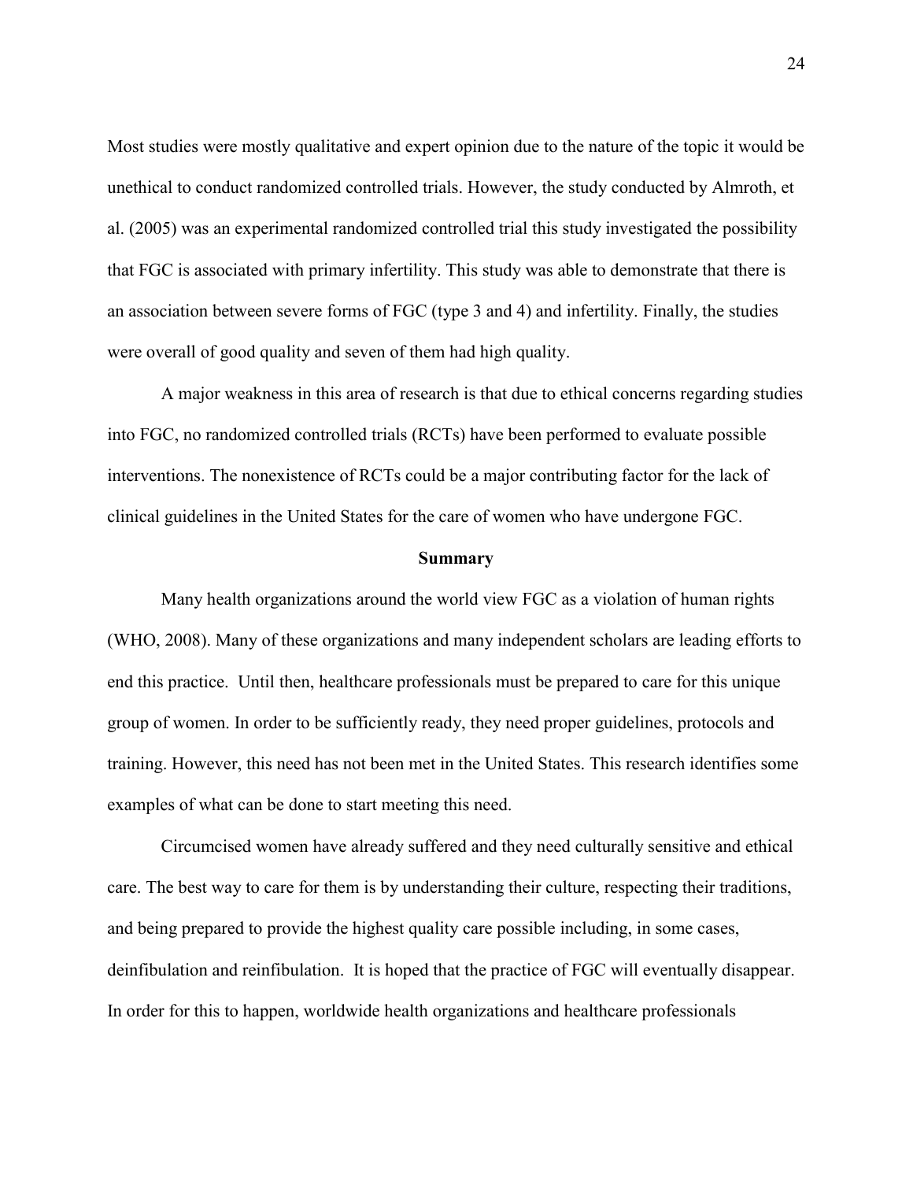Most studies were mostly qualitative and expert opinion due to the nature of the topic it would be unethical to conduct randomized controlled trials. However, the study conducted by Almroth, et al. (2005) was an experimental randomized controlled trial this study investigated the possibility that FGC is associated with primary infertility. This study was able to demonstrate that there is an association between severe forms of FGC (type 3 and 4) and infertility. Finally, the studies were overall of good quality and seven of them had high quality.

A major weakness in this area of research is that due to ethical concerns regarding studies into FGC, no randomized controlled trials (RCTs) have been performed to evaluate possible interventions. The nonexistence of RCTs could be a major contributing factor for the lack of clinical guidelines in the United States for the care of women who have undergone FGC.

## Summary

Many health organizations around the world view FGC as a violation of human rights (WHO, 2008). Many of these organizations and many independent scholars are leading efforts to end this practice. Until then, healthcare professionals must be prepared to care for this unique group of women. In order to be sufficiently ready, they need proper guidelines, protocols and training. However, this need has not been met in the United States. This research identifies some examples of what can be done to start meeting this need.

Circumcised women have already suffered and they need culturally sensitive and ethical care. The best way to care for them is by understanding their culture, respecting their traditions, and being prepared to provide the highest quality care possible including, in some cases, deinfibulation and reinfibulation. It is hoped that the practice of FGC will eventually disappear. In order for this to happen, worldwide health organizations and healthcare professionals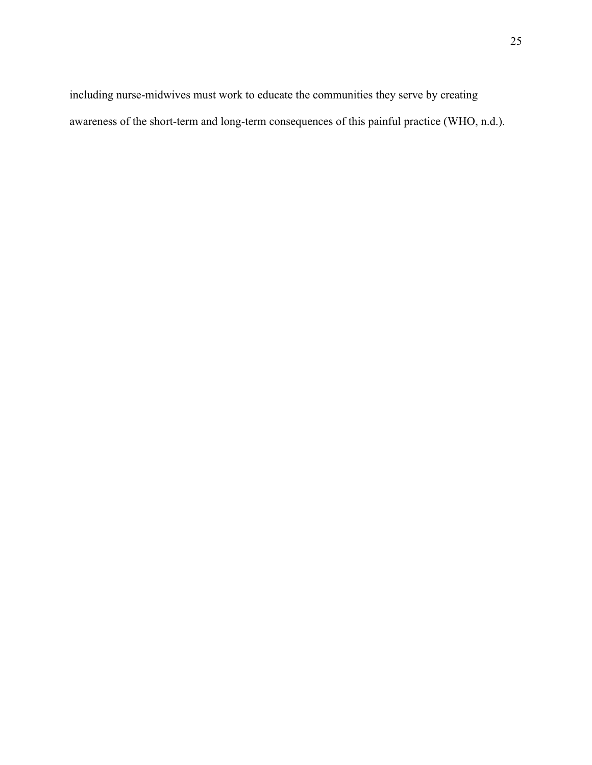including nurse-midwives must work to educate the communities they serve by creating awareness of the short-term and long-term consequences of this painful practice (WHO, n.d.).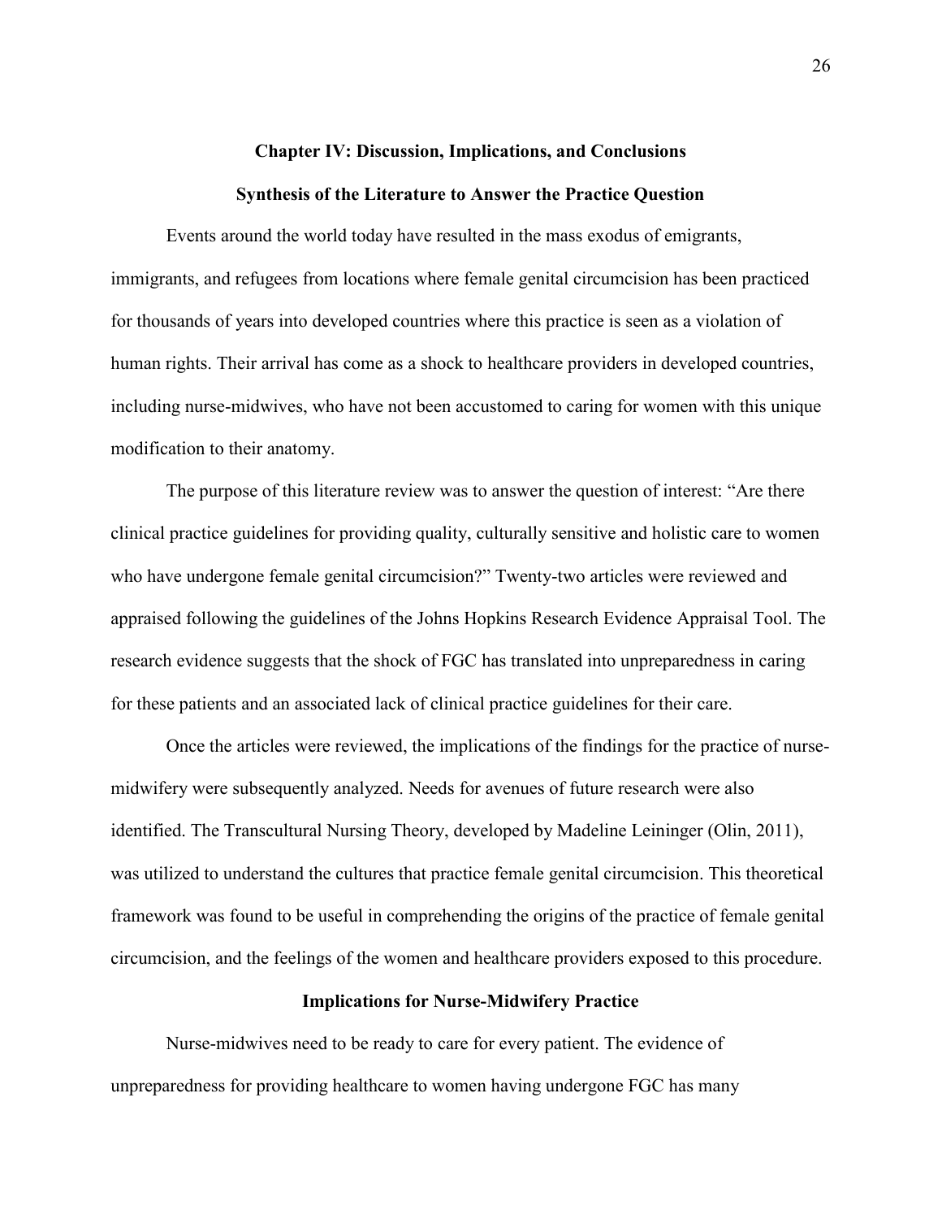## Chapter IV: Discussion, Implications, and Conclusions

### Synthesis of the Literature to Answer the Practice Question

Events around the world today have resulted in the mass exodus of emigrants, immigrants, and refugees from locations where female genital circumcision has been practiced for thousands of years into developed countries where this practice is seen as a violation of human rights. Their arrival has come as a shock to healthcare providers in developed countries, including nurse-midwives, who have not been accustomed to caring for women with this unique modification to their anatomy.

The purpose of this literature review was to answer the question of interest: "Are there clinical practice guidelines for providing quality, culturally sensitive and holistic care to women who have undergone female genital circumcision?" Twenty-two articles were reviewed and appraised following the guidelines of the Johns Hopkins Research Evidence Appraisal Tool. The research evidence suggests that the shock of FGC has translated into unpreparedness in caring for these patients and an associated lack of clinical practice guidelines for their care.

Once the articles were reviewed, the implications of the findings for the practice of nurse-midwifery were subsequently analyzed. Needs for avenues of future research were also identified. The Transcultural Nursing Theory, developed by Madeline Leininger (Olin, 2011), was utilized to understand the cultures that practice female genital circumcision. This theoretical framework was found to be useful in comprehending the origins of the practice of female genital circumcision, and the feelings of the women and healthcare providers exposed to this procedure.

### Implications for Nurse-Midwifery Practice

Nurse-midwives need to be ready to care for every patient. The evidence of unpreparedness for providing healthcare to women having undergone FGC has many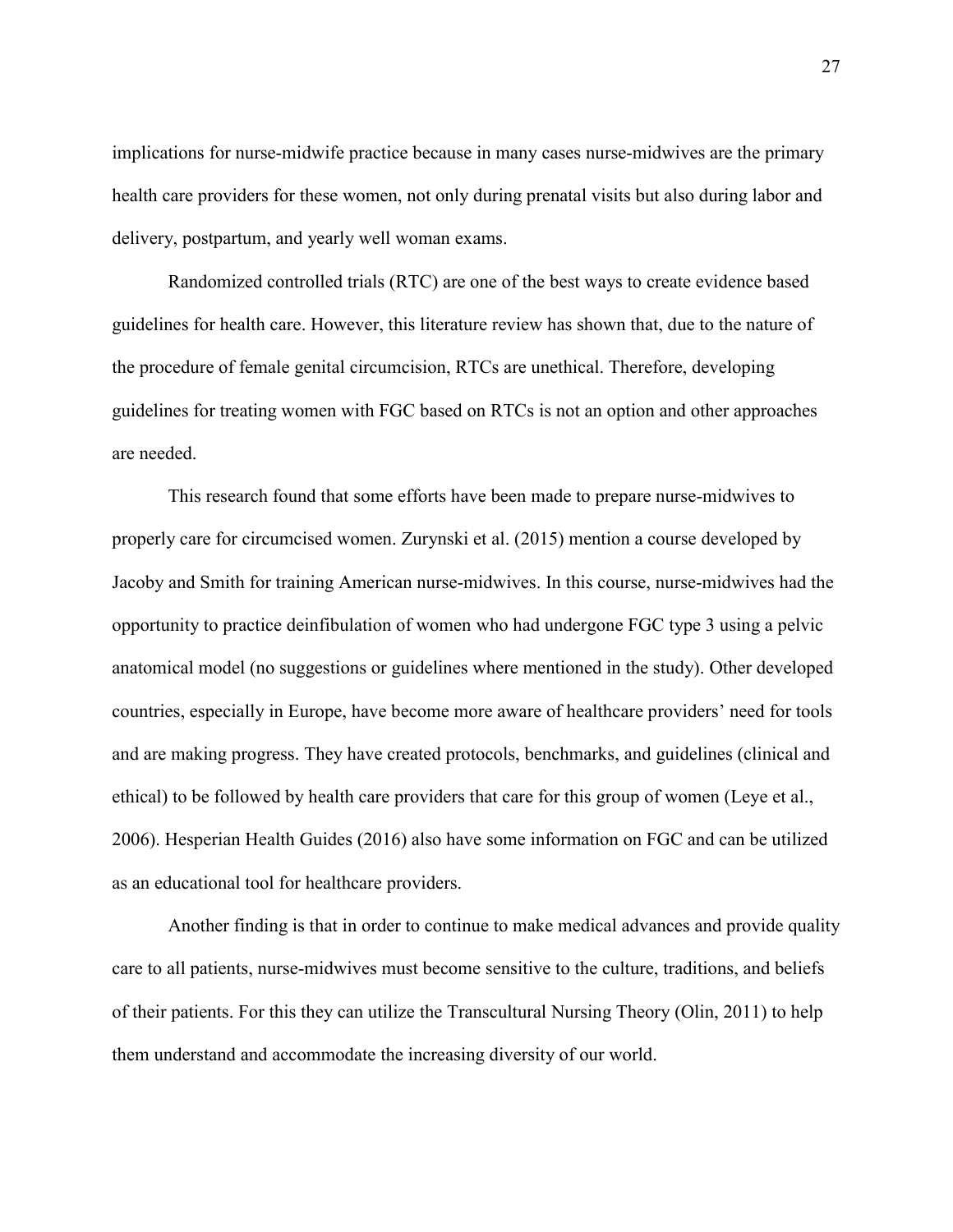implications for nurse-midwife practice because in many cases nurse-midwives are the primary health care providers for these women, not only during prenatal visits but also during labor and delivery, postpartum, and yearly well woman exams.

Randomized controlled trials (RTC) are one of the best ways to create evidence based guidelines for health care. However, this literature review has shown that, due to the nature of the procedure of female genital circumcision, RTCs are unethical. Therefore, developing guidelines for treating women with FGC based on RTCs is not an option and other approaches are needed.

This research found that some efforts have been made to prepare nurse-midwives to properly care for circumcised women. Zurynski et al. (2015) mention a course developed by Jacoby and Smith for training American nurse-midwives. In this course, nurse-midwives had the opportunity to practice deinfibulation of women who had undergone FGC type 3 using a pelvic anatomical model (no suggestions or guidelines where mentioned in the study). Other developed countries, especially in Europe, have become more aware of healthcare providers' need for tools and are making progress. They have created protocols, benchmarks, and guidelines (clinical and ethical) to be followed by health care providers that care for this group of women (Leye et al., 2006). Hesperian Health Guides (2016) also have some information on FGC and can be utilized as an educational tool for healthcare providers.

Another finding is that in order to continue to make medical advances and provide quality care to all patients, nurse-midwives must become sensitive to the culture, traditions, and beliefs of their patients. For this they can utilize the Transcultural Nursing Theory (Olin, 2011) to help them understand and accommodate the increasing diversity of our world.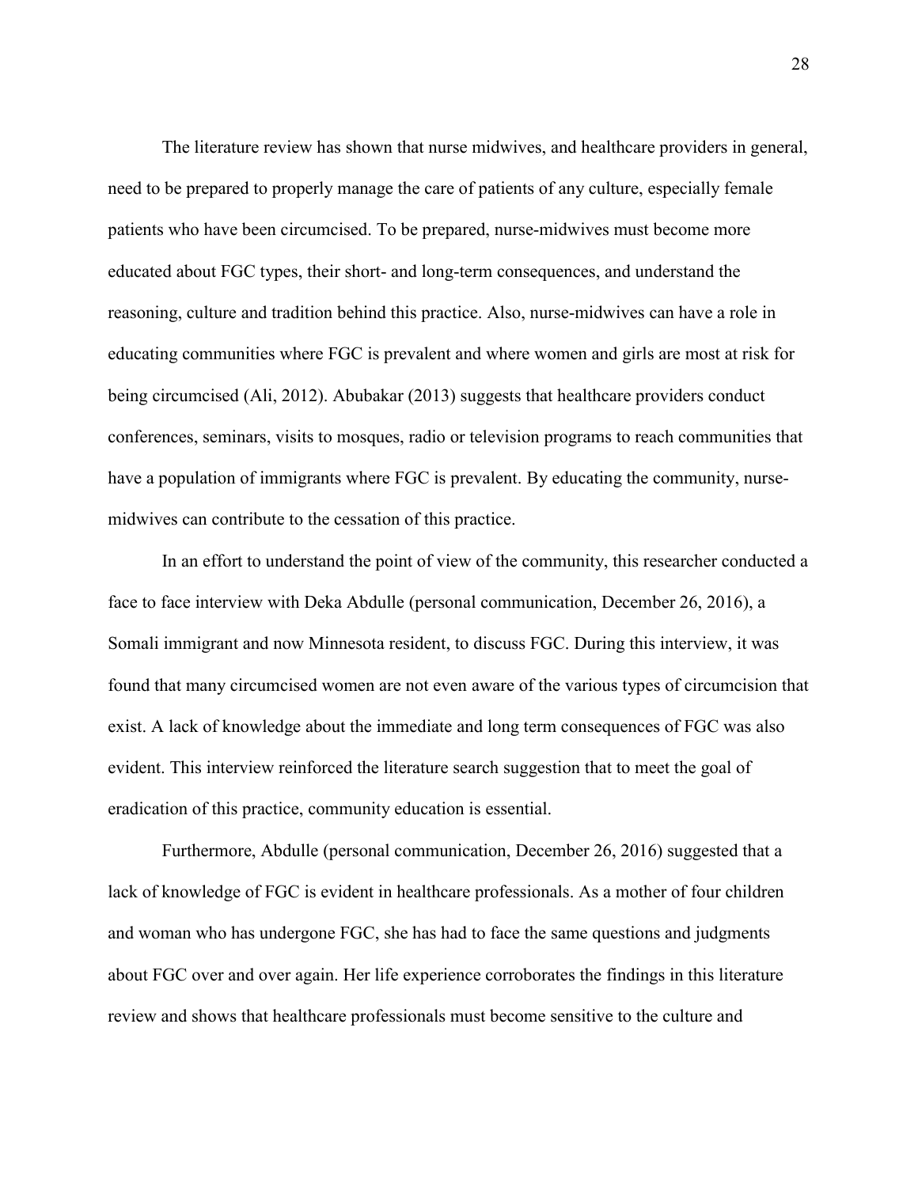The literature review has shown that nurse midwives, and healthcare providers in general, need to be prepared to properly manage the care of patients of any culture, especially female patients who have been circumcised. To be prepared, nurse-midwives must become more educated about FGC types, their short- and long-term consequences, and understand the reasoning, culture and tradition behind this practice. Also, nurse-midwives can have a role in educating communities where FGC is prevalent and where women and girls are most at risk for being circumcised (Ali, 2012). Abubakar (2013) suggests that healthcare providers conduct conferences, seminars, visits to mosques, radio or television programs to reach communities that have a population of immigrants where FGC is prevalent. By educating the community, nurse-midwives can contribute to the cessation of this practice.

In an effort to understand the point of view of the community, this researcher conducted a face to face interview with Deka Abdulle (personal communication, December 26, 2016), a Somali immigrant and now Minnesota resident, to discuss FGC. During this interview, it was found that many circumcised women are not even aware of the various types of circumcision that exist. A lack of knowledge about the immediate and long term consequences of FGC was also evident. This interview reinforced the literature search suggestion that to meet the goal of eradication of this practice, community education is essential.

Furthermore, Abdulle (personal communication, December 26, 2016) suggested that a lack of knowledge of FGC is evident in healthcare professionals. As a mother of four children and woman who has undergone FGC, she has had to face the same questions and judgments about FGC over and over again. Her life experience corroborates the findings in this literature review and shows that healthcare professionals must become sensitive to the culture and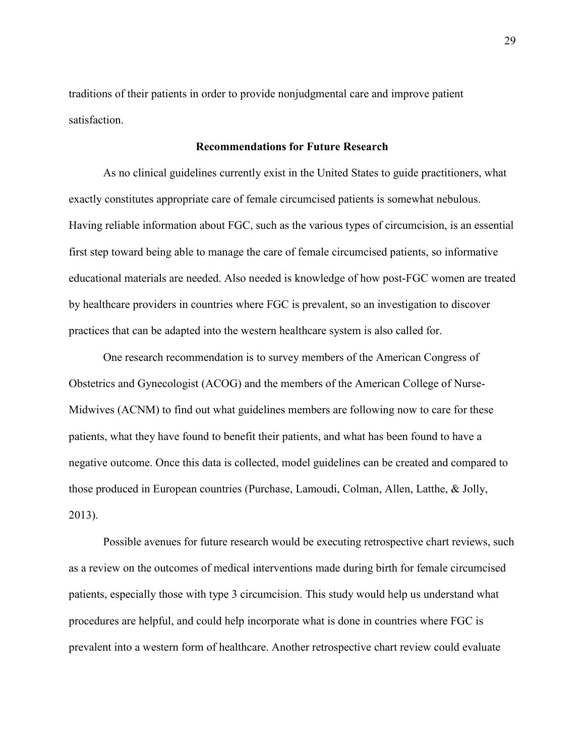traditions of their patients in order to provide nonjudgmental care and improve patient satisfaction.

## Recommendations for Future Research

As no clinical guidelines currently exist in the United States to guide practitioners, what exactly constitutes appropriate care of female circumcised patients is somewhat nebulous. Having reliable information about FGC, such as the various types of circumcision, is an essential first step toward being able to manage the care of female circumcised patients, so informative educational materials are needed. Also needed is knowledge of how post-FGC women are treated by healthcare providers in countries where FGC is prevalent, so an investigation to discover practices that can be adapted into the western healthcare system is also called for.

One research recommendation is to survey members of the American Congress of Obstetrics and Gynecologist (ACOG) and the members of the American College of Nurse-Midwives (ACNM) to find out what guidelines members are following now to care for these patients, what they have found to benefit their patients, and what has been found to have a negative outcome. Once this data is collected, model guidelines can be created and compared to those produced in European countries (Purchase, Lamoudi, Colman, Allen, Latthe, & Jolly, 2013).

Possible avenues for future research would be executing retrospective chart reviews, such as a review on the outcomes of medical interventions made during birth for female circumcised patients, especially those with type 3 circumcision. This study would help us understand what procedures are helpful, and could help incorporate what is done in countries where FGC is prevalent into a western form of healthcare. Another retrospective chart review could evaluate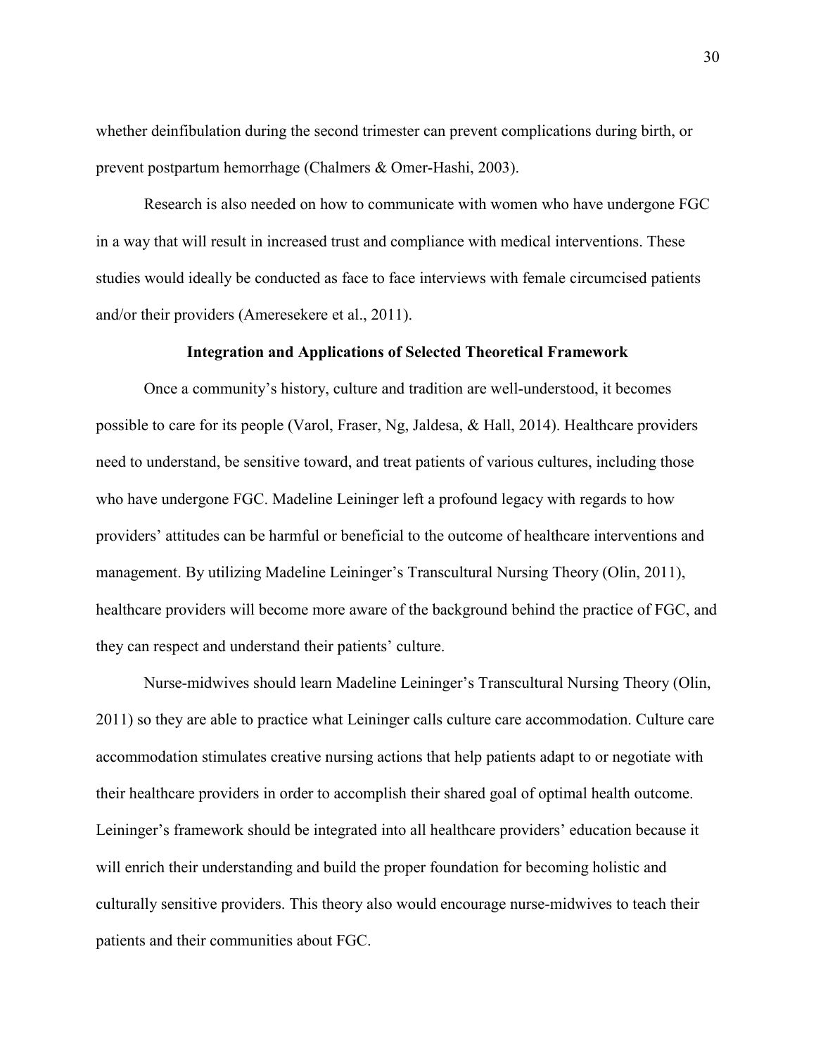whether deinfibulation during the second trimester can prevent complications during birth, or prevent postpartum hemorrhage (Chalmers & Omer-Hashi, 2003).

Research is also needed on how to communicate with women who have undergone FGC in a way that will result in increased trust and compliance with medical interventions. These studies would ideally be conducted as face to face interviews with female circumcised patients and/or their providers (Ameresekere et al., 2011).

## Integration and Applications of Selected Theoretical Framework

Once a community's history, culture and tradition are well-understood, it becomes possible to care for its people (Varol, Fraser, Ng, Jaldesa, & Hall, 2014). Healthcare providers need to understand, be sensitive toward, and treat patients of various cultures, including those who have undergone FGC. Madeline Leininger left a profound legacy with regards to how providers' attitudes can be harmful or beneficial to the outcome of healthcare interventions and management. By utilizing Madeline Leininger's Transcultural Nursing Theory (Olin, 2011), healthcare providers will become more aware of the background behind the practice of FGC, and they can respect and understand their patients' culture.

Nurse-midwives should learn Madeline Leininger's Transcultural Nursing Theory (Olin, 2011) so they are able to practice what Leininger calls culture care accommodation. Culture care accommodation stimulates creative nursing actions that help patients adapt to or negotiate with their healthcare providers in order to accomplish their shared goal of optimal health outcome. Leininger's framework should be integrated into all healthcare providers' education because it will enrich their understanding and build the proper foundation for becoming holistic and culturally sensitive providers. This theory also would encourage nurse-midwives to teach their patients and their communities about FGC.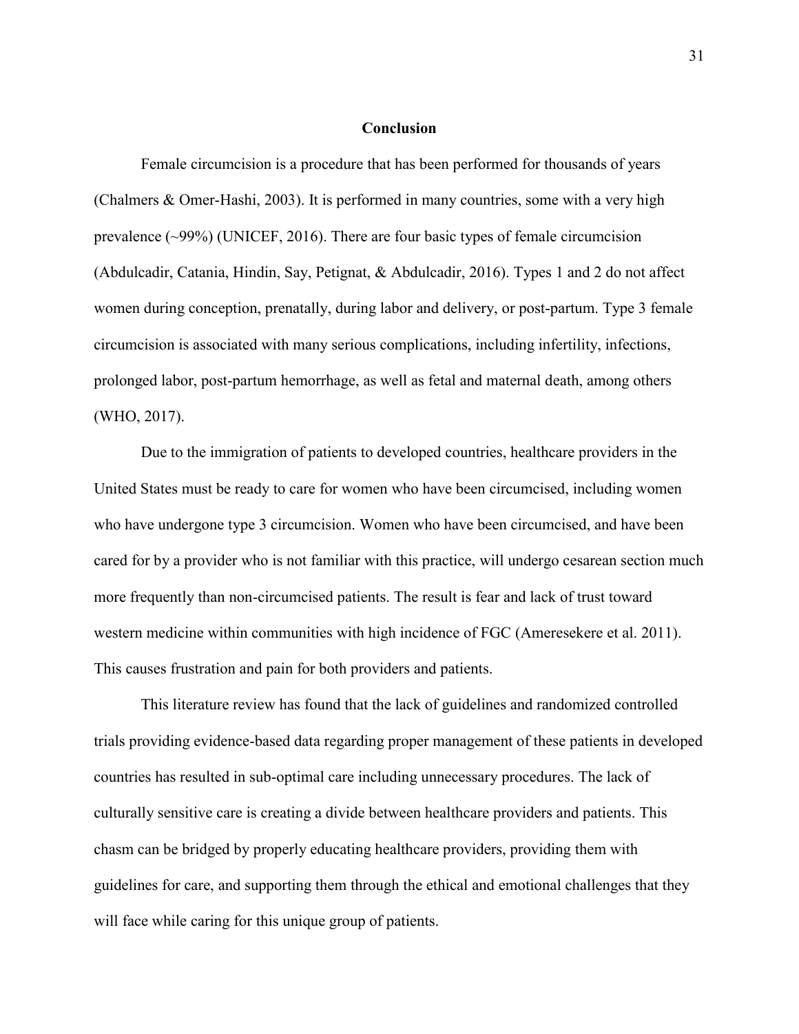## Conclusion

Female circumcision is a procedure that has been performed for thousands of years (Chalmers & Omer-Hashi, 2003). It is performed in many countries, some with a very high prevalence (~99%) (UNICEF, 2016). There are four basic types of female circumcision (Abdulcadir, Catania, Hindin, Say, Petignat, & Abdulcadir, 2016). Types 1 and 2 do not affect women during conception, prenatally, during labor and delivery, or post-partum. Type 3 female circumcision is associated with many serious complications, including infertility, infections, prolonged labor, post-partum hemorrhage, as well as fetal and maternal death, among others (WHO, 2017).

Due to the immigration of patients to developed countries, healthcare providers in the United States must be ready to care for women who have been circumcised, including women who have undergone type 3 circumcision. Women who have been circumcised, and have been cared for by a provider who is not familiar with this practice, will undergo cesarean section much more frequently than non-circumcised patients. The result is fear and lack of trust toward western medicine within communities with high incidence of FGC (Ameresekere et al. 2011). This causes frustration and pain for both providers and patients.

This literature review has found that the lack of guidelines and randomized controlled trials providing evidence-based data regarding proper management of these patients in developed countries has resulted in sub-optimal care including unnecessary procedures. The lack of culturally sensitive care is creating a divide between healthcare providers and patients. This chasm can be bridged by properly educating healthcare providers, providing them with guidelines for care, and supporting them through the ethical and emotional challenges that they will face while caring for this unique group of patients.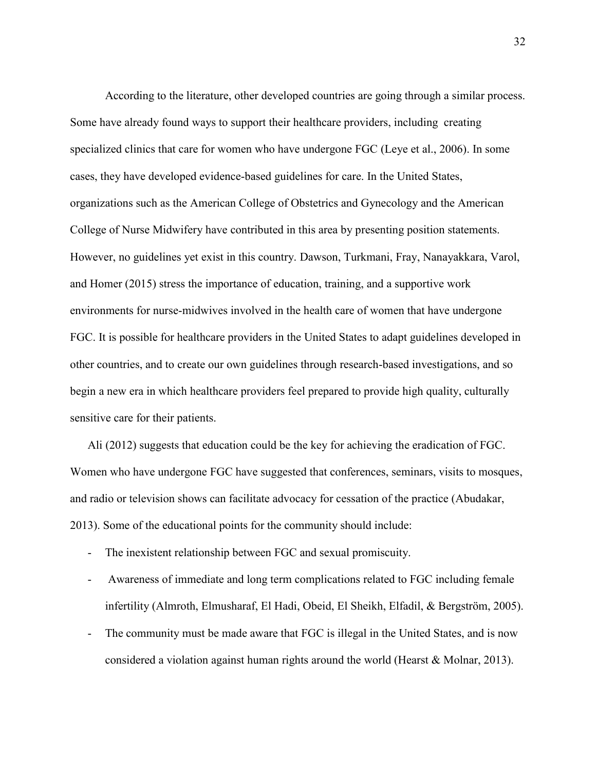According to the literature, other developed countries are going through a similar process. Some have already found ways to support their healthcare providers, including creating specialized clinics that care for women who have undergone FGC (Leye et al., 2006). In some cases, they have developed evidence-based guidelines for care. In the United States, organizations such as the American College of Obstetrics and Gynecology and the American College of Nurse Midwifery have contributed in this area by presenting position statements. However, no guidelines yet exist in this country. Dawson, Turkmani, Fray, Nanayakkara, Varol, and Homer (2015) stress the importance of education, training, and a supportive work environments for nurse-midwives involved in the health care of women that have undergone FGC. It is possible for healthcare providers in the United States to adapt guidelines developed in other countries, and to create our own guidelines through research-based investigations, and so begin a new era in which healthcare providers feel prepared to provide high quality, culturally sensitive care for their patients.

Ali (2012) suggests that education could be the key for achieving the eradication of FGC. Women who have undergone FGC have suggested that conferences, seminars, visits to mosques, and radio or television shows can facilitate advocacy for cessation of the practice (Abudakar, 2013). Some of the educational points for the community should include:

- The inexistent relationship between FGC and sexual promiscuity.
- Awareness of immediate and long term complications related to FGC including female infertility (Almroth, Elmusharaf, El Hadi, Obeid, El Sheikh, Elfadil, & Bergström, 2005).
- The community must be made aware that FGC is illegal in the United States, and is now considered a violation against human rights around the world (Hearst & Molnar, 2013).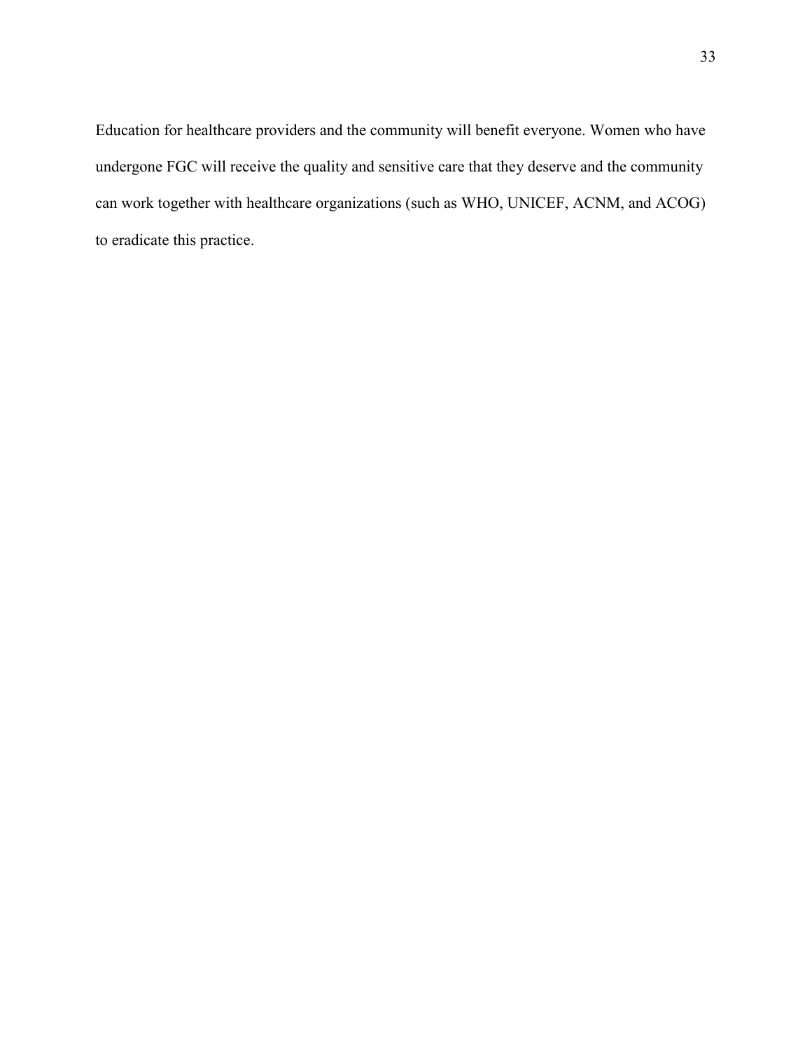Education for healthcare providers and the community will benefit everyone. Women who have undergone FGC will receive the quality and sensitive care that they deserve and the community can work together with healthcare organizations (such as WHO, UNICEF, ACNM, and ACOG) to eradicate this practice.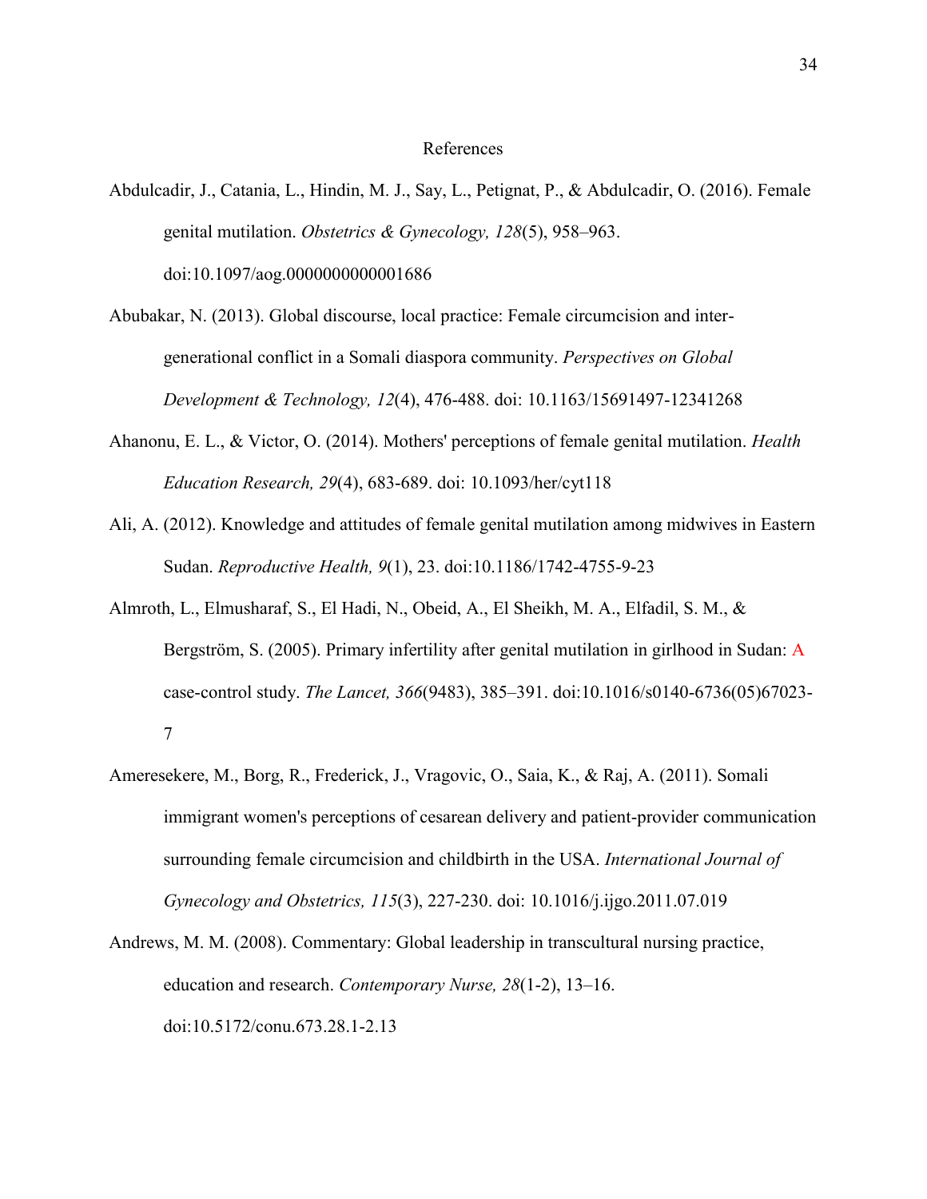# References

Abdulcadir, J., Catania, L., Hindin, M. J., Say, L., Petignat, P., & Abdulcadir, O. (2016). Female genital mutilation. *Obstetrics & Gynecology, 128*(5), 958–963. doi:10.1097/aog.0000000000001686

Abubakar, N. (2013). Global discourse, local practice: Female circumcision and inter-generational conflict in a Somali diaspora community. *Perspectives on Global Development & Technology, 12*(4), 476-488. doi: 10.1163/15691497-12341268

Ahanonu, E. L., & Victor, O. (2014). Mothers' perceptions of female genital mutilation. *Health Education Research, 29*(4), 683-689. doi: 10.1093/her/cyt118

Ali, A. (2012). Knowledge and attitudes of female genital mutilation among midwives in Eastern Sudan. *Reproductive Health, 9*(1), 23. doi:10.1186/1742-4755-9-23

Almroth, L., Elmusharaf, S., El Hadi, N., Obeid, A., El Sheikh, M. A., Elfadil, S. M., & Bergström, S. (2005). Primary infertility after genital mutilation in girlhood in Sudan: A case-control study. *The Lancet, 366*(9483), 385–391. doi:10.1016/s0140-6736(05)67023-7

Ameresekere, M., Borg, R., Frederick, J., Vragovic, O., Saia, K., & Raj, A. (2011). Somali immigrant women's perceptions of cesarean delivery and patient-provider communication surrounding female circumcision and childbirth in the USA. *International Journal of Gynecology and Obstetrics, 115*(3), 227-230. doi: 10.1016/j.ijgo.2011.07.019

Andrews, M. M. (2008). Commentary: Global leadership in transcultural nursing practice, education and research. *Contemporary Nurse, 28*(1-2), 13–16. doi:10.5172/conu.673.28.1-2.13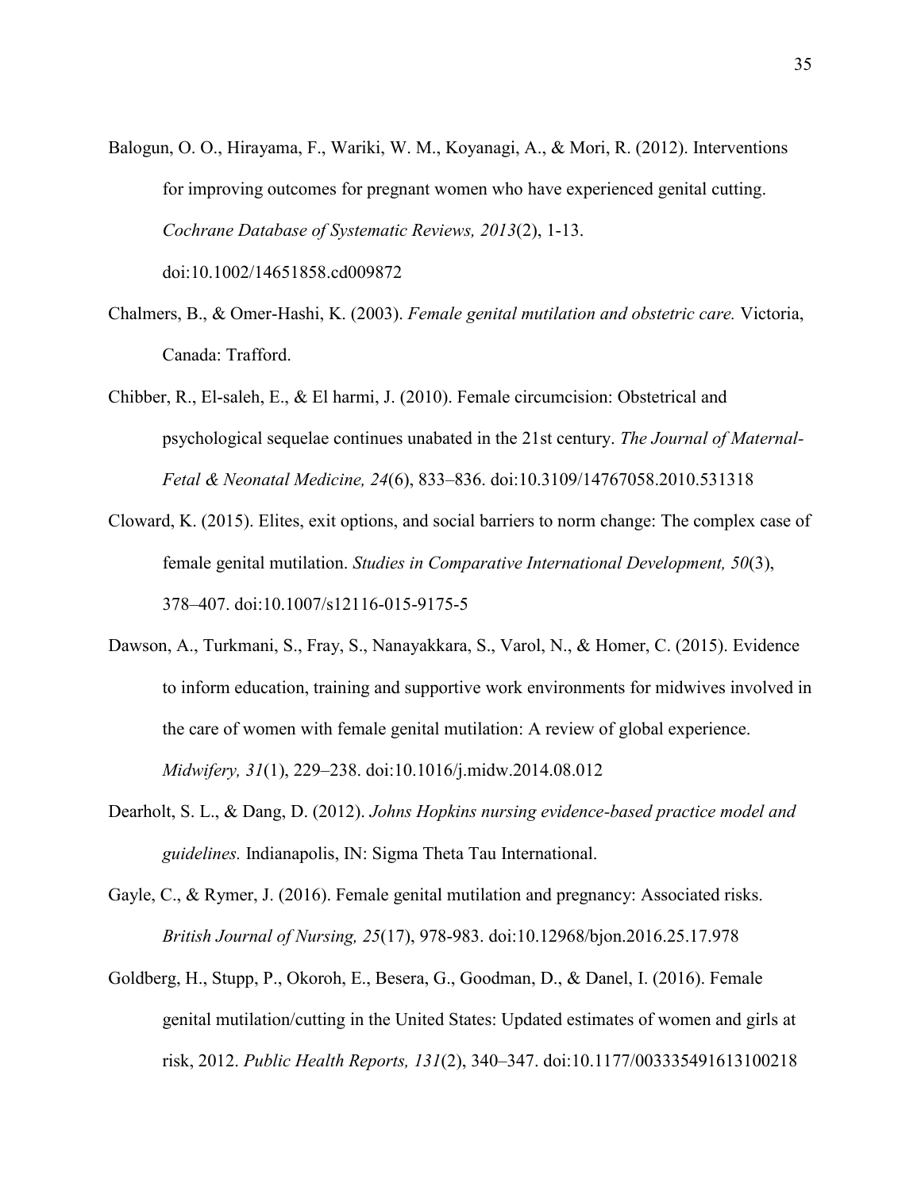Balogun, O. O., Hirayama, F., Wariki, W. M., Koyanagi, A., & Mori, R. (2012). Interventions for improving outcomes for pregnant women who have experienced genital cutting. *Cochrane Database of Systematic Reviews, 2013*(2), 1-13. doi:10.1002/14651858.cd009872

Chalmers, B., & Omer-Hashi, K. (2003). *Female genital mutilation and obstetric care.* Victoria, Canada: Trafford.

Chibber, R., El-saleh, E., & El harmi, J. (2010). Female circumcision: Obstetrical and psychological sequelae continues unabated in the 21st century. *The Journal of Maternal-Fetal & Neonatal Medicine, 24*(6), 833–836. doi:10.3109/14767058.2010.531318

Cloward, K. (2015). Elites, exit options, and social barriers to norm change: The complex case of female genital mutilation. *Studies in Comparative International Development, 50*(3), 378–407. doi:10.1007/s12116-015-9175-5

Dawson, A., Turkmani, S., Fray, S., Nanayakkara, S., Varol, N., & Homer, C. (2015). Evidence to inform education, training and supportive work environments for midwives involved in the care of women with female genital mutilation: A review of global experience. *Midwifery, 31*(1), 229–238. doi:10.1016/j.midw.2014.08.012

Dearholt, S. L., & Dang, D. (2012). *Johns Hopkins nursing evidence-based practice model and guidelines.* Indianapolis, IN: Sigma Theta Tau International.

Gayle, C., & Rymer, J. (2016). Female genital mutilation and pregnancy: Associated risks. *British Journal of Nursing, 25*(17), 978-983. doi:10.12968/bjon.2016.25.17.978

Goldberg, H., Stupp, P., Okoroh, E., Besera, G., Goodman, D., & Danel, I. (2016). Female genital mutilation/cutting in the United States: Updated estimates of women and girls at risk, 2012. *Public Health Reports, 131*(2), 340–347. doi:10.1177/003335491613100218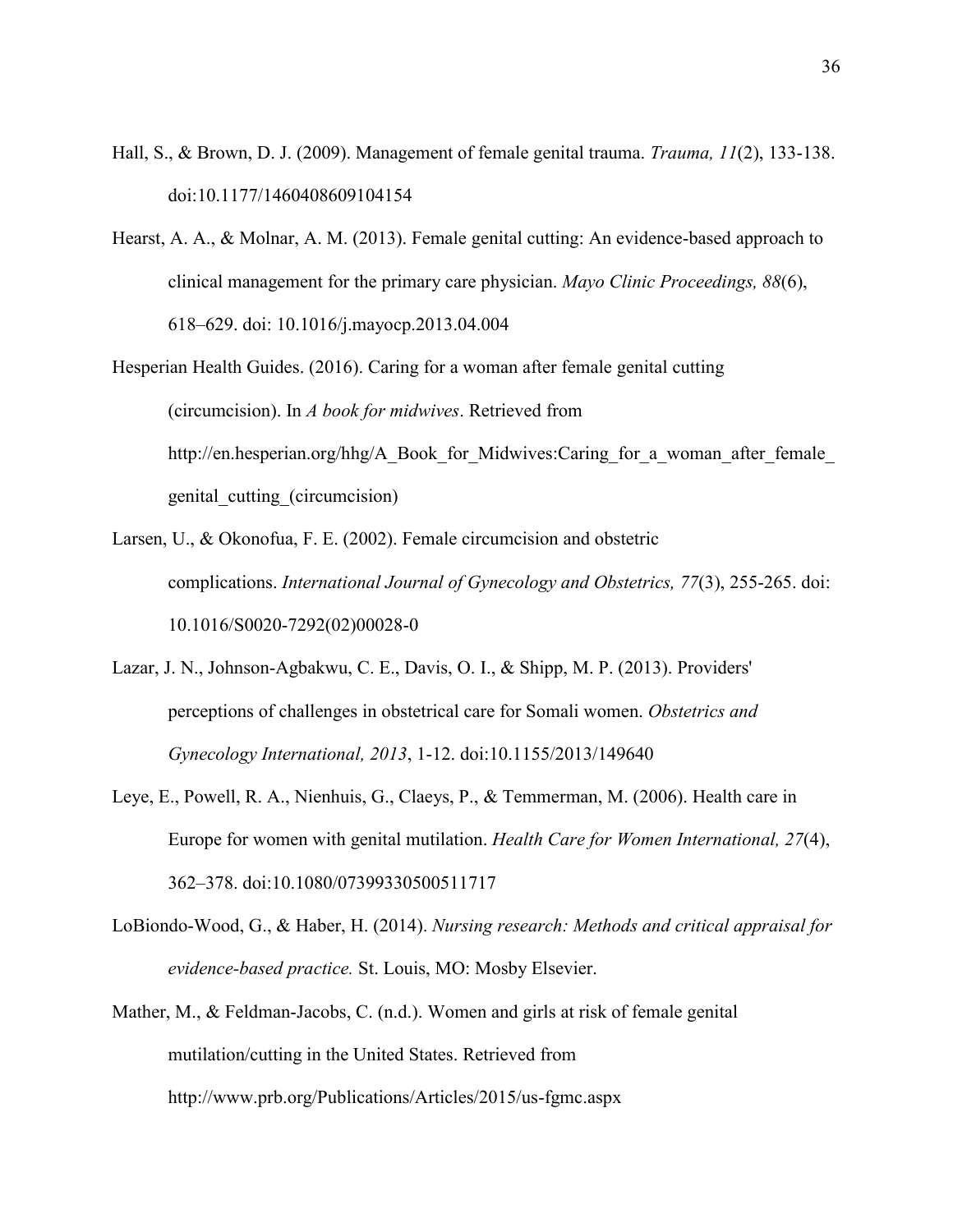Hall, S., & Brown, D. J. (2009). Management of female genital trauma. *Trauma, 11*(2), 133-138. doi:10.1177/1460408609104154

Hearst, A. A., & Molnar, A. M. (2013). Female genital cutting: An evidence-based approach to clinical management for the primary care physician. *Mayo Clinic Proceedings, 88*(6), 618–629. doi: 10.1016/j.mayocp.2013.04.004

Hesperian Health Guides. (2016). Caring for a woman after female genital cutting (circumcision). In *A book for midwives*. Retrieved from http://en.hesperian.org/hhg/A_Book_for_Midwives:Caring_for_a_woman_after_female_genital_cutting_(circumcision)

Larsen, U., & Okonofua, F. E. (2002). Female circumcision and obstetric complications. *International Journal of Gynecology and Obstetrics, 77*(3), 255-265. doi: 10.1016/S0020-7292(02)00028-0

Lazar, J. N., Johnson-Agbakwu, C. E., Davis, O. I., & Shipp, M. P. (2013). Providers' perceptions of challenges in obstetrical care for Somali women. *Obstetrics and Gynecology International, 2013*, 1-12. doi:10.1155/2013/149640

Leye, E., Powell, R. A., Nienhuis, G., Claeys, P., & Temmerman, M. (2006). Health care in Europe for women with genital mutilation. *Health Care for Women International, 27*(4), 362–378. doi:10.1080/07399330500511717

LoBiondo-Wood, G., & Haber, H. (2014). *Nursing research: Methods and critical appraisal for evidence-based practice.* St. Louis, MO: Mosby Elsevier.

Mather, M., & Feldman-Jacobs, C. (n.d.). Women and girls at risk of female genital mutilation/cutting in the United States. Retrieved from http://www.prb.org/Publications/Articles/2015/us-fgmc.aspx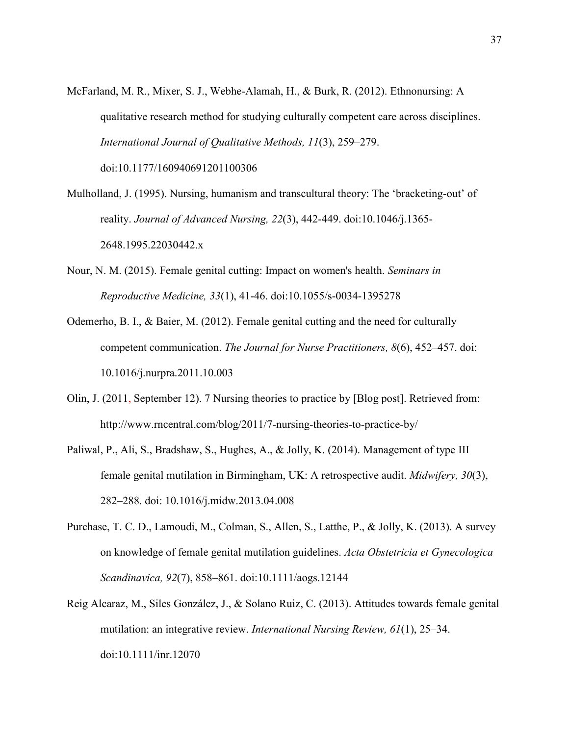McFarland, M. R., Mixer, S. J., Webhe-Alamah, H., & Burk, R. (2012). Ethnonursing: A qualitative research method for studying culturally competent care across disciplines. *International Journal of Qualitative Methods, 11*(3), 259–279. doi:10.1177/160940691201100306

Mulholland, J. (1995). Nursing, humanism and transcultural theory: The 'bracketing-out' of reality. *Journal of Advanced Nursing, 22*(3), 442-449. doi:10.1046/j.1365-2648.1995.22030442.x

Nour, N. M. (2015). Female genital cutting: Impact on women's health. *Seminars in Reproductive Medicine, 33*(1), 41-46. doi:10.1055/s-0034-1395278

Odemerho, B. I., & Baier, M. (2012). Female genital cutting and the need for culturally competent communication. *The Journal for Nurse Practitioners, 8*(6), 452–457. doi: 10.1016/j.nurpra.2011.10.003

Olin, J. (2011, September 12). 7 Nursing theories to practice by [Blog post]. Retrieved from: http://www.rncentral.com/blog/2011/7-nursing-theories-to-practice-by/

Paliwal, P., Ali, S., Bradshaw, S., Hughes, A., & Jolly, K. (2014). Management of type III female genital mutilation in Birmingham, UK: A retrospective audit. *Midwifery, 30*(3), 282–288. doi: 10.1016/j.midw.2013.04.008

Purchase, T. C. D., Lamoudi, M., Colman, S., Allen, S., Latthe, P., & Jolly, K. (2013). A survey on knowledge of female genital mutilation guidelines. *Acta Obstetricia et Gynecologica Scandinavica, 92*(7), 858–861. doi:10.1111/aogs.12144

Reig Alcaraz, M., Siles González, J., & Solano Ruiz, C. (2013). Attitudes towards female genital mutilation: an integrative review. *International Nursing Review, 61*(1), 25–34. doi:10.1111/inr.12070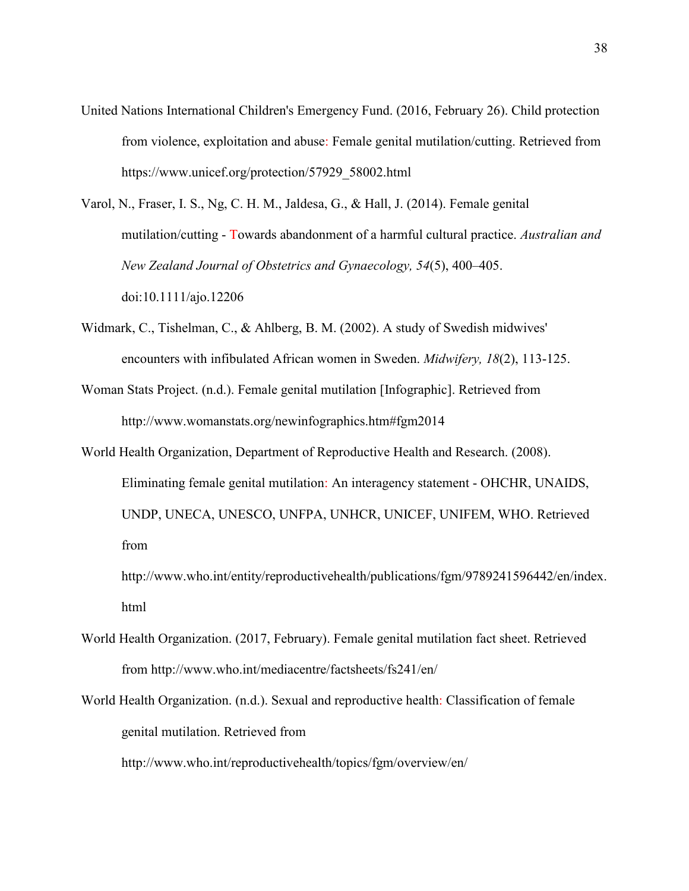United Nations International Children's Emergency Fund. (2016, February 26). Child protection from violence, exploitation and abuse: Female genital mutilation/cutting. Retrieved from https://www.unicef.org/protection/57929_58002.html

Varol, N., Fraser, I. S., Ng, C. H. M., Jaldesa, G., & Hall, J. (2014). Female genital mutilation/cutting - Towards abandonment of a harmful cultural practice. *Australian and New Zealand Journal of Obstetrics and Gynaecology, 54*(5), 400–405. doi:10.1111/ajo.12206

Widmark, C., Tishelman, C., & Ahlberg, B. M. (2002). A study of Swedish midwives' encounters with infibulated African women in Sweden. *Midwifery, 18*(2), 113-125.

Woman Stats Project. (n.d.). Female genital mutilation [Infographic]. Retrieved from http://www.womanstats.org/newinfographics.htm#fgm2014

World Health Organization, Department of Reproductive Health and Research. (2008). Eliminating female genital mutilation: An interagency statement - OHCHR, UNAIDS, UNDP, UNECA, UNESCO, UNFPA, UNHCR, UNICEF, UNIFEM, WHO. Retrieved from http://www.who.int/entity/reproductivehealth/publications/fgm/9789241596442/en/index.html

World Health Organization. (2017, February). Female genital mutilation fact sheet. Retrieved from http://www.who.int/mediacentre/factsheets/fs241/en/

World Health Organization. (n.d.). Sexual and reproductive health: Classification of female genital mutilation. Retrieved from http://www.who.int/reproductivehealth/topics/fgm/overview/en/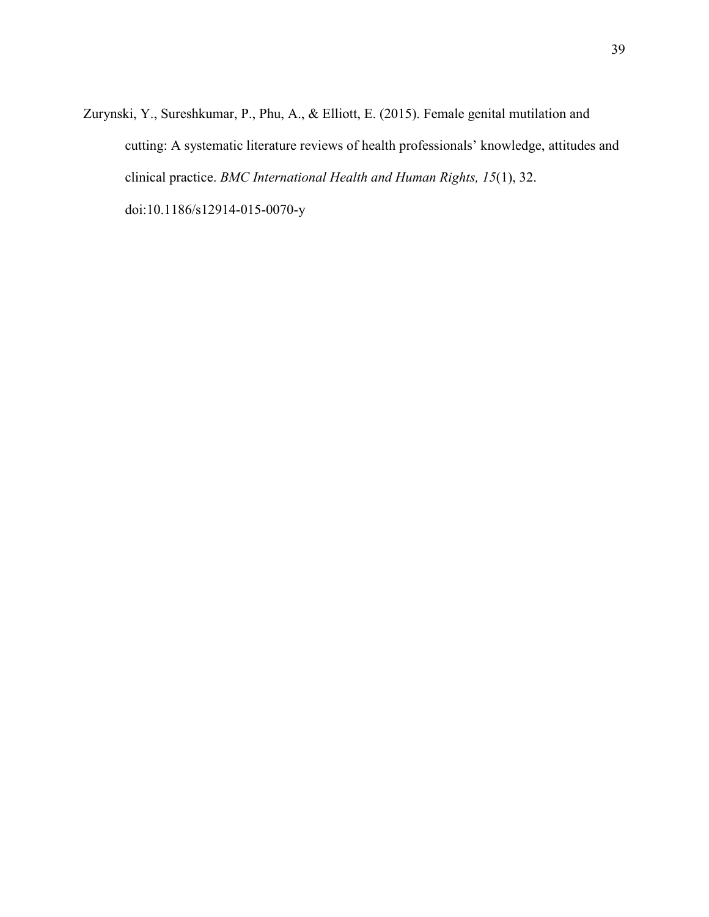Zurynski, Y., Sureshkumar, P., Phu, A., & Elliott, E. (2015). Female genital mutilation and cutting: A systematic literature reviews of health professionals' knowledge, attitudes and clinical practice. *BMC International Health and Human Rights, 15*(1), 32. doi:10.1186/s12914-015-0070-y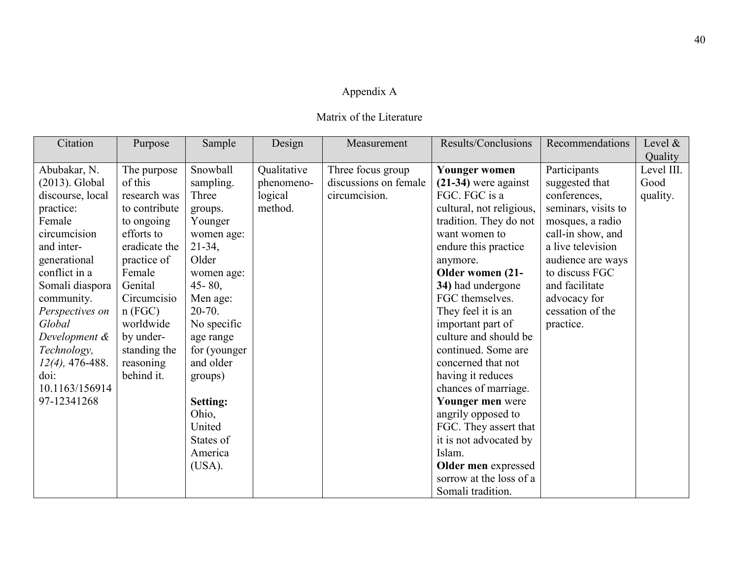# Appendix A

## Matrix of the Literature

| Citation | Purpose | Sample | Design | Measurement | Results/Conclusions | Recommendations | Level & Quality |
|---|---|---|---|---|---|---|---|
| Abubakar, N. (2013). Global discourse, local practice: Female circumcision and inter-generational conflict in a Somali diaspora community. *Perspectives on Global Development & Technology, 12(4),* 476-488. doi: 10.1163/15691497-12341268 | The purpose of this research was to contribute to ongoing efforts to eradicate the practice of Female Genital Circumcision (FGC) worldwide by under-standing the reasoning behind it. | Snowball sampling. Three groups. Younger women age: 21-34, Older women age: 45- 80, Men age: 20-70. No specific age range for (younger and older groups)<br><br>**Setting:** Ohio, United States of America (USA). | Qualitative phenomeno-logical method. | Three focus group discussions on female circumcision. | **Younger women (21-34)** were against FGC. FGC is a cultural, not religious, tradition. They do not want women to endure this practice anymore.<br>**Older women (21-34)** had undergone FGC themselves. They feel it is an important part of culture and should be continued. Some are concerned that not having it reduces chances of marriage.<br>**Younger men** were angrily opposed to FGC. They assert that it is not advocated by Islam.<br>**Older men** expressed sorrow at the loss of a Somali tradition. | Participants suggested that conferences, seminars, visits to mosques, a radio call-in show, and a live television audience are ways to discuss FGC and facilitate advocacy for cessation of the practice. | Level III. Good quality. |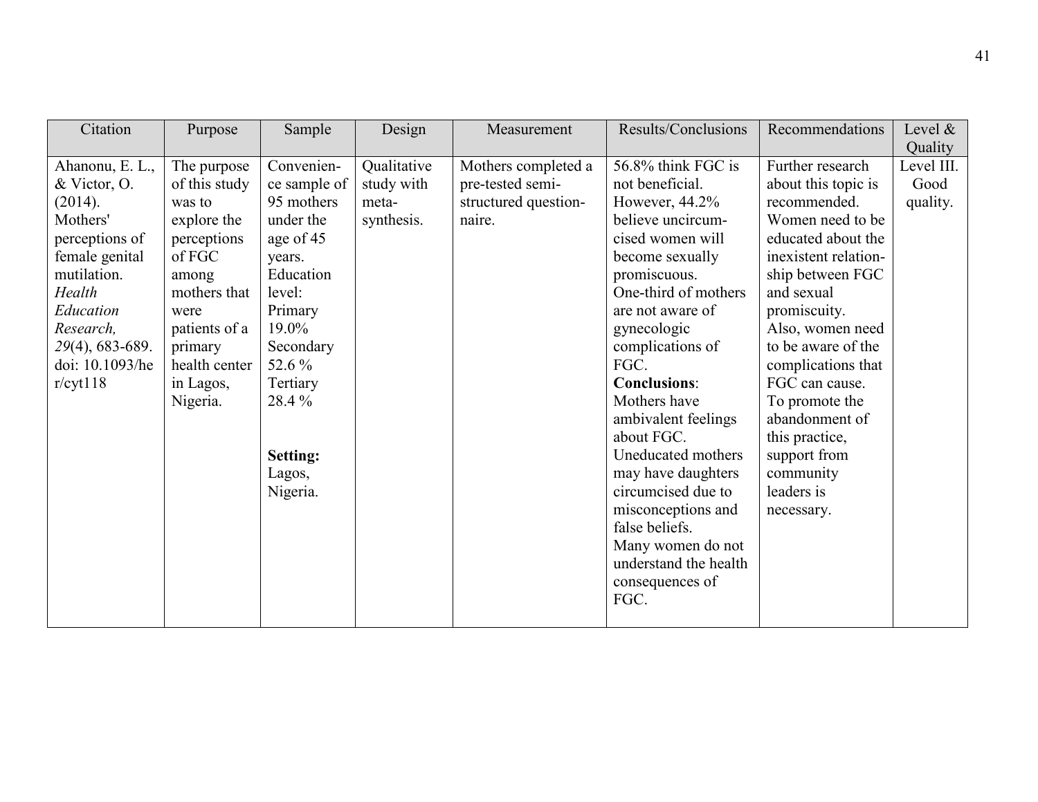| Citation | Purpose | Sample | Design | Measurement | Results/Conclusions | Recommendations | Level & Quality |
|---|---|---|---|---|---|---|---|
| Ahanonu, E. L., & Victor, O. (2014). Mothers' perceptions of female genital mutilation. *Health Education Research, 29*(4), 683-689. doi: 10.1093/her/cyt118 | The purpose of this study was to explore the perceptions of FGC among mothers that were patients of a primary health center in Lagos, Nigeria. | Convenience sample of 95 mothers under the age of 45 years. Education level: Primary 19.0% Secondary 52.6 % Tertiary 28.4 % **Setting:** Lagos, Nigeria. | Qualitative study with meta-synthesis. | Mothers completed a pre-tested semi-structured questionnaire. | 56.8% think FGC is not beneficial. However, 44.2% believe uncircumcised women will become sexually promiscuous. One-third of mothers are not aware of gynecologic complications of FGC. **Conclusions**: Mothers have ambivalent feelings about FGC. Uneducated mothers may have daughters circumcised due to misconceptions and false beliefs. Many women do not understand the health consequences of FGC. | Further research about this topic is recommended. Women need to be educated about the inexistent relationship between FGC and sexual promiscuity. Also, women need to be aware of the complications that FGC can cause. To promote the abandonment of this practice, support from community leaders is necessary. | Level III. Good quality. |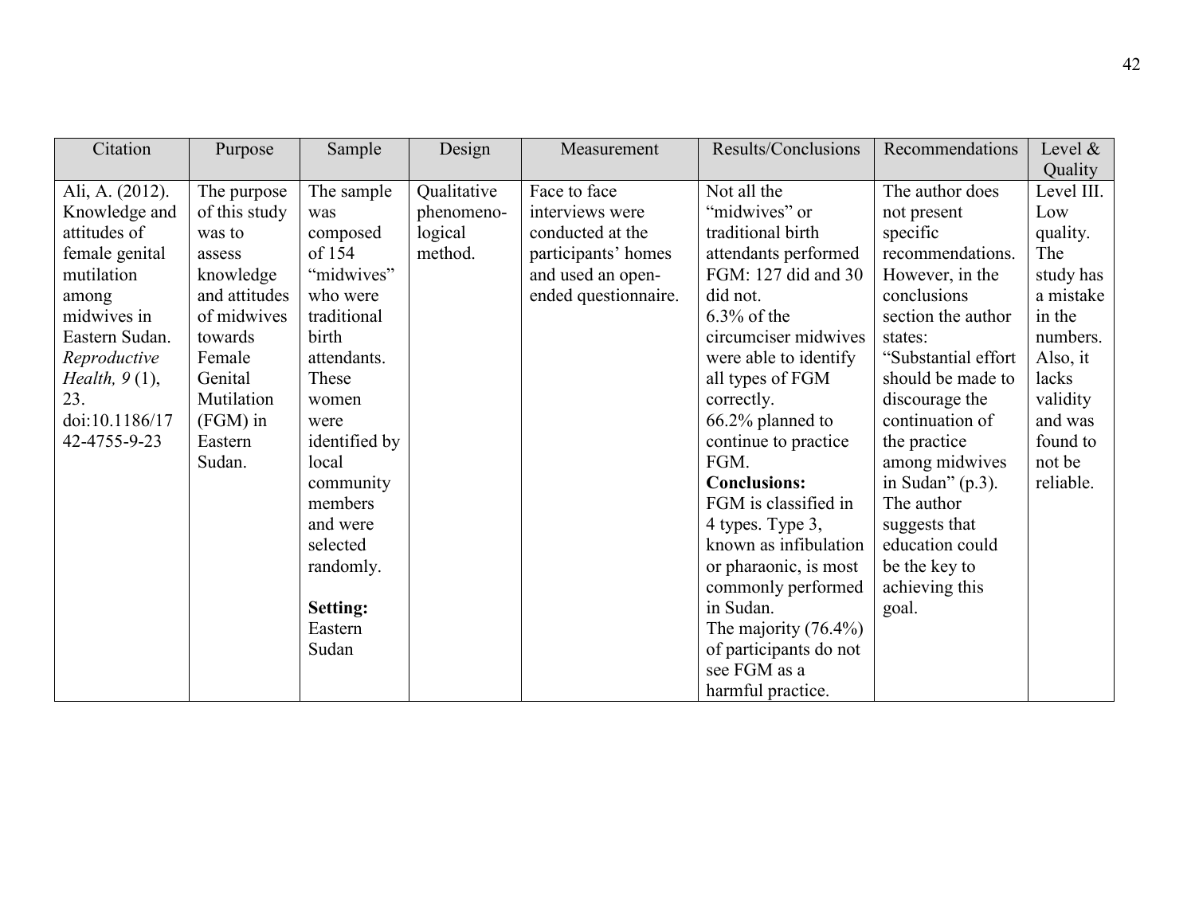| Citation | Purpose | Sample | Design | Measurement | Results/Conclusions | Recommendations | Level & Quality |
|---|---|---|---|---|---|---|---|
| Ali, A. (2012). Knowledge and attitudes of female genital mutilation among midwives in Eastern Sudan. *Reproductive Health, 9* (1), 23. doi:10.1186/1742-4755-9-23 | The purpose of this study was to assess knowledge and attitudes of midwives towards Female Genital Mutilation (FGM) in Eastern Sudan. | The sample was composed of 154 "midwives" who were traditional birth attendants. These women were identified by local community members and were selected randomly.<br><br>**Setting:** Eastern Sudan | Qualitative phenomeno-logical method. | Face to face interviews were conducted at the participants' homes and used an open-ended questionnaire. | Not all the "midwives" or traditional birth attendants performed FGM: 127 did and 30 did not.<br>6.3% of the circumciser midwives were able to identify all types of FGM correctly.<br>66.2% planned to continue to practice FGM.<br>**Conclusions:**<br>FGM is classified in 4 types. Type 3, known as infibulation or pharaonic, is most commonly performed in Sudan.<br>The majority (76.4%) of participants do not see FGM as a harmful practice. | The author does not present specific recommendations. However, in the conclusions section the author states: "Substantial effort should be made to discourage the continuation of the practice among midwives in Sudan" (p.3). The author suggests that education could be the key to achieving this goal. | Level III. Low quality. The study has a mistake in the numbers. Also, it lacks validity and was found to not be reliable. |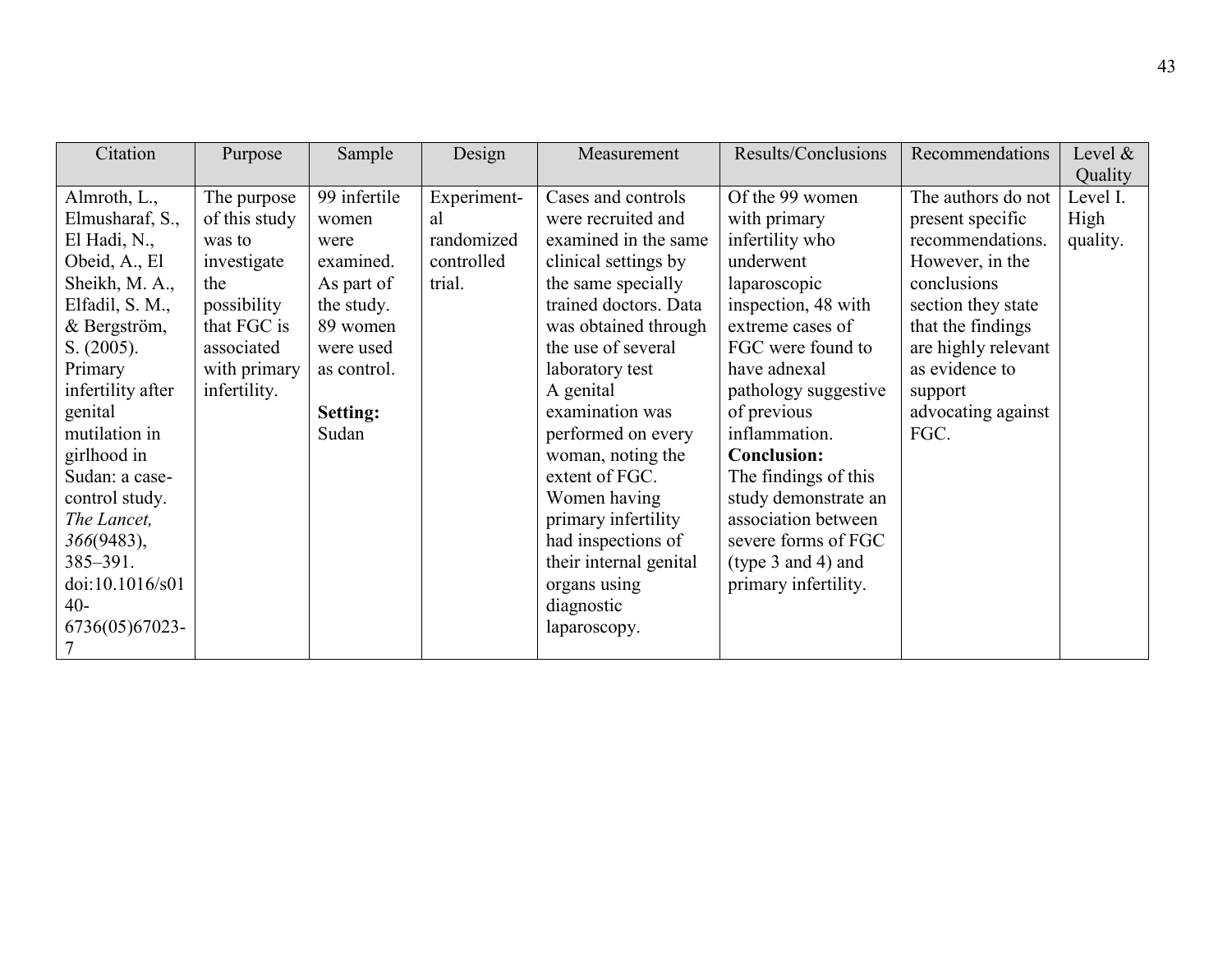| Citation | Purpose | Sample | Design | Measurement | Results/Conclusions | Recommendations | Level & Quality |
|---|---|---|---|---|---|---|---|
| Almroth, L., Elmusharaf, S., El Hadi, N., Obeid, A., El Sheikh, M. A., Elfadil, S. M., & Bergström, S. (2005). Primary infertility after genital mutilation in girlhood in Sudan: a case-control study. *The Lancet, 366*(9483), 385–391. doi:10.1016/s0140-6736(05)67023-7 | The purpose of this study was to investigate the possibility that FGC is associated with primary infertility. | 99 infertile women were examined. As part of the study. 89 women were used as control.<br><br>**Setting:** Sudan | Experiment-al randomized controlled trial. | Cases and controls were recruited and examined in the same clinical settings by the same specially trained doctors. Data was obtained through the use of several laboratory test A genital examination was performed on every woman, noting the extent of FGC. Women having primary infertility had inspections of their internal genital organs using diagnostic laparoscopy. | Of the 99 women with primary infertility who underwent laparoscopic inspection, 48 with extreme cases of FGC were found to have adnexal pathology suggestive of previous inflammation.<br>**Conclusion:** The findings of this study demonstrate an association between severe forms of FGC (type 3 and 4) and primary infertility. | The authors do not present specific recommendations. However, in the conclusions section they state that the findings are highly relevant as evidence to support advocating against FGC. | Level I. High quality. |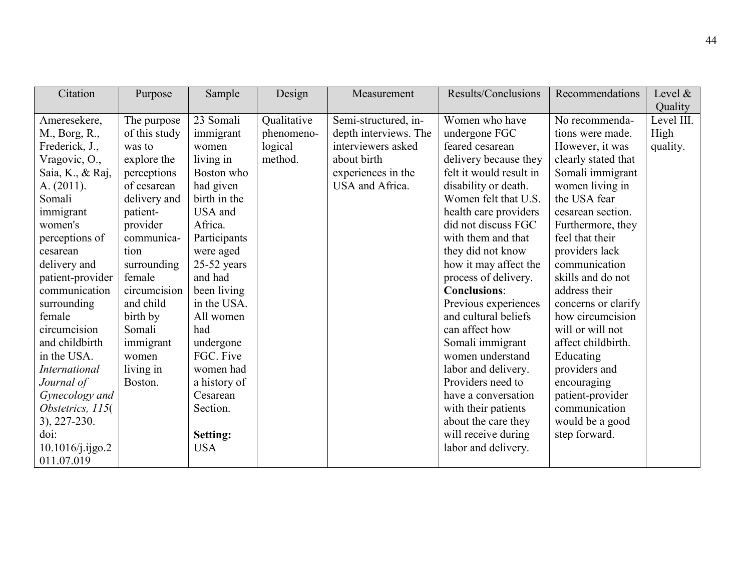| Citation | Purpose | Sample | Design | Measurement | Results/Conclusions | Recommendations | Level & Quality |
|---|---|---|---|---|---|---|---|
| Ameresekere, M., Borg, R., Frederick, J., Vragovic, O., Saia, K., & Raj, A. (2011). Somali immigrant women's perceptions of cesarean delivery and patient-provider communication surrounding female circumcision and childbirth in the USA. *International Journal of Gynecology and Obstetrics, 115*(3), 227-230. doi: 10.1016/j.ijgo.2011.07.019 | The purpose of this study was to explore the perceptions of cesarean delivery and patient-provider communication surrounding female circumcision and child birth by Somali immigrant women living in Boston. | 23 Somali immigrant women living in Boston who had given birth in the USA and Africa. Participants were aged 25-52 years and had been living in the USA. All women had undergone FGC. Five women had a history of Cesarean Section.<br><br>**Setting:** USA | Qualitative phenomenological method. | Semi-structured, in-depth interviews. The interviewers asked about birth experiences in the USA and Africa. | Women who have undergone FGC feared cesarean delivery because they felt it would result in disability or death. Women felt that U.S. health care providers did not discuss FGC with them and that they did not know how it may affect the process of delivery. **Conclusions**: Previous experiences and cultural beliefs can affect how Somali immigrant women understand labor and delivery. Providers need to have a conversation with their patients about the care they will receive during labor and delivery. | No recommendations were made. However, it was clearly stated that Somali immigrant women living in the USA fear cesarean section. Furthermore, they feel that their providers lack communication skills and do not address their concerns or clarify how circumcision will or will not affect childbirth. Educating providers and encouraging patient-provider communication would be a good step forward. | Level III. High quality. |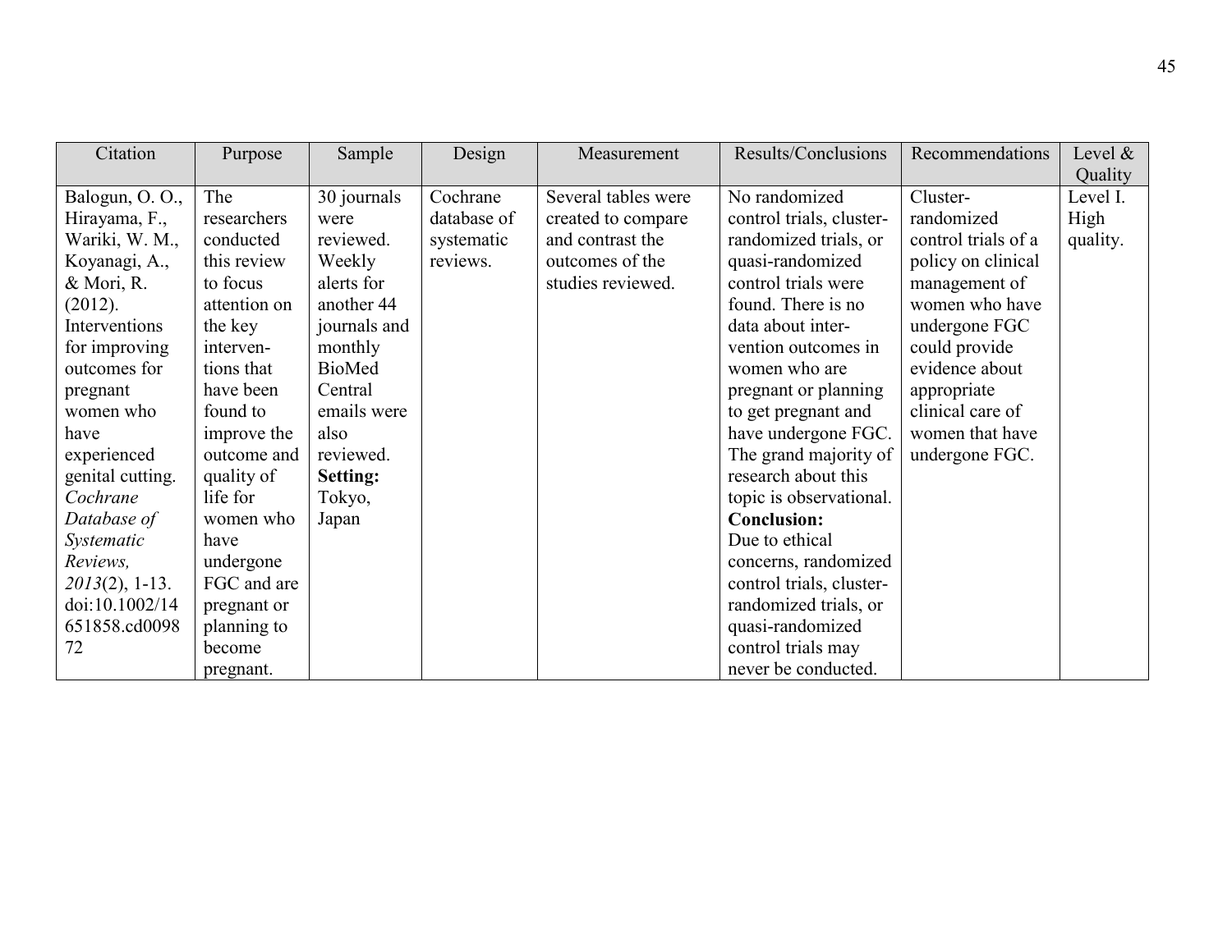| Citation | Purpose | Sample | Design | Measurement | Results/Conclusions | Recommendations | Level & Quality |
|---|---|---|---|---|---|---|---|
| Balogun, O. O., Hirayama, F., Wariki, W. M., Koyanagi, A., & Mori, R. (2012). Interventions for improving outcomes for pregnant women who have experienced genital cutting. *Cochrane Database of Systematic Reviews,* *2013*(2), 1-13. doi:10.1002/14651858.cd009872 | The researchers conducted this review to focus attention on the key interventions that have been found to improve the outcome and quality of life for women who have undergone FGC and are pregnant or planning to become pregnant. | 30 journals were reviewed. Weekly alerts for another 44 journals and monthly BioMed Central emails were also reviewed. **Setting:** Tokyo, Japan | Cochrane database of systematic reviews. | Several tables were created to compare and contrast the outcomes of the studies reviewed. | No randomized control trials, cluster-randomized trials, or quasi-randomized control trials were found. There is no data about intervention outcomes in women who are pregnant or planning to get pregnant and have undergone FGC. The grand majority of research about this topic is observational. **Conclusion:** Due to ethical concerns, randomized control trials, cluster-randomized trials, or quasi-randomized control trials may never be conducted. | Cluster-randomized control trials of a policy on clinical management of women who have undergone FGC could provide evidence about appropriate clinical care of women that have undergone FGC. | Level I. High quality. |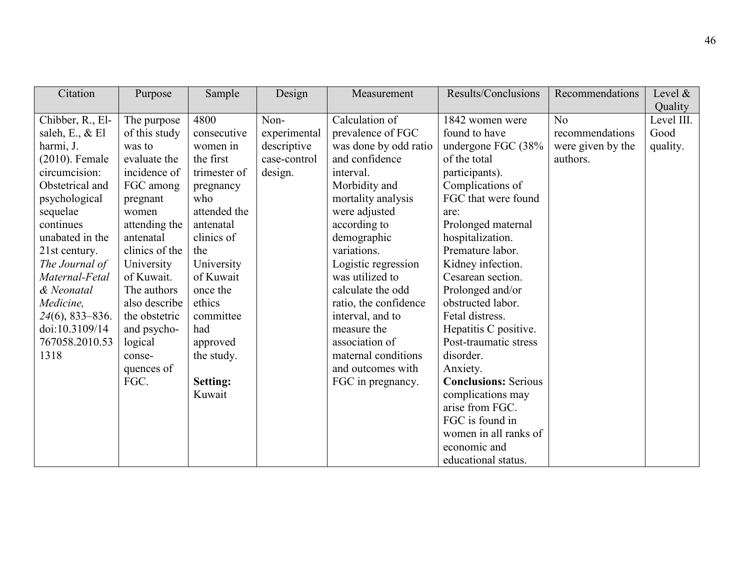| Citation | Purpose | Sample | Design | Measurement | Results/Conclusions | Recommendations | Level & Quality |
|---|---|---|---|---|---|---|---|
| Chibber, R., El-saleh, E., & El harmi, J. (2010). Female circumcision: Obstetrical and psychological sequelae continues unabated in the 21st century. *The Journal of Maternal-Fetal & Neonatal Medicine, 24*(6), 833–836. doi:10.3109/14767058.2010.531318 | The purpose of this study was to evaluate the incidence of FGC among pregnant women attending the antenatal clinics of the University of Kuwait. The authors also describe the obstetric and psycho-logical conse-quences of FGC. | 4800 consecutive women in the first trimester of pregnancy who attended the antenatal clinics of the University of Kuwait once the ethics committee had approved the study.<br><br>**Setting:** Kuwait | Non-experimental descriptive case-control design. | Calculation of prevalence of FGC was done by odd ratio and confidence interval.<br>Morbidity and mortality analysis were adjusted according to demographic variations.<br>Logistic regression was utilized to calculate the odd ratio, the confidence interval, and to measure the association of maternal conditions and outcomes with FGC in pregnancy. | 1842 women were found to have undergone FGC (38% of the total participants).<br>Complications of FGC that were found are:<br>Prolonged maternal hospitalization.<br>Premature labor.<br>Kidney infection.<br>Cesarean section.<br>Prolonged and/or obstructed labor.<br>Fetal distress.<br>Hepatitis C positive.<br>Post-traumatic stress disorder.<br>Anxiety.<br>**Conclusions:** Serious complications may arise from FGC.<br>FGC is found in women in all ranks of economic and educational status. | No recommendations were given by the authors. | Level III. Good quality. |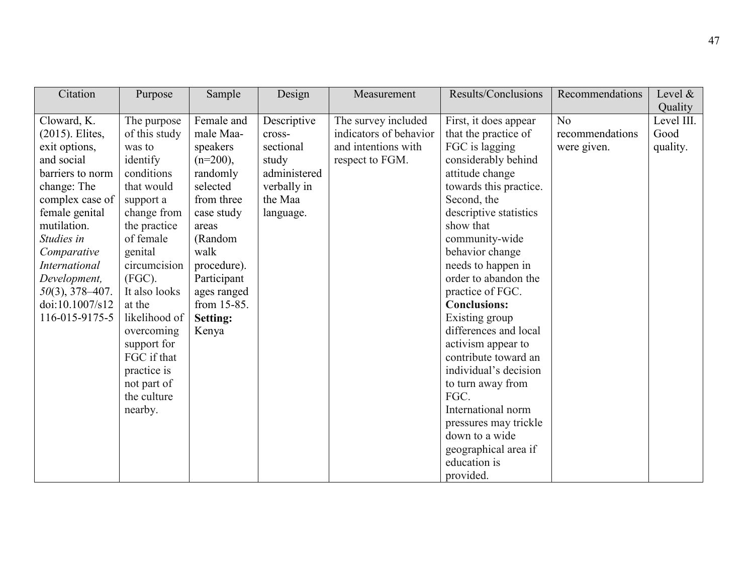| Citation | Purpose | Sample | Design | Measurement | Results/Conclusions | Recommendations | Level & Quality |
|---|---|---|---|---|---|---|---|
| Cloward, K. (2015). Elites, exit options, and social barriers to norm change: The complex case of female genital mutilation. *Studies in Comparative International Development, 50*(3), 378–407. doi:10.1007/s12116-015-9175-5 | The purpose of this study was to identify conditions that would support a change from the practice of female genital circumcision (FGC). It also looks at the likelihood of overcoming support for FGC if that practice is not part of the culture nearby. | Female and male Maa-speakers (n=200), randomly selected from three case study areas (Random walk procedure). Participant ages ranged from 15-85. **Setting:** Kenya | Descriptive cross-sectional study administered verbally in the Maa language. | The survey included indicators of behavior and intentions with respect to FGM. | First, it does appear that the practice of FGC is lagging considerably behind attitude change towards this practice. Second, the descriptive statistics show that community-wide behavior change needs to happen in order to abandon the practice of FGC. **Conclusions:** Existing group differences and local activism appear to contribute toward an individual's decision to turn away from FGC. International norm pressures may trickle down to a wide geographical area if education is provided. | No recommendations were given. | Level III. Good quality. |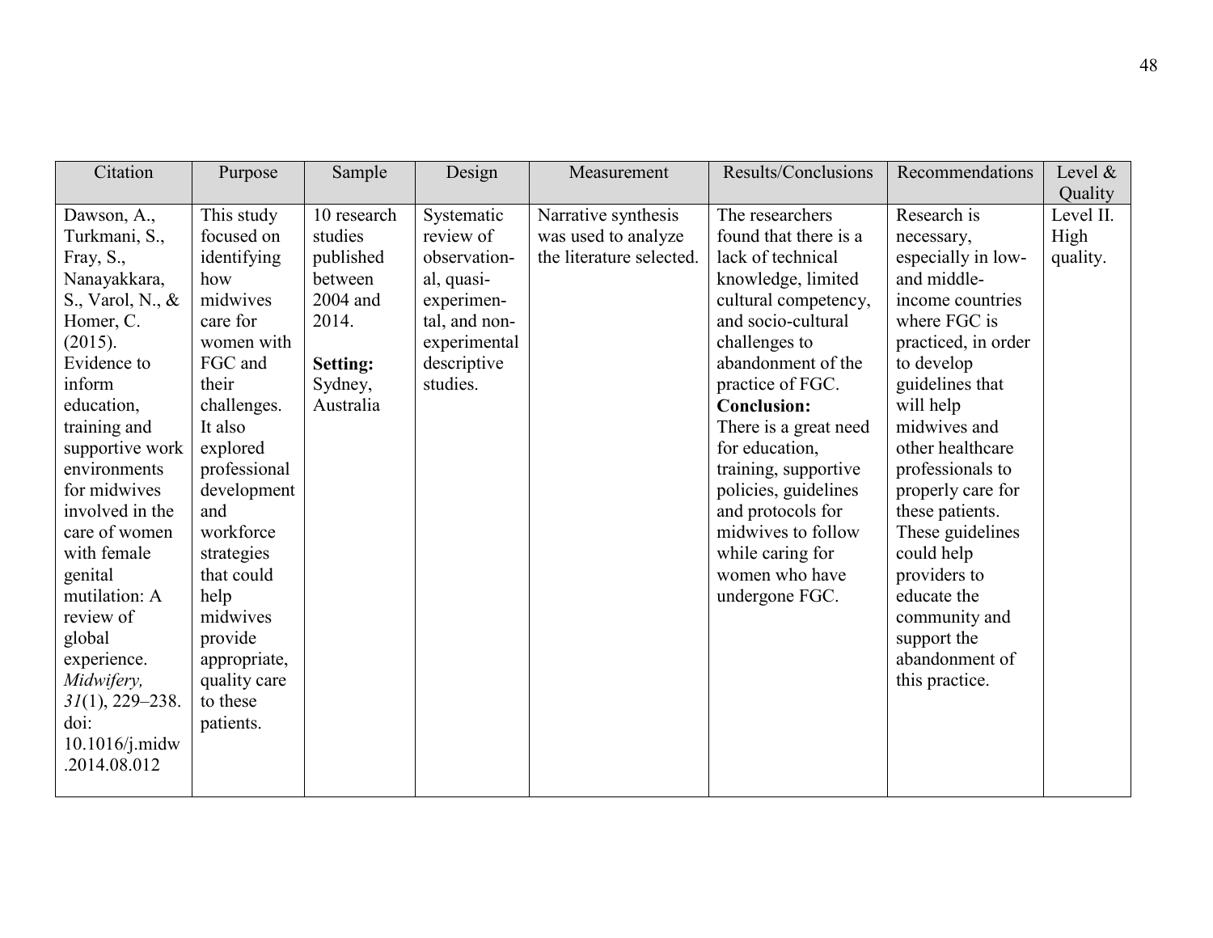| Citation | Purpose | Sample | Design | Measurement | Results/Conclusions | Recommendations | Level & Quality |
|---|---|---|---|---|---|---|---|
| Dawson, A., Turkmani, S., Fray, S., Nanayakkara, S., Varol, N., & Homer, C. (2015). Evidence to inform education, training and supportive work environments for midwives involved in the care of women with female genital mutilation: A review of global experience. *Midwifery, 31*(1), 229–238. doi: 10.1016/j.midw.2014.08.012 | This study focused on identifying how midwives care for women with FGC and their challenges. It also explored professional development and workforce strategies that could help midwives provide appropriate, quality care to these patients. | 10 research studies published between 2004 and 2014. **Setting:** Sydney, Australia | Systematic review of observational, quasi-experimental, and non-experimental descriptive studies. | Narrative synthesis was used to analyze the literature selected. | The researchers found that there is a lack of technical knowledge, limited cultural competency, and socio-cultural challenges to abandonment of the practice of FGC. **Conclusion:** There is a great need for education, training, supportive policies, guidelines and protocols for midwives to follow while caring for women who have undergone FGC. | Research is necessary, especially in low- and middle-income countries where FGC is practiced, in order to develop guidelines that will help midwives and other healthcare professionals to properly care for these patients. These guidelines could help providers to educate the community and support the abandonment of this practice. | Level II. High quality. |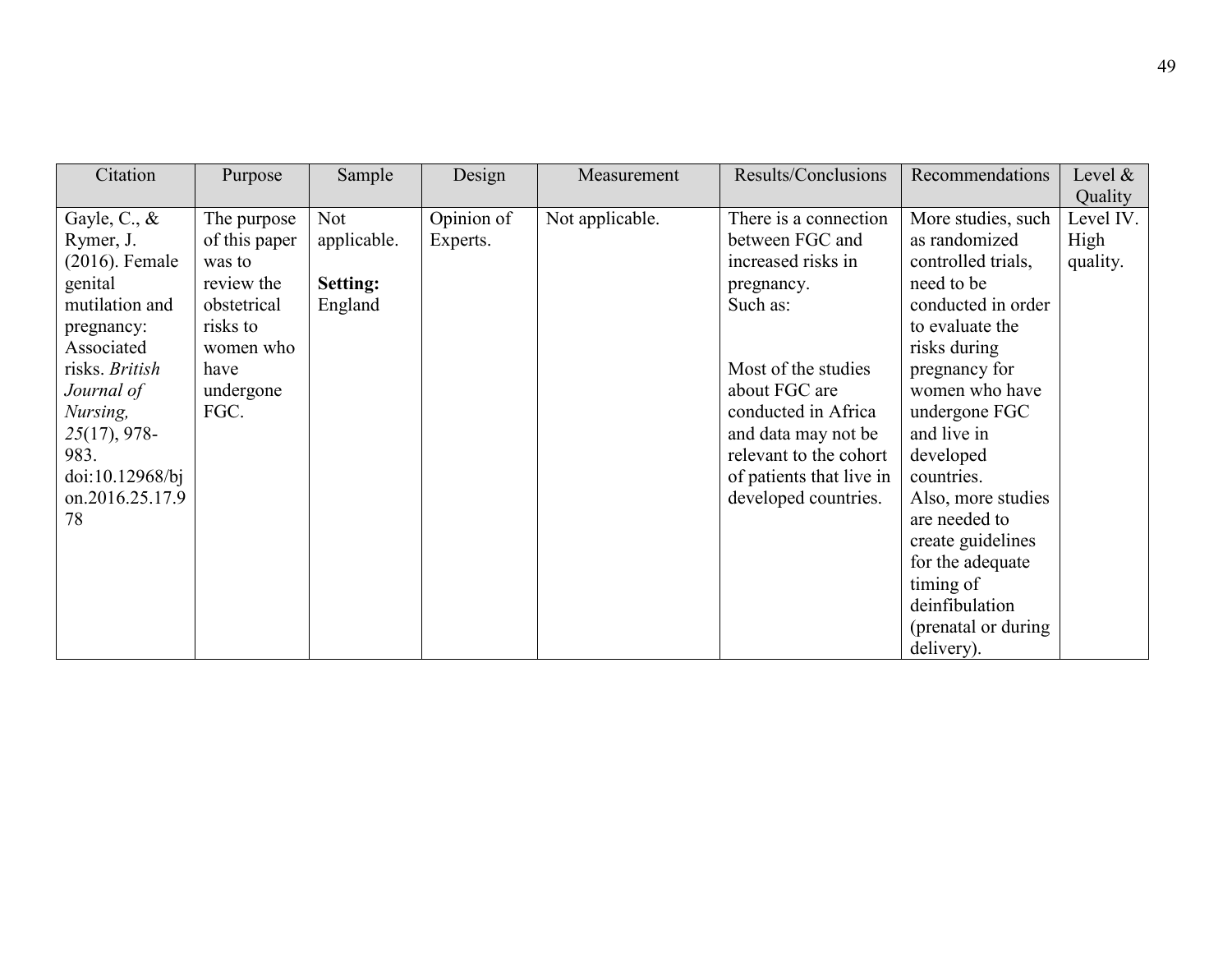| Citation | Purpose | Sample | Design | Measurement | Results/Conclusions | Recommendations | Level & Quality |
|---|---|---|---|---|---|---|---|
| Gayle, C., & Rymer, J. (2016). Female genital mutilation and pregnancy: Associated risks. *British Journal of Nursing, 25*(17), 978-983. doi:10.12968/bjon.2016.25.17.978 | The purpose of this paper was to review the obstetrical risks to women who have undergone FGC. | Not applicable.<br><br>**Setting:** England | Opinion of Experts. | Not applicable. | There is a connection between FGC and increased risks in pregnancy.<br>Such as:<br><br><br>Most of the studies about FGC are conducted in Africa and data may not be relevant to the cohort of patients that live in developed countries. | More studies, such as randomized controlled trials, need to be conducted in order to evaluate the risks during pregnancy for women who have undergone FGC and live in developed countries.<br>Also, more studies are needed to create guidelines for the adequate timing of deinfibulation (prenatal or during delivery). | Level IV. High quality. |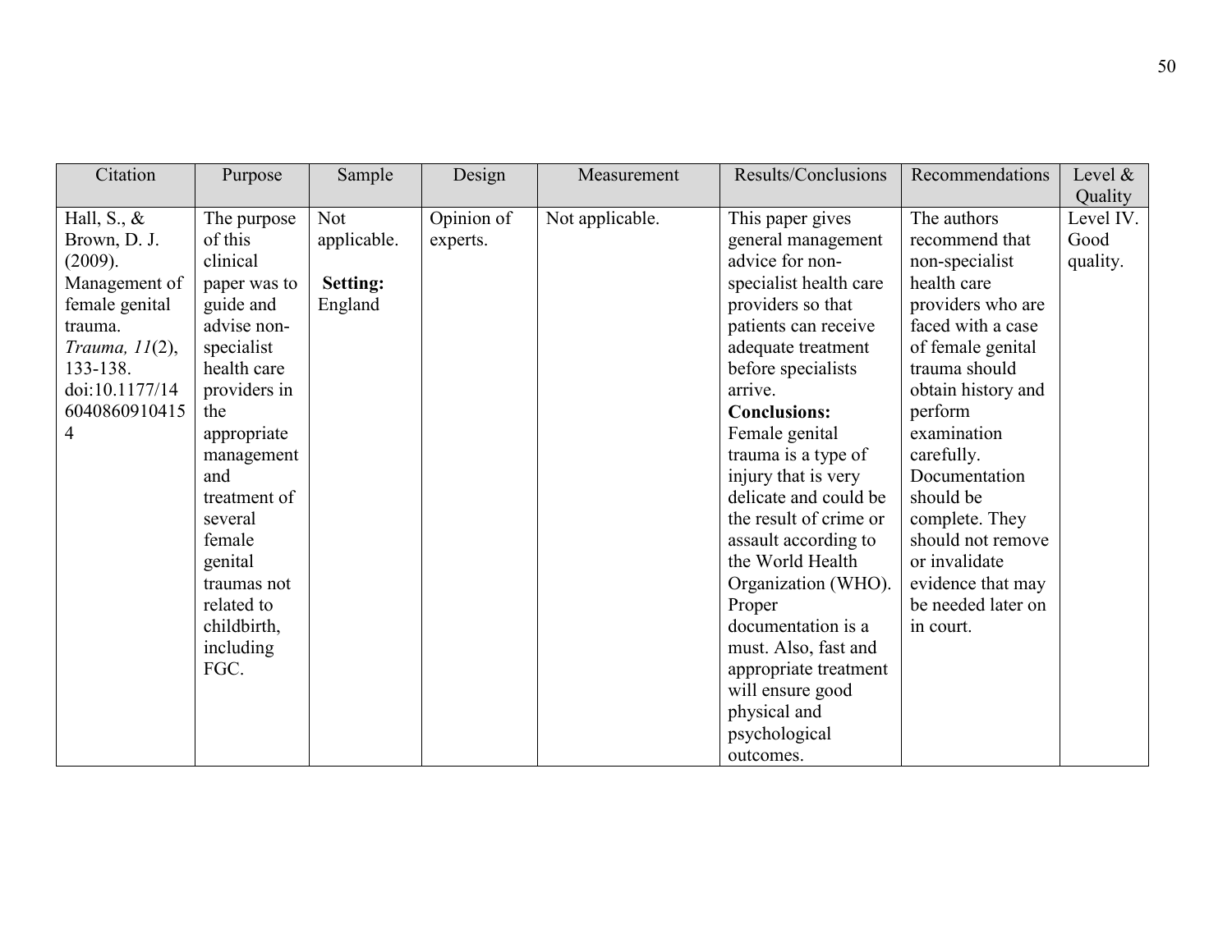| Citation | Purpose | Sample | Design | Measurement | Results/Conclusions | Recommendations | Level & Quality |
|---|---|---|---|---|---|---|---|
| Hall, S., & Brown, D. J. (2009). Management of female genital trauma. *Trauma, 11*(2), 133-138. doi:10.1177/1460408609104154 | The purpose of this clinical paper was to guide and advise non-specialist health care providers in the appropriate management and treatment of several female genital traumas not related to childbirth, including FGC. | Not applicable. **Setting:** England | Opinion of experts. | Not applicable. | This paper gives general management advice for non-specialist health care providers so that patients can receive adequate treatment before specialists arrive. **Conclusions:** Female genital trauma is a type of injury that is very delicate and could be the result of crime or assault according to the World Health Organization (WHO). Proper documentation is a must. Also, fast and appropriate treatment will ensure good physical and psychological outcomes. | The authors recommend that non-specialist health care providers who are faced with a case of female genital trauma should obtain history and perform examination carefully. Documentation should be complete. They should not remove or invalidate evidence that may be needed later on in court. | Level IV. Good quality. |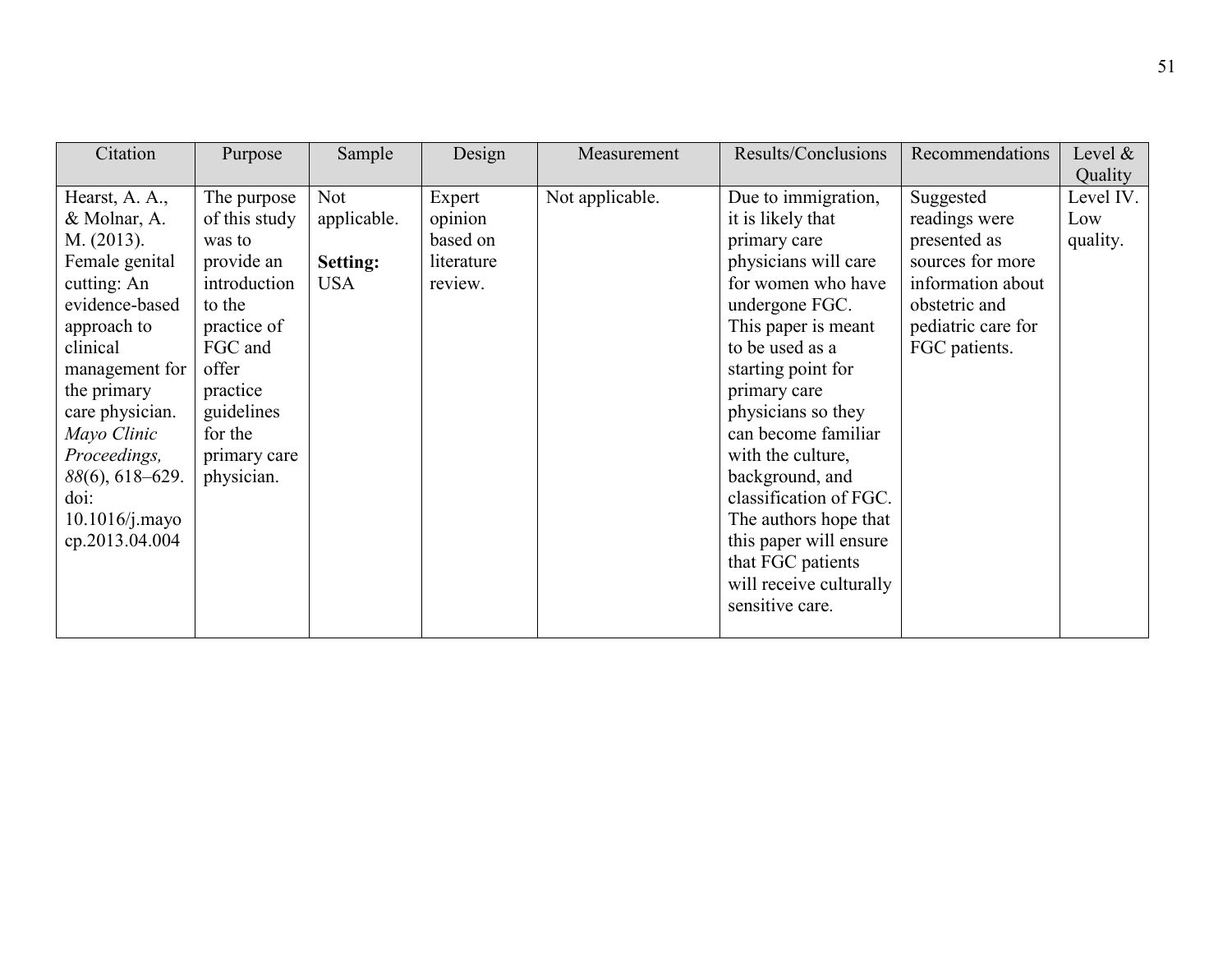| Citation | Purpose | Sample | Design | Measurement | Results/Conclusions | Recommendations | Level & Quality |
|---|---|---|---|---|---|---|---|
| Hearst, A. A., & Molnar, A. M. (2013). Female genital cutting: An evidence-based approach to clinical management for the primary care physician. *Mayo Clinic Proceedings, 88*(6), 618–629. doi: 10.1016/j.mayocp.2013.04.004 | The purpose of this study was to provide an introduction to the practice of FGC and offer practice guidelines for the primary care physician. | Not applicable.<br><br>**Setting:** USA | Expert opinion based on literature review. | Not applicable. | Due to immigration, it is likely that primary care physicians will care for women who have undergone FGC. This paper is meant to be used as a starting point for primary care physicians so they can become familiar with the culture, background, and classification of FGC. The authors hope that this paper will ensure that FGC patients will receive culturally sensitive care. | Suggested readings were presented as sources for more information about obstetric and pediatric care for FGC patients. | Level IV. Low quality. |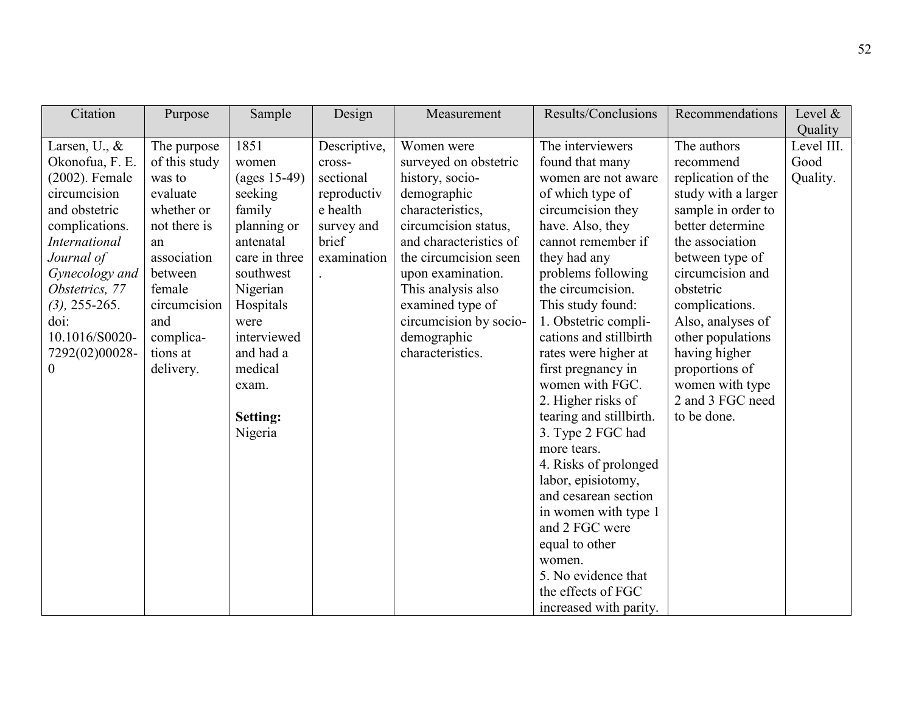| Citation | Purpose | Sample | Design | Measurement | Results/Conclusions | Recommendations | Level & Quality |
|---|---|---|---|---|---|---|---|
| Larsen, U., & Okonofua, F. E. (2002). Female circumcision and obstetric complications. *International Journal of Gynecology and Obstetrics, 77 (3),* 255-265. doi: 10.1016/S0020-7292(02)00028-0 | The purpose of this study was to evaluate whether or not there is an association between female circumcision and complica-tions at delivery. | 1851 women (ages 15-49) seeking family planning or antenatal care in three southwest Nigerian Hospitals were interviewed and had a medical exam.<br><br>**Setting:** Nigeria | Descriptive, cross-sectional reproductive health survey and brief examination. | Women were surveyed on obstetric history, socio-demographic characteristics, circumcision status, and characteristics of the circumcision seen upon examination. This analysis also examined type of circumcision by socio-demographic characteristics. | The interviewers found that many women are not aware of which type of circumcision they have. Also, they cannot remember if they had any problems following the circumcision. This study found:<br>1. Obstetric compli-cations and stillbirth rates were higher at first pregnancy in women with FGC.<br>2. Higher risks of tearing and stillbirth.<br>3. Type 2 FGC had more tears.<br>4. Risks of prolonged labor, episiotomy, and cesarean section in women with type 1 and 2 FGC were equal to other women.<br>5. No evidence that the effects of FGC increased with parity. | The authors recommend replication of the study with a larger sample in order to better determine the association between type of circumcision and obstetric complications. Also, analyses of other populations having higher proportions of women with type 2 and 3 FGC need to be done. | Level III. Good Quality. |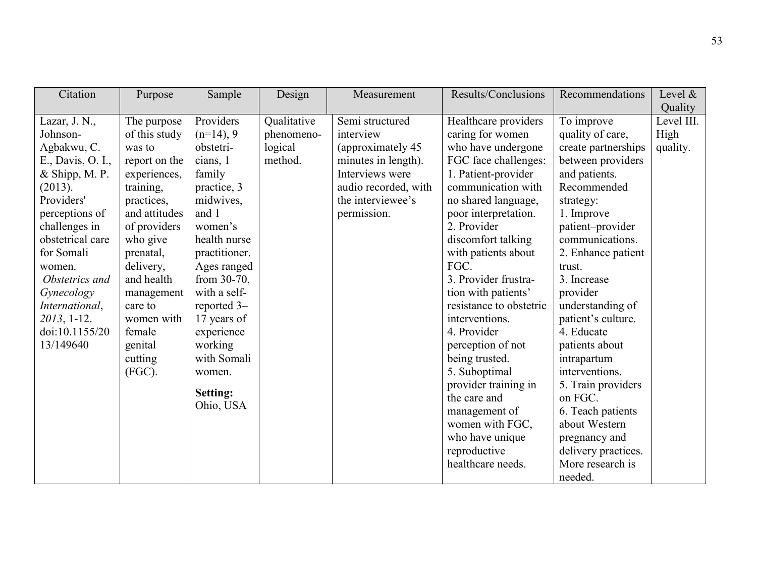| Citation | Purpose | Sample | Design | Measurement | Results/Conclusions | Recommendations | Level & Quality |
|---|---|---|---|---|---|---|---|
| Lazar, J. N., Johnson-Agbakwu, C. E., Davis, O. I., & Shipp, M. P. (2013). Providers' perceptions of challenges in obstetrical care for Somali women. *Obstetrics and Gynecology International*, *2013*, 1-12. doi:10.1155/2013/149640 | The purpose of this study was to report on the experiences, training, practices, and attitudes of providers who give prenatal, delivery, and health management care to women with female genital cutting (FGC). | Providers (n=14), 9 obstetricians, 1 family practice, 3 midwives, and 1 women's health nurse practitioner. Ages ranged from 30-70, with a self-reported 3–17 years of experience working with Somali women. **Setting:** Ohio, USA | Qualitative phenomenological method. | Semi structured interview (approximately 45 minutes in length). Interviews were audio recorded, with the interviewee's permission. | Healthcare providers caring for women who have undergone FGC face challenges: 1. Patient-provider communication with no shared language, poor interpretation. 2. Provider discomfort talking with patients about FGC. 3. Provider frustration with patients' resistance to obstetric interventions. 4. Provider perception of not being trusted. 5. Suboptimal provider training in the care and management of women with FGC, who have unique reproductive healthcare needs. | To improve quality of care, create partnerships between providers and patients. Recommended strategy: 1. Improve patient–provider communications. 2. Enhance patient trust. 3. Increase provider understanding of patient's culture. 4. Educate patients about intrapartum interventions. 5. Train providers on FGC. 6. Teach patients about Western pregnancy and delivery practices. More research is needed. | Level III. High quality. |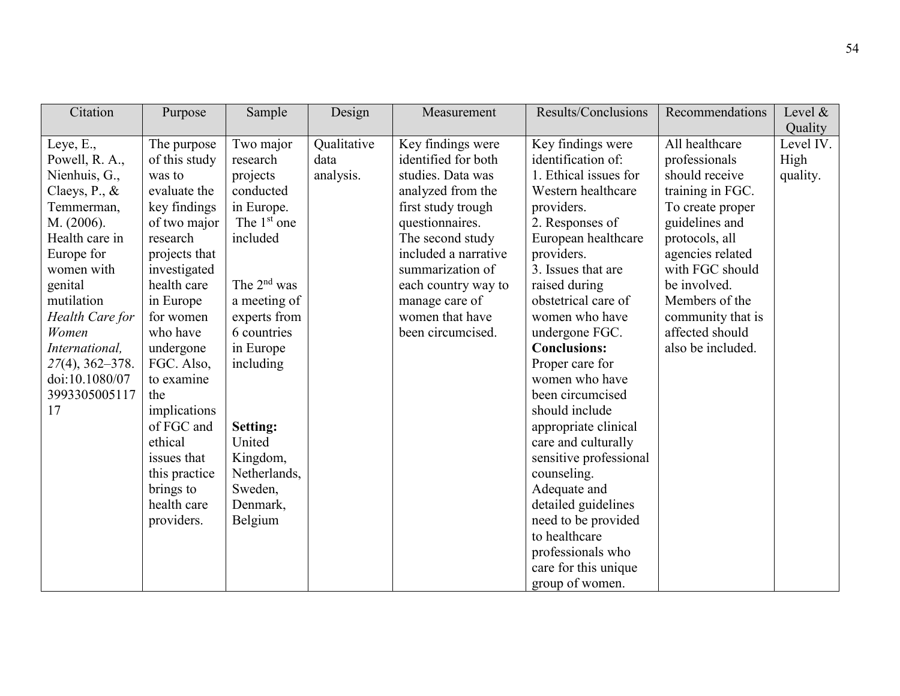| Citation | Purpose | Sample | Design | Measurement | Results/Conclusions | Recommendations | Level & Quality |
|---|---|---|---|---|---|---|---|
| Leye, E., Powell, R. A., Nienhuis, G., Claeys, P., & Temmerman, M. (2006). Health care in Europe for women with genital mutilation *Health Care for Women International, 27*(4), 362–378. doi:10.1080/07399330500511717 | The purpose of this study was to evaluate the key findings of two major research projects that investigated health care in Europe for women who have undergone FGC. Also, to examine the implications of FGC and ethical issues that this practice brings to health care providers. | Two major research projects conducted in Europe. The 1st one included<br><br>The 2nd was a meeting of experts from 6 countries in Europe including<br><br>**Setting:** United Kingdom, Netherlands, Sweden, Denmark, Belgium | Qualitative data analysis. | Key findings were identified for both studies. Data was analyzed from the first study trough questionnaires. The second study included a narrative summarization of each country way to manage care of women that have been circumcised. | Key findings were identification of:<br>1. Ethical issues for Western healthcare providers.<br>2. Responses of European healthcare providers.<br>3. Issues that are raised during obstetrical care of women who have undergone FGC.<br>**Conclusions:** Proper care for women who have been circumcised should include appropriate clinical care and culturally sensitive professional counseling. Adequate and detailed guidelines need to be provided to healthcare professionals who care for this unique group of women. | All healthcare professionals should receive training in FGC. To create proper guidelines and protocols, all agencies related with FGC should be involved. Members of the community that is affected should also be included. | Level IV. High quality. |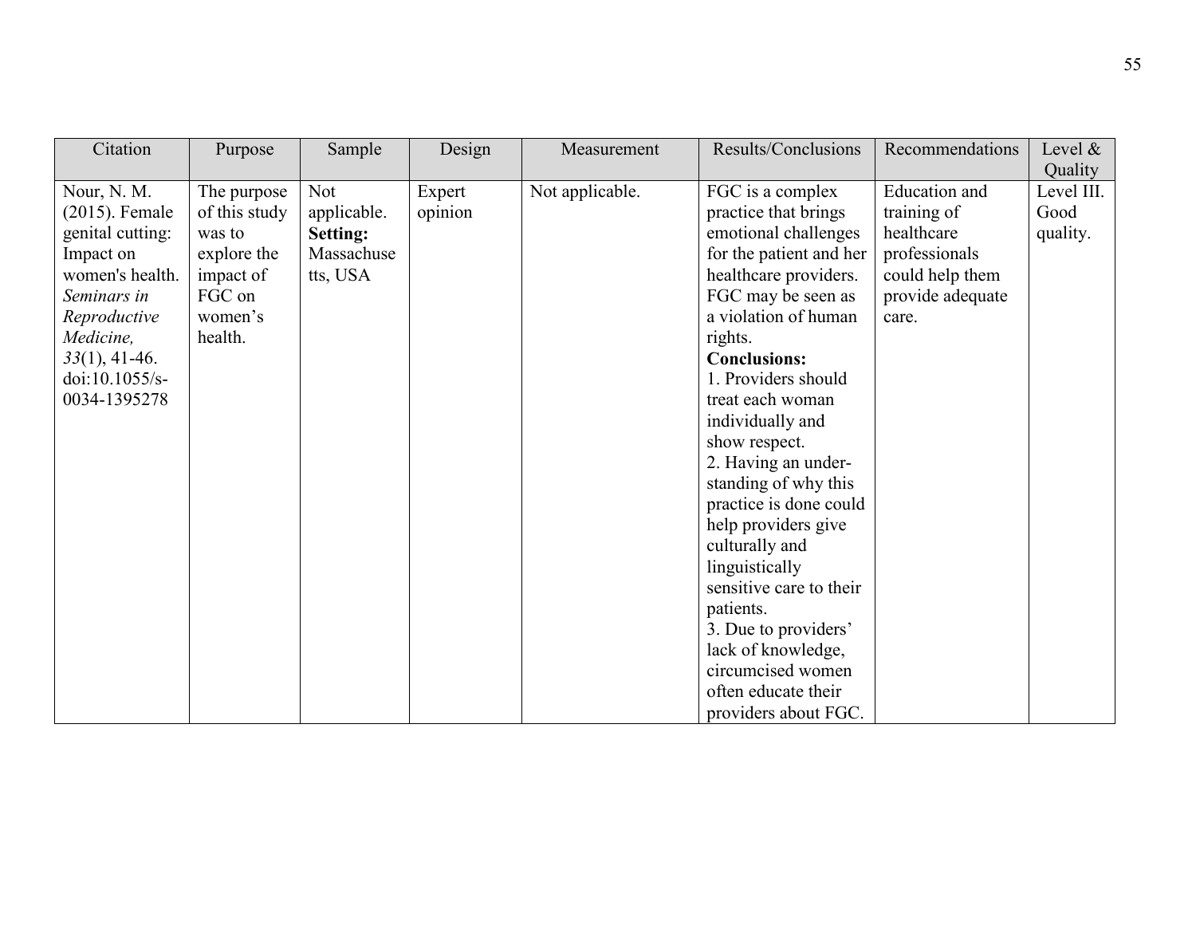| Citation | Purpose | Sample | Design | Measurement | Results/Conclusions | Recommendations | Level & Quality |
|---|---|---|---|---|---|---|---|
| Nour, N. M. (2015). Female genital cutting: Impact on women's health. *Seminars in Reproductive Medicine, 33*(1), 41-46. doi:10.1055/s-0034-1395278 | The purpose of this study was to explore the impact of FGC on women's health. | Not applicable. **Setting:** Massachusetts, USA | Expert opinion | Not applicable. | FGC is a complex practice that brings emotional challenges for the patient and her healthcare providers. FGC may be seen as a violation of human rights. **Conclusions:** 1. Providers should treat each woman individually and show respect. 2. Having an under-standing of why this practice is done could help providers give culturally and linguistically sensitive care to their patients. 3. Due to providers' lack of knowledge, circumcised women often educate their providers about FGC. | Education and training of healthcare professionals could help them provide adequate care. | Level III. Good quality. |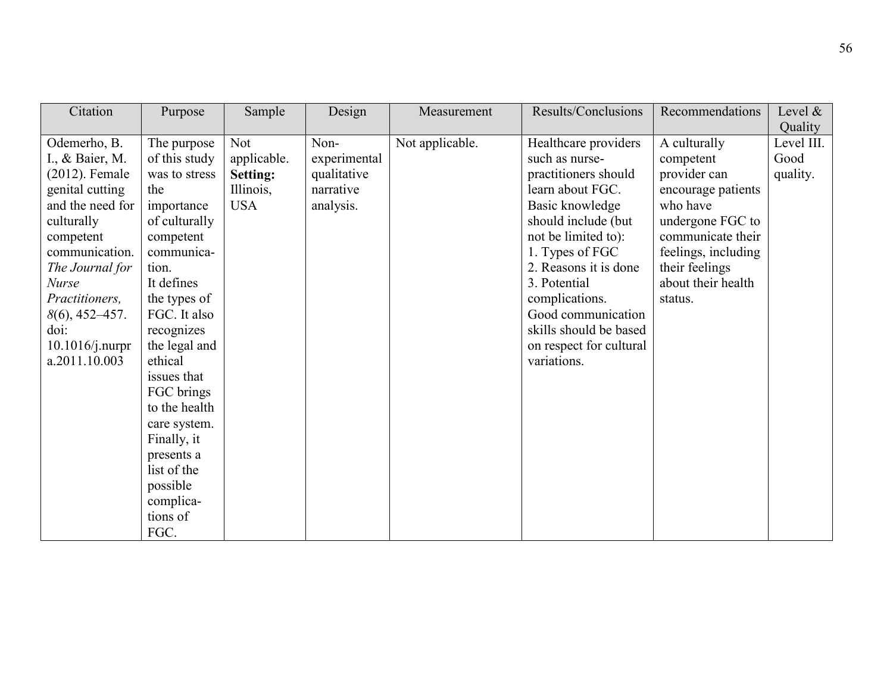| Citation | Purpose | Sample | Design | Measurement | Results/Conclusions | Recommendations | Level & Quality |
|---|---|---|---|---|---|---|---|
| Odemerho, B. I., & Baier, M. (2012). Female genital cutting and the need for culturally competent communication. *The Journal for Nurse Practitioners, 8*(6), 452–457. doi: 10.1016/j.nurpra.2011.10.003 | The purpose of this study was to stress the importance of culturally competent communication. It defines the types of FGC. It also recognizes the legal and ethical issues that FGC brings to the health care system. Finally, it presents a list of the possible complications of FGC. | Not applicable. **Setting:** Illinois, USA | Non-experimental qualitative narrative analysis. | Not applicable. | Healthcare providers such as nurse-practitioners should learn about FGC. Basic knowledge should include (but not be limited to): 1. Types of FGC 2. Reasons it is done 3. Potential complications. Good communication skills should be based on respect for cultural variations. | A culturally competent provider can encourage patients who have undergone FGC to communicate their feelings, including their feelings about their health status. | Level III. Good quality. |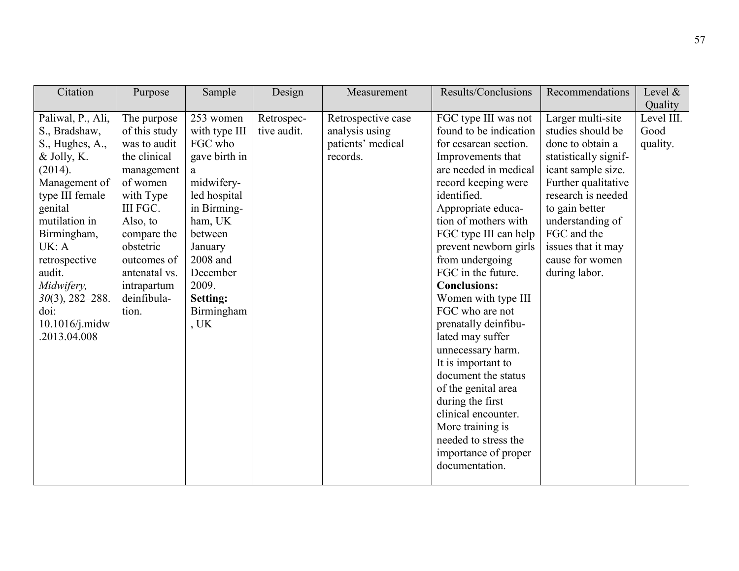| Citation | Purpose | Sample | Design | Measurement | Results/Conclusions | Recommendations | Level & Quality |
|---|---|---|---|---|---|---|---|
| Paliwal, P., Ali, S., Bradshaw, S., Hughes, A., & Jolly, K. (2014). Management of type III female genital mutilation in Birmingham, UK: A retrospective audit. *Midwifery, 30*(3), 282–288. doi: 10.1016/j.midw.2013.04.008 | The purpose of this study was to audit the clinical management of women with Type III FGC. Also, to compare the obstetric outcomes of antenatal vs. intrapartum deinfibulation. | 253 women with type III FGC who gave birth in a midwifery-led hospital in Birmingham, UK between January 2008 and December 2009. **Setting:** Birmingham, UK | Retrospective audit. | Retrospective case analysis using patients' medical records. | FGC type III was not found to be indication for cesarean section. Improvements that are needed in medical record keeping were identified. Appropriate education of mothers with FGC type III can help prevent newborn girls from undergoing FGC in the future. **Conclusions:** Women with type III FGC who are not prenatally deinfibulated may suffer unnecessary harm. It is important to document the status of the genital area during the first clinical encounter. More training is needed to stress the importance of proper documentation. | Larger multi-site studies should be done to obtain a statistically significant sample size. Further qualitative research is needed to gain better understanding of FGC and the issues that it may cause for women during labor. | Level III. Good quality. |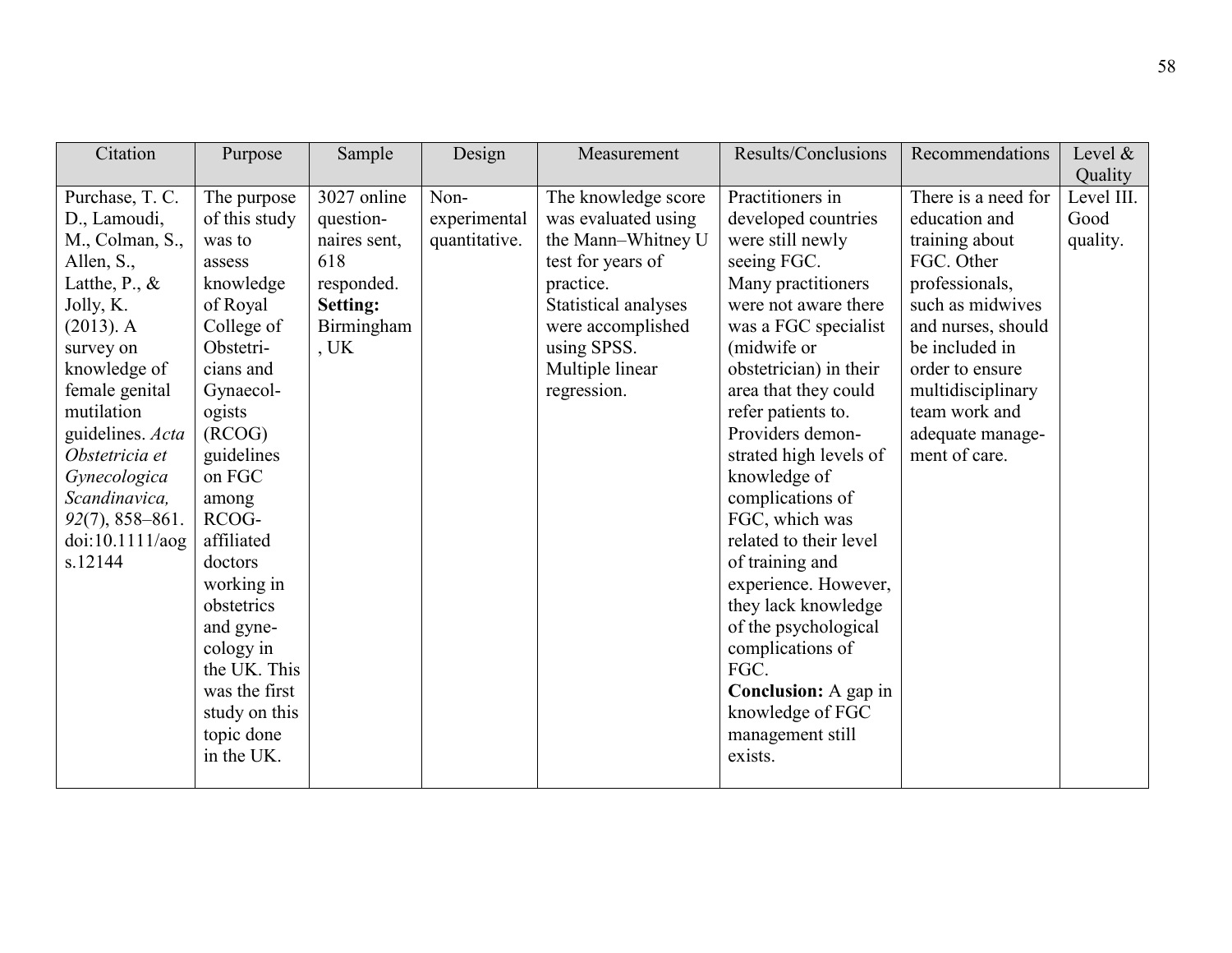| Citation | Purpose | Sample | Design | Measurement | Results/Conclusions | Recommendations | Level & Quality |
|---|---|---|---|---|---|---|---|
| Purchase, T. C. D., Lamoudi, M., Colman, S., Allen, S., Latthe, P., & Jolly, K. (2013). A survey on knowledge of female genital mutilation guidelines. *Acta Obstetricia et Gynecologica Scandinavica, 92*(7), 858–861. doi:10.1111/aogs.12144 | The purpose of this study was to assess knowledge of Royal College of Obstetricians and Gynaecologists (RCOG) guidelines on FGC among RCOG-affiliated doctors working in obstetrics and gynecology in the UK. This was the first study on this topic done in the UK. | 3027 online questionnaires sent, 618 responded. **Setting:** Birmingham, UK | Non-experimental quantitative. | The knowledge score was evaluated using the Mann–Whitney U test for years of practice. Statistical analyses were accomplished using SPSS. Multiple linear regression. | Practitioners in developed countries were still newly seeing FGC. Many practitioners were not aware there was a FGC specialist (midwife or obstetrician) in their area that they could refer patients to. Providers demonstrated high levels of knowledge of complications of FGC, which was related to their level of training and experience. However, they lack knowledge of the psychological complications of FGC. **Conclusion:** A gap in knowledge of FGC management still exists. | There is a need for education and training about FGC. Other professionals, such as midwives and nurses, should be included in order to ensure multidisciplinary team work and adequate management of care. | Level III. Good quality. |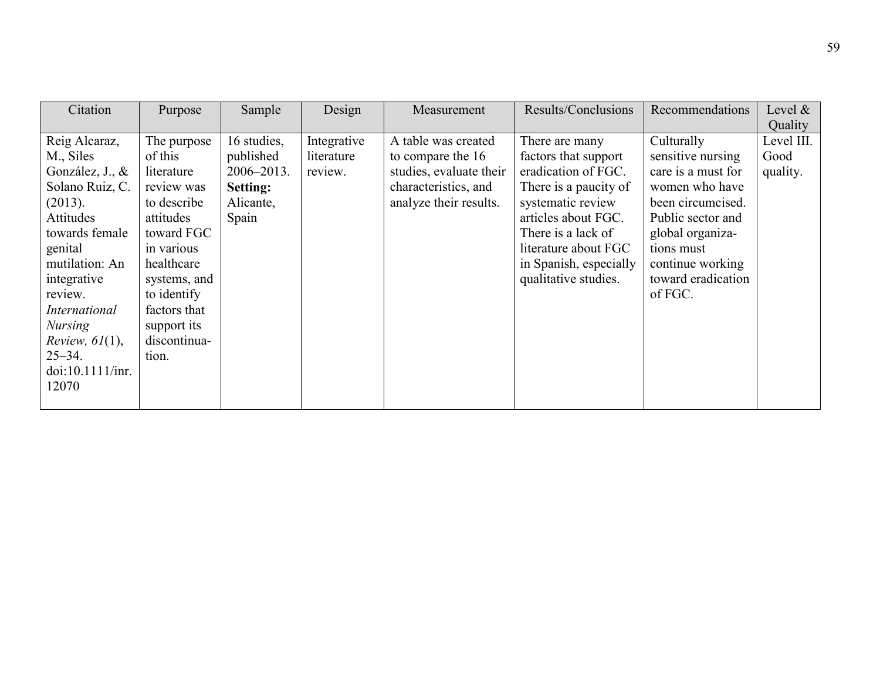| Citation | Purpose | Sample | Design | Measurement | Results/Conclusions | Recommendations | Level & Quality |
|---|---|---|---|---|---|---|---|
| Reig Alcaraz, M., Siles González, J., & Solano Ruiz, C. (2013). Attitudes towards female genital mutilation: An integrative review. *International Nursing Review, 61*(1), 25–34. doi:10.1111/inr.12070 | The purpose of this literature review was to describe attitudes toward FGC in various healthcare systems, and to identify factors that support its discontinuation. | 16 studies, published 2006–2013. **Setting:** Alicante, Spain | Integrative literature review. | A table was created to compare the 16 studies, evaluate their characteristics, and analyze their results. | There are many factors that support eradication of FGC. There is a paucity of systematic review articles about FGC. There is a lack of literature about FGC in Spanish, especially qualitative studies. | Culturally sensitive nursing care is a must for women who have been circumcised. Public sector and global organizations must continue working toward eradication of FGC. | Level III. Good quality. |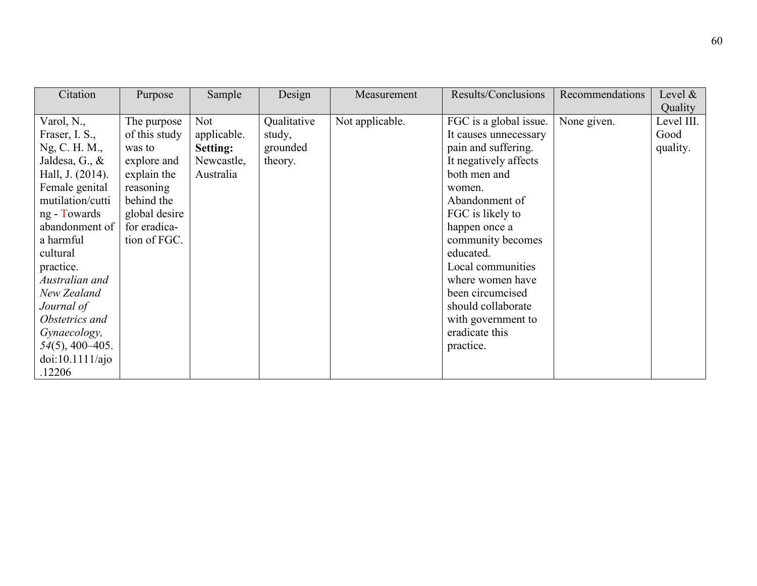| Citation | Purpose | Sample | Design | Measurement | Results/Conclusions | Recommendations | Level & Quality |
|---|---|---|---|---|---|---|---|
| Varol, N., Fraser, I. S., Ng, C. H. M., Jaldesa, G., & Hall, J. (2014). Female genital mutilation/cutting - Towards abandonment of a harmful cultural practice. *Australian and New Zealand Journal of Obstetrics and Gynaecology, 54*(5), 400–405. doi:10.1111/ajo.12206 | The purpose of this study was to explore and explain the reasoning behind the global desire for eradication of FGC. | Not applicable. **Setting:** Newcastle, Australia | Qualitative study, grounded theory. | Not applicable. | FGC is a global issue. It causes unnecessary pain and suffering. It negatively affects both men and women. Abandonment of FGC is likely to happen once a community becomes educated. Local communities where women have been circumcised should collaborate with government to eradicate this practice. | None given. | Level III. Good quality. |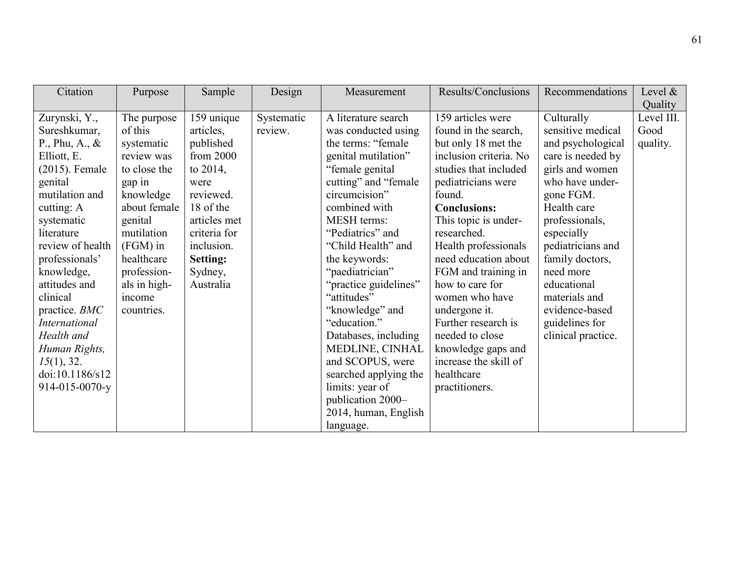| Citation | Purpose | Sample | Design | Measurement | Results/Conclusions | Recommendations | Level & Quality |
|---|---|---|---|---|---|---|---|
| Zurynski, Y., Sureshkumar, P., Phu, A., & Elliott, E. (2015). Female genital mutilation and cutting: A systematic literature review of health professionals' knowledge, attitudes and clinical practice. *BMC International Health and Human Rights, 15*(1), 32. doi:10.1186/s12914-015-0070-y | The purpose of this systematic review was to close the gap in knowledge about female genital mutilation (FGM) in healthcare professionals in high-income countries. | 159 unique articles, published from 2000 to 2014, were reviewed. 18 of the articles met criteria for inclusion. **Setting:** Sydney, Australia | Systematic review. | A literature search was conducted using the terms: "female genital mutilation" "female genital cutting" and "female circumcision" combined with MESH terms: "Pediatrics" and "Child Health" and the keywords: "paediatrician" "practice guidelines" "attitudes" "knowledge" and "education." Databases, including MEDLINE, CINHAL and SCOPUS, were searched applying the limits: year of publication 2000–2014, human, English language. | 159 articles were found in the search, but only 18 met the inclusion criteria. No studies that included pediatricians were found. **Conclusions:** This topic is under-researched. Health professionals need education about FGM and training in how to care for women who have undergone it. Further research is needed to close knowledge gaps and increase the skill of healthcare practitioners. | Culturally sensitive medical and psychological care is needed by girls and women who have under-gone FGM. Health care professionals, especially pediatricians and family doctors, need more educational materials and evidence-based guidelines for clinical practice. | Level III. Good quality. |